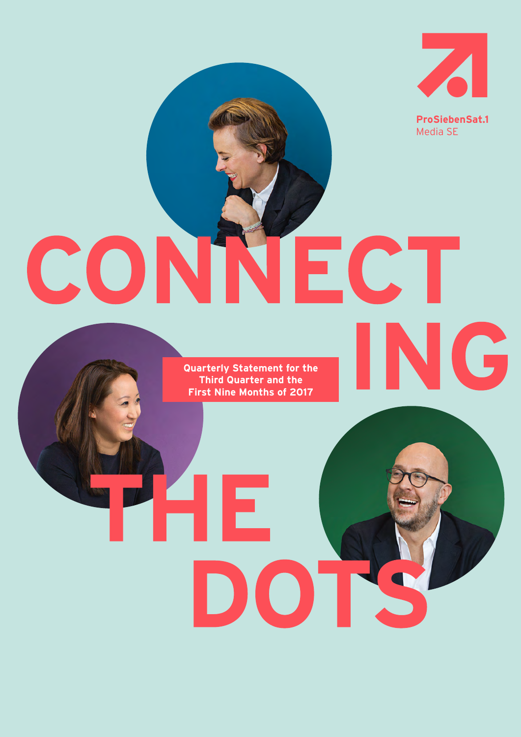ProSiebenSat.1 Media SE

# CONNECTING THE DOTS

Quarterly Statement for the Third Quarter and the First Nine Months of 2017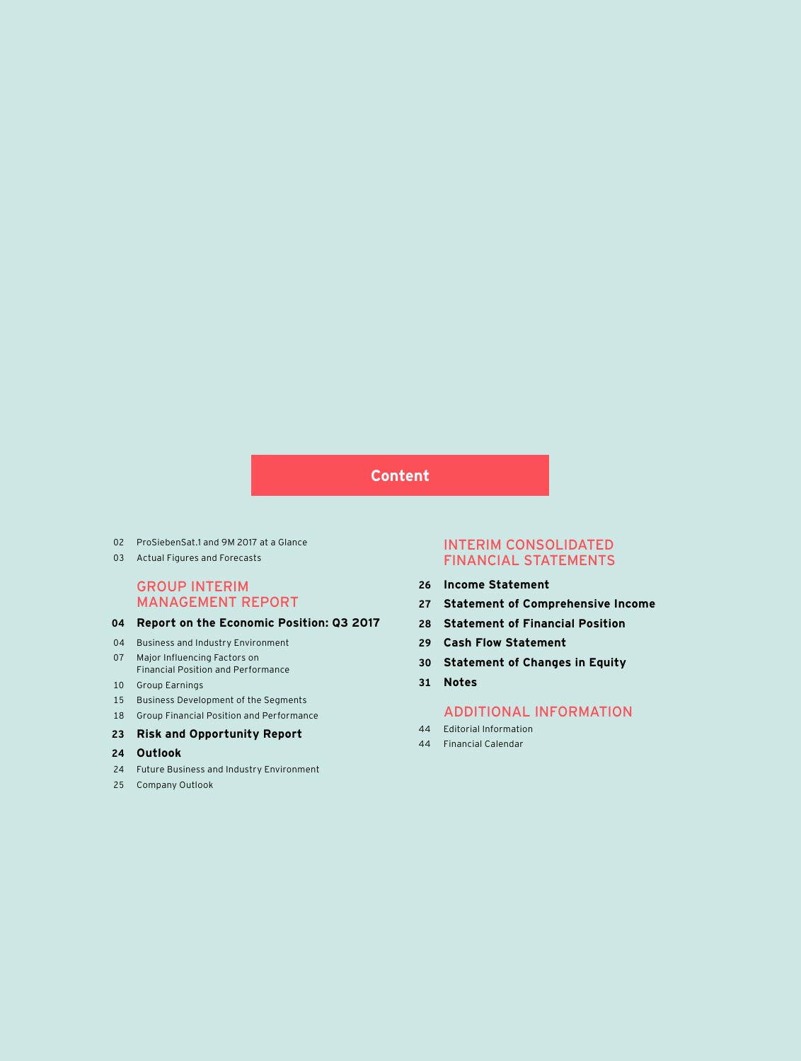# Content

02 ProSiebenSat.1 and 9M 2017 at a Glance

03 Actual Figures and Forecasts

## GROUP INTERIM MANAGEMENT REPORT

**04 Report on the Economic Position: Q3 2017**

04 Business and Industry Environment

07 Major Influencing Factors on Financial Position and Performance

10 Group Earnings

15 Business Development of the Segments

18 Group Financial Position and Performance

**23 Risk and Opportunity Report**

**24 Outlook**

24 Future Business and Industry Environment

25 Company Outlook

## INTERIM CONSOLIDATED FINANCIAL STATEMENTS

**26 Income Statement**

**27 Statement of Comprehensive Income**

**28 Statement of Financial Position**

**29 Cash Flow Statement**

**30 Statement of Changes in Equity**

**31 Notes**

## ADDITIONAL INFORMATION

44 Editorial Information

44 Financial Calendar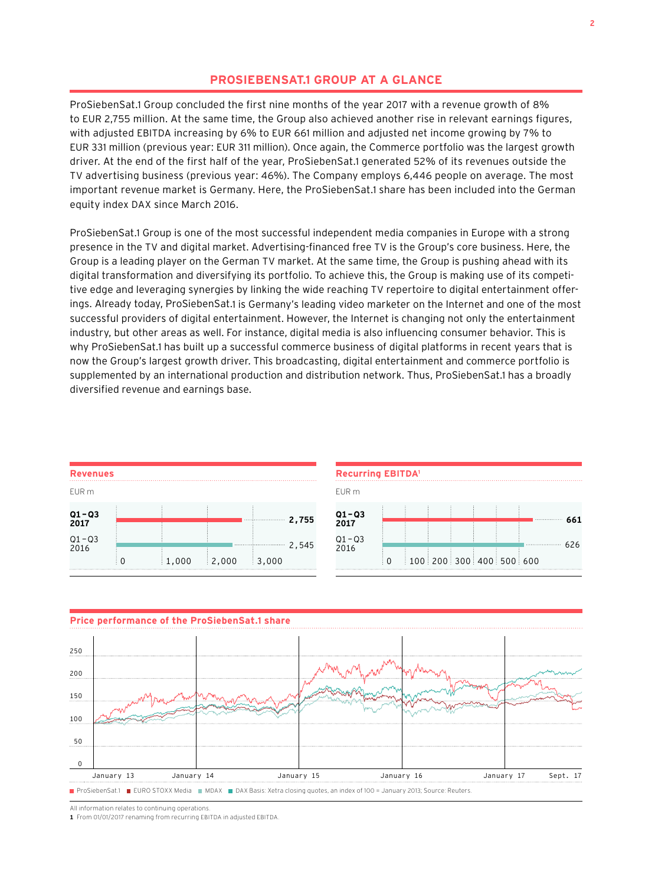# PROSIEBENSAT.1 GROUP AT A GLANCE

ProSiebenSat.1 Group concluded the first nine months of the year 2017 with a revenue growth of 8% to EUR 2,755 million. At the same time, the Group also achieved another rise in relevant earnings figures, with adjusted EBITDA increasing by 6% to EUR 661 million and adjusted net income growing by 7% to EUR 331 million (previous year: EUR 311 million). Once again, the Commerce portfolio was the largest growth driver. At the end of the first half of the year, ProSiebenSat.1 generated 52% of its revenues outside the TV advertising business (previous year: 46%). The Company employs 6,446 people on average. The most important revenue market is Germany. Here, the ProSiebenSat.1 share has been included into the German equity index DAX since March 2016.

ProSiebenSat.1 Group is one of the most successful independent media companies in Europe with a strong presence in the TV and digital market. Advertising-financed free TV is the Group's core business. Here, the Group is a leading player on the German TV market. At the same time, the Group is pushing ahead with its digital transformation and diversifying its portfolio. To achieve this, the Group is making use of its competitive edge and leveraging synergies by linking the wide reaching TV repertoire to digital entertainment offerings. Already today, ProSiebenSat.1 is Germany's leading video marketer on the Internet and one of the most successful providers of digital entertainment. However, the Internet is changing not only the entertainment industry, but other areas as well. For instance, digital media is also influencing consumer behavior. This is why ProSiebenSat.1 has built up a successful commerce business of digital platforms in recent years that is now the Group's largest growth driver. This broadcasting, digital entertainment and commerce portfolio is supplemented by an international production and distribution network. Thus, ProSiebenSat.1 has a broadly diversified revenue and earnings base.

**Revenues**

EUR m

| | EUR m |
|---|---|
| **Q1–Q3 2017** | **2,755** |
| Q1–Q3 2016 | 2,545 |

**Recurring EBITDA[1]**

EUR m

| | EUR m |
|---|---|
| **Q1–Q3 2017** | **661** |
| Q1–Q3 2016 | 626 |

**Price performance of the ProSiebenSat.1 share**

ProSiebenSat.1 ■ EURO STOXX Media ■ MDAX ■ DAX Basis: Xetra closing quotes, an index of 100 = January 2013; Source: Reuters.

All information relates to continuing operations.

1 From 01/01/2017 renaming from recurring EBITDA in adjusted EBITDA.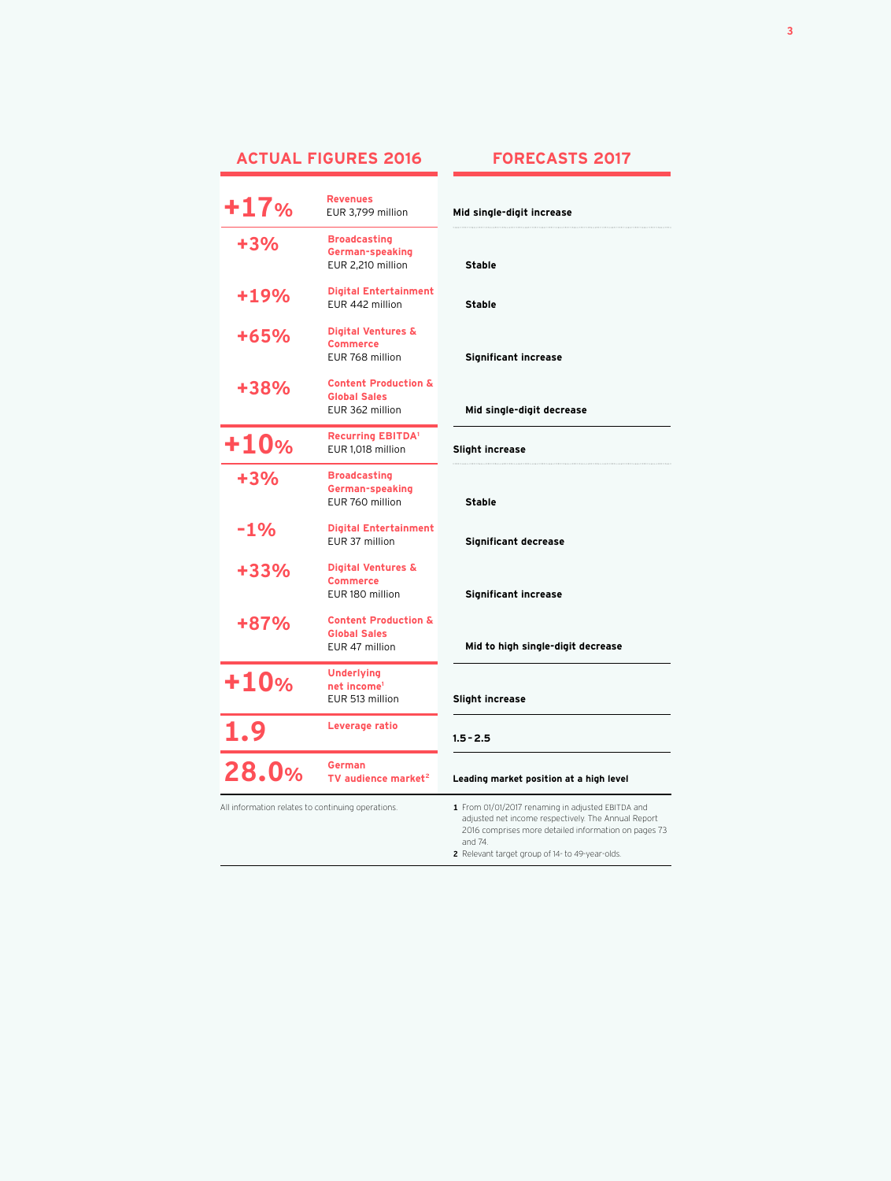| ACTUAL FIGURES 2016 | | FORECASTS 2017 |
|---|---|---|
| **+17%** | **Revenues** EUR 3,799 million | **Mid single-digit increase** |
| **+3%** | **Broadcasting German-speaking** EUR 2,210 million | **Stable** |
| **+19%** | **Digital Entertainment** EUR 442 million | **Stable** |
| **+65%** | **Digital Ventures & Commerce** EUR 768 million | **Significant increase** |
| **+38%** | **Content Production & Global Sales** EUR 362 million | **Mid single-digit decrease** |
| **+10%** | **Recurring EBITDA**[1] EUR 1,018 million | **Slight increase** |
| **+3%** | **Broadcasting German-speaking** EUR 760 million | **Stable** |
| **-1%** | **Digital Entertainment** EUR 37 million | **Significant decrease** |
| **+33%** | **Digital Ventures & Commerce** EUR 180 million | **Significant increase** |
| **+87%** | **Content Production & Global Sales** EUR 47 million | **Mid to high single-digit decrease** |
| **+10%** | **Underlying net income**[1] EUR 513 million | **Slight increase** |
| **1.9** | **Leverage ratio** | **1.5 – 2.5** |
| **28.0%** | **German TV audience market**[2] | **Leading market position at a high level** |

All information relates to continuing operations.

1 From 01/01/2017 renaming in adjusted EBITDA and adjusted net income respectively. The Annual Report 2016 comprises more detailed information on pages 73 and 74.

2 Relevant target group of 14- to 49-year-olds.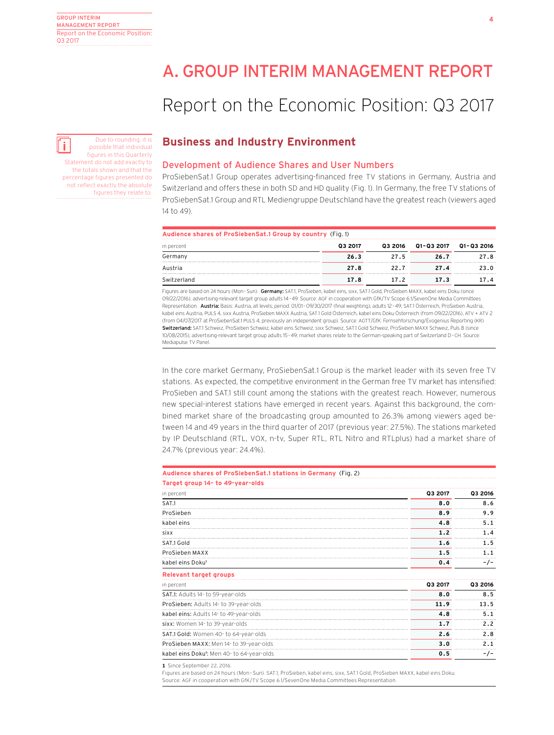# A. GROUP INTERIM MANAGEMENT REPORT

# Report on the Economic Position: Q3 2017

Due to rounding, it is possible that individual figures in this Quarterly Statement do not add exactly to the totals shown and that the percentage figures presented do not reflect exactly the absolute figures they relate to.

## Business and Industry Environment

### Development of Audience Shares and User Numbers

ProSiebenSat.1 Group operates advertising-financed free TV stations in Germany, Austria and Switzerland and offers these in both SD and HD quality (Fig. 1). In Germany, the free TV stations of ProSiebenSat.1 Group and RTL Mediengruppe Deutschland have the greatest reach (viewers aged 14 to 49).

**Audience shares of ProSiebenSat.1 Group by country** (Fig. 1)

| in percent | Q3 2017 | Q3 2016 | Q1–Q3 2017 | Q1–Q3 2016 |
|---|---|---|---|---|
| Germany | **26.3** | 27.5 | **26.7** | 27.8 |
| Austria | **27.8** | 22.7 | **27.4** | 23.0 |
| Switzerland | **17.8** | 17.2 | **17.3** | 17.4 |

Figures are based on 24 hours (Mon–Sun). **Germany:** SAT.1, ProSieben, kabel eins, sixx, SAT.1 Gold, ProSieben MAXX, kabel eins Doku (since 09/22/2016); advertising-relevant target group adults 14–49. Source: AGF in cooperation with GfK/TV Scope 6.1/SevenOne Media Committees Representation. **Austria:** Basis: Austria, all levels; period: 01/01–09/30/2017 (final weighting); adults 12–49; SAT.1 Österreich, ProSieben Austria, kabel eins Austria, PULS 4, sixx Austria, ProSieben MAXX Austria, SAT.1 Gold Österreich, kabel eins Doku Österreich (from 09/22/2016), ATV + ATV 2 (from 04/07/2017 at ProSiebenSat.1 PULS 4, previously an independent group). Source: AGTT/GfK: Fernsehforschung/Evogenius Reporting (KR) **Switzerland:** SAT.1 Schweiz, ProSieben Schweiz, kabel eins Schweiz, sixx Schweiz, SAT.1 Gold Schweiz, ProSieben MAXX Schweiz, Puls 8 (since 10/08/2015); advertising-relevant target group adults 15–49; market shares relate to the German-speaking part of Switzerland D-CH. Source: Mediapulse TV Panel.

In the core market Germany, ProSiebenSat.1 Group is the market leader with its seven free TV stations. As expected, the competitive environment in the German free TV market has intensified: ProSieben and SAT.1 still count among the stations with the greatest reach. However, numerous new special-interest stations have emerged in recent years. Against this background, the combined market share of the broadcasting group amounted to 26.3% among viewers aged between 14 and 49 years in the third quarter of 2017 (previous year: 27.5%). The stations marketed by IP Deutschland (RTL, VOX, n-tv, Super RTL, RTL Nitro and RTLplus) had a market share of 24.7% (previous year: 24.4%).

**Audience shares of ProSiebenSat.1 stations in Germany** (Fig. 2)

**Target group 14- to 49-year-olds**

| in percent | Q3 2017 | Q3 2016 |
|---|---|---|
| SAT.1 | **8.0** | 8.6 |
| ProSieben | **8.9** | 9.9 |
| kabel eins | **4.8** | 5.1 |
| sixx | **1.2** | 1.4 |
| SAT.1 Gold | **1.6** | 1.5 |
| ProSieben MAXX | **1.5** | 1.1 |
| kabel eins Doku[1] | **0.4** | -/- |

**Relevant target groups**

| in percent | Q3 2017 | Q3 2016 |
|---|---|---|
| SAT.1: Adults 14- to 59-year-olds | **8.0** | 8.5 |
| ProSieben: Adults 14- to 39-year-olds | **11.9** | 13.5 |
| kabel eins: Adults 14- to 49-year-olds | **4.8** | 5.1 |
| sixx: Women 14- to 39-year-olds | **1.7** | 2.2 |
| SAT.1 Gold: Women 40- to 64-year-olds | **2.6** | 2.8 |
| ProSieben MAXX: Men 14- to 39-year-olds | **3.0** | 2.1 |
| kabel eins Doku[1]: Men 40- to 64-year-olds | **0.5** | -/- |

**1** Since September 22, 2016.
Figures are based on 24 hours (Mon–Sun). SAT.1, ProSieben, kabel eins, sixx, SAT.1 Gold, ProSieben MAXX, kabel eins Doku.
Source: AGF in cooperation with GfK/TV Scope 6.1/SevenOne Media Committees Representation.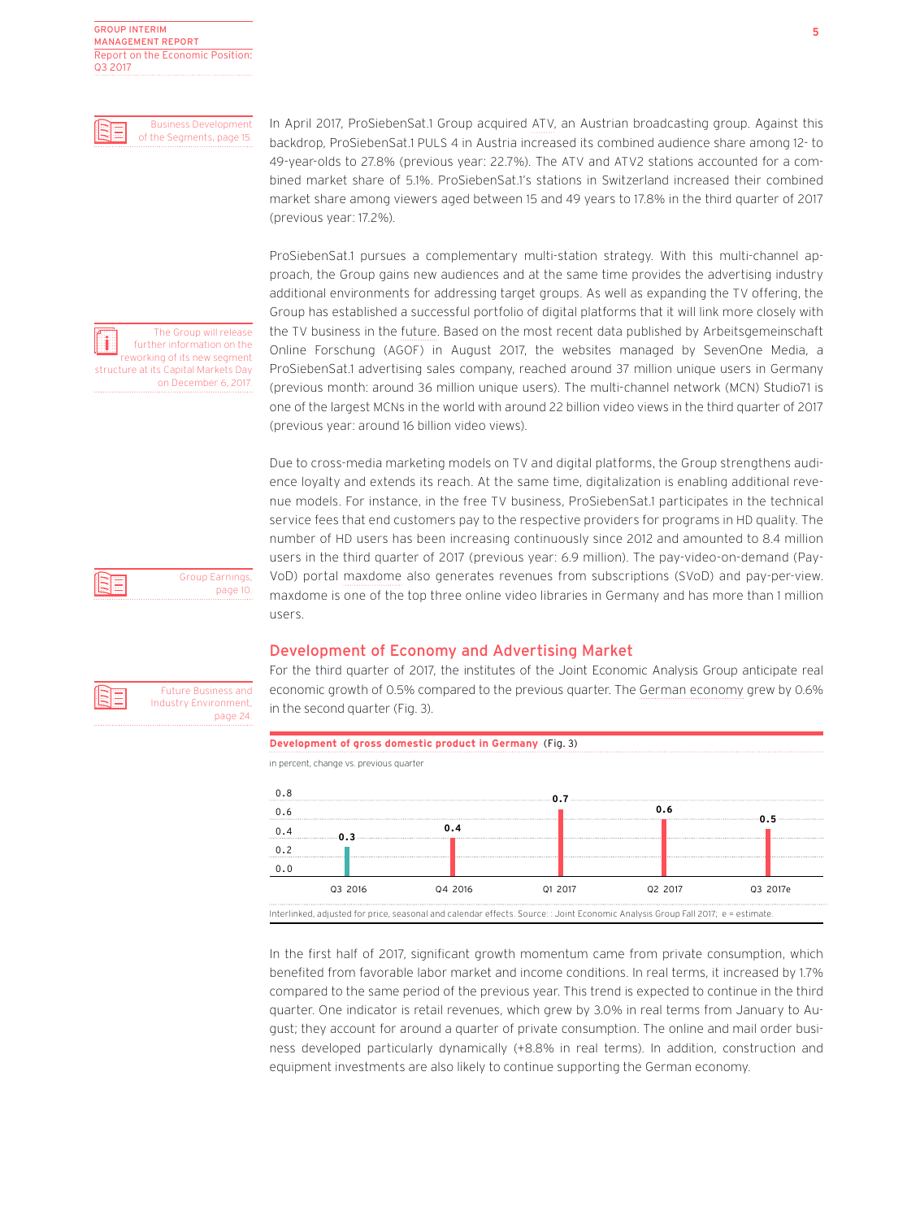In April 2017, ProSiebenSat.1 Group acquired ATV, an Austrian broadcasting group. Against this backdrop, ProSiebenSat.1 PULS 4 in Austria increased its combined audience share among 12- to 49-year-olds to 27.8% (previous year: 22.7%). The ATV and ATV2 stations accounted for a combined market share of 5.1%. ProSiebenSat.1's stations in Switzerland increased their combined market share among viewers aged between 15 and 49 years to 17.8% in the third quarter of 2017 (previous year: 17.2%).

Business Development of the Segments, page 15.

ProSiebenSat.1 pursues a complementary multi-station strategy. With this multi-channel approach, the Group gains new audiences and at the same time provides the advertising industry additional environments for addressing target groups. As well as expanding the TV offering, the Group has established a successful portfolio of digital platforms that it will link more closely with the TV business in the future. Based on the most recent data published by Arbeitsgemeinschaft Online Forschung (AGOF) in August 2017, the websites managed by SevenOne Media, a ProSiebenSat.1 advertising sales company, reached around 37 million unique users in Germany (previous month: around 36 million unique users). The multi-channel network (MCN) Studio71 is one of the largest MCNs in the world with around 22 billion video views in the third quarter of 2017 (previous year: around 16 billion video views).

The Group will release further information on the reworking of its new segment structure at its Capital Markets Day on December 6, 2017.

Due to cross-media marketing models on TV and digital platforms, the Group strengthens audience loyalty and extends its reach. At the same time, digitalization is enabling additional revenue models. For instance, in the free TV business, ProSiebenSat.1 participates in the technical service fees that end customers pay to the respective providers for programs in HD quality. The number of HD users has been increasing continuously since 2012 and amounted to 8.4 million users in the third quarter of 2017 (previous year: 6.9 million). The pay-video-on-demand (PayVoD) portal maxdome also generates revenues from subscriptions (SVoD) and pay-per-view. maxdome is one of the top three online video libraries in Germany and has more than 1 million users.

Group Earnings, page 10.

## Development of Economy and Advertising Market

Future Business and Industry Environment, page 24.

For the third quarter of 2017, the institutes of the Joint Economic Analysis Group anticipate real economic growth of 0.5% compared to the previous quarter. The German economy grew by 0.6% in the second quarter (Fig. 3).

**Development of gross domestic product in Germany** (Fig. 3)

in percent, change vs. previous quarter

| Q3 2016 | Q4 2016 | Q1 2017 | Q2 2017 | Q3 2017e |
|---|---|---|---|---|
| 0.3 | 0.4 | 0.7 | 0.6 | 0.5 |

Interlinked, adjusted for price, seasonal and calendar effects. Source: : Joint Economic Analysis Group Fall 2017; e = estimate.

In the first half of 2017, significant growth momentum came from private consumption, which benefited from favorable labor market and income conditions. In real terms, it increased by 1.7% compared to the same period of the previous year. This trend is expected to continue in the third quarter. One indicator is retail revenues, which grew by 3.0% in real terms from January to August; they account for around a quarter of private consumption. The online and mail order business developed particularly dynamically (+8.8% in real terms). In addition, construction and equipment investments are also likely to continue supporting the German economy.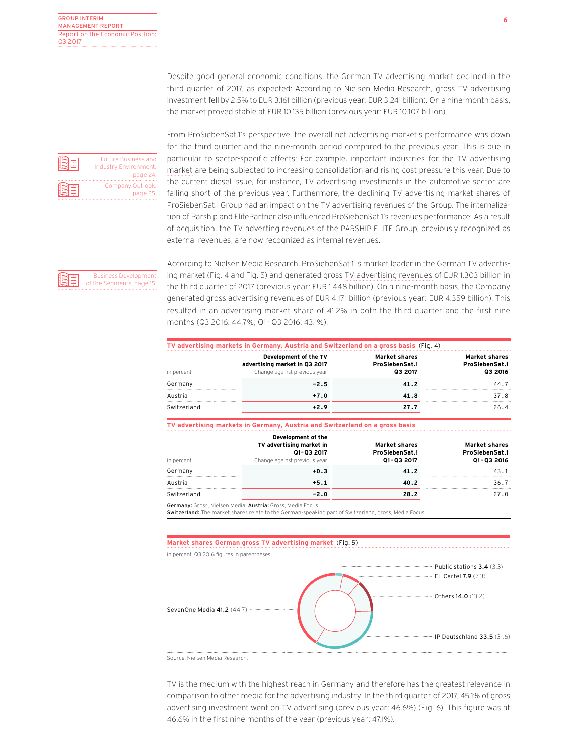Despite good general economic conditions, the German TV advertising market declined in the third quarter of 2017, as expected: According to Nielsen Media Research, gross TV advertising investment fell by 2.5% to EUR 3.161 billion (previous year: EUR 3.241 billion). On a nine-month basis, the market proved stable at EUR 10.135 billion (previous year: EUR 10.107 billion).

Future Business and Industry Environment, page 24.

Company Outlook, page 25.

From ProSiebenSat.1's perspective, the overall net advertising market's performance was down for the third quarter and the nine-month period compared to the previous year. This is due in particular to sector-specific effects: For example, important industries for the TV advertising market are being subjected to increasing consolidation and rising cost pressure this year. Due to the current diesel issue, for instance, TV advertising investments in the automotive sector are falling short of the previous year. Furthermore, the declining TV advertising market shares of ProSiebenSat.1 Group had an impact on the TV advertising revenues of the Group. The internalization of Parship and ElitePartner also influenced ProSiebenSat.1's revenues performance: As a result of acquisition, the TV adverting revenues of the PARSHIP ELITE Group, previously recognized as external revenues, are now recognized as internal revenues.

Business Development of the Segments, page 15.

According to Nielsen Media Research, ProSiebenSat.1 is market leader in the German TV advertising market (Fig. 4 and Fig. 5) and generated gross TV advertising revenues of EUR 1.303 billion in the third quarter of 2017 (previous year: EUR 1.448 billion). On a nine-month basis, the Company generated gross advertising revenues of EUR 4.171 billion (previous year: EUR 4.359 billion). This resulted in an advertising market share of 41.2% in both the third quarter and the first nine months (Q3 2016: 44.7%; Q1–Q3 2016: 43.1%).

**TV advertising markets in Germany, Austria and Switzerland on a gross basis** (Fig. 4)

| in percent | Development of the TV advertising market in Q3 2017<br>Change against previous year | Market shares ProSiebenSat.1 Q3 2017 | Market shares ProSiebenSat.1 Q3 2016 |
|---|---|---|---|
| Germany | **-2.5** | **41.2** | 44.7 |
| Austria | **+7.0** | **41.8** | 37.8 |
| Switzerland | **+2.9** | **27.7** | 26.4 |

**TV advertising markets in Germany, Austria and Switzerland on a gross basis**

| in percent | Development of the TV advertising market in Q1–Q3 2017<br>Change against previous year | Market shares ProSiebenSat.1 Q1–Q3 2017 | Market shares ProSiebenSat.1 Q1–Q3 2016 |
|---|---|---|---|
| Germany | **+0.3** | **41.2** | 43.1 |
| Austria | **+5.1** | **40.2** | 36.7 |
| Switzerland | **-2.0** | **28.2** | 27.0 |

**Germany:** Gross, Nielsen Media. **Austria:** Gross, Media Focus.
**Switzerland:** The market shares relate to the German-speaking part of Switzerland, gross, Media Focus.

**Market shares German gross TV advertising market** (Fig. 5)

in percent, Q3 2016 figures in parentheses

- SevenOne Media **41.2** (44.7)
- IP Deutschland **33.5** (31.6)
- Others **14.0** (13.2)
- EL Cartel **7.9** (7.3)
- Public stations **3.4** (3.3)

Source: Nielsen Media Research.

TV is the medium with the highest reach in Germany and therefore has the greatest relevance in comparison to other media for the advertising industry. In the third quarter of 2017, 45.1% of gross advertising investment went on TV advertising (previous year: 46.6%) (Fig. 6). This figure was at 46.6% in the first nine months of the year (previous year: 47.1%).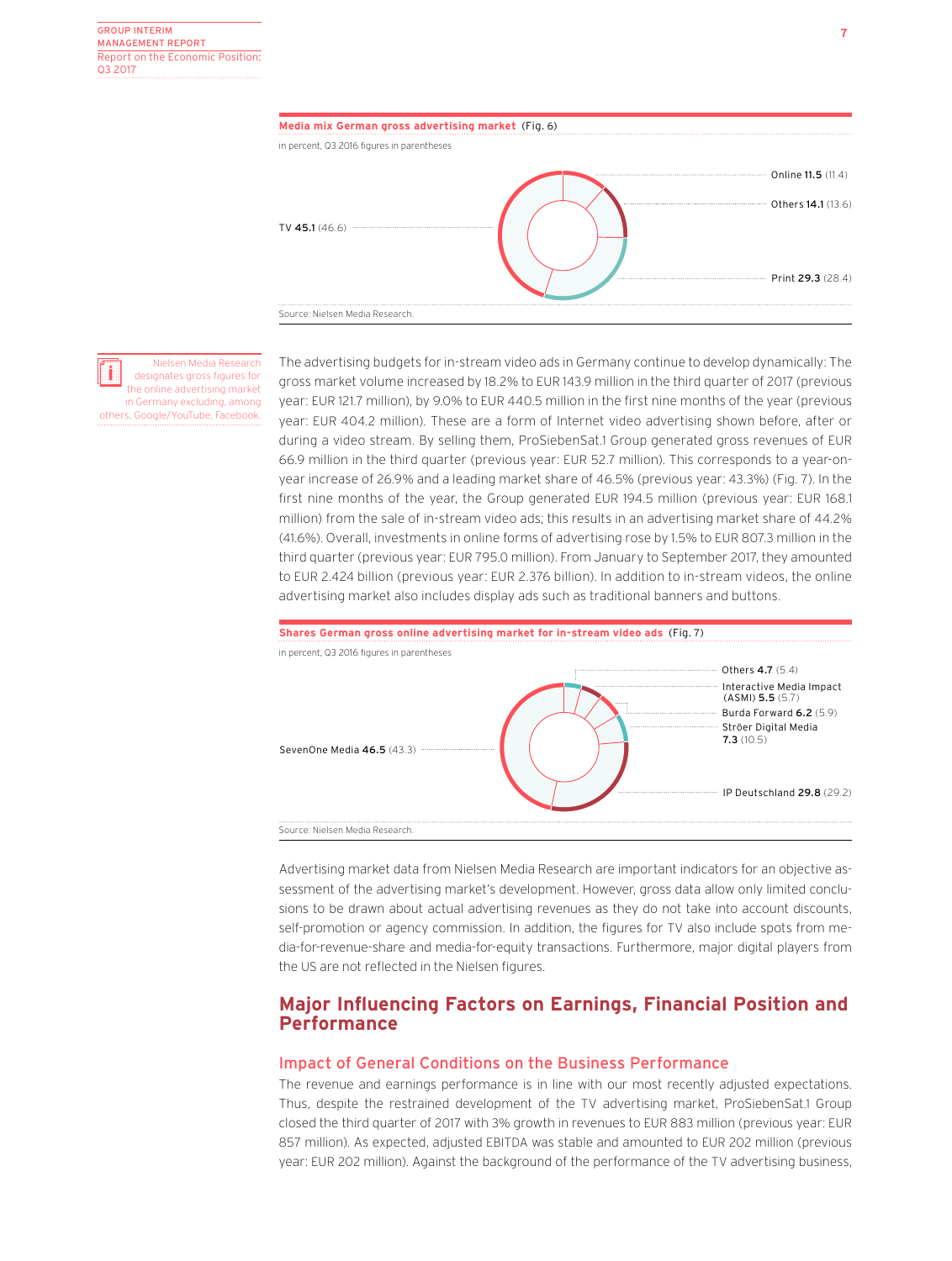**Media mix German gross advertising market** (Fig. 6)

in percent, Q3 2016 figures in parentheses

TV **45.1** (46.6)

Online **11.5** (11.4)

Others **14.1** (13.6)

Print **29.3** (28.4)

Source: Nielsen Media Research.

Nielsen Media Research designates gross figures for the online advertising market in Germany excluding, among others, Google/YouTube, Facebook.

The advertising budgets for in-stream video ads in Germany continue to develop dynamically: The gross market volume increased by 18.2% to EUR 143.9 million in the third quarter of 2017 (previous year: EUR 121.7 million), by 9.0% to EUR 440.5 million in the first nine months of the year (previous year: EUR 404.2 million). These are a form of Internet video advertising shown before, after or during a video stream. By selling them, ProSiebenSat.1 Group generated gross revenues of EUR 66.9 million in the third quarter (previous year: EUR 52.7 million). This corresponds to a year-on-year increase of 26.9% and a leading market share of 46.5% (previous year: 43.3%) (Fig. 7). In the first nine months of the year, the Group generated EUR 194.5 million (previous year: EUR 168.1 million) from the sale of in-stream video ads; this results in an advertising market share of 44.2% (41.6%). Overall, investments in online forms of advertising rose by 1.5% to EUR 807.3 million in the third quarter (previous year: EUR 795.0 million). From January to September 2017, they amounted to EUR 2.424 billion (previous year: EUR 2.376 billion). In addition to in-stream videos, the online advertising market also includes display ads such as traditional banners and buttons.

**Shares German gross online advertising market for in-stream video ads** (Fig. 7)

in percent, Q3 2016 figures in parentheses

SevenOne Media **46.5** (43.3)

Others **4.7** (5.4)

Interactive Media Impact (ASMI) **5.5** (5.7)

Burda Forward **6.2** (5.9)

Ströer Digital Media **7.3** (10.5)

IP Deutschland **29.8** (29.2)

Source: Nielsen Media Research.

Advertising market data from Nielsen Media Research are important indicators for an objective assessment of the advertising market's development. However, gross data allow only limited conclusions to be drawn about actual advertising revenues as they do not take into account discounts, self-promotion or agency commission. In addition, the figures for TV also include spots from media-for-revenue-share and media-for-equity transactions. Furthermore, major digital players from the US are not reflected in the Nielsen figures.

## Major Influencing Factors on Earnings, Financial Position and Performance

### Impact of General Conditions on the Business Performance

The revenue and earnings performance is in line with our most recently adjusted expectations. Thus, despite the restrained development of the TV advertising market, ProSiebenSat.1 Group closed the third quarter of 2017 with 3% growth in revenues to EUR 883 million (previous year: EUR 857 million). As expected, adjusted EBITDA was stable and amounted to EUR 202 million (previous year: EUR 202 million). Against the background of the performance of the TV advertising business,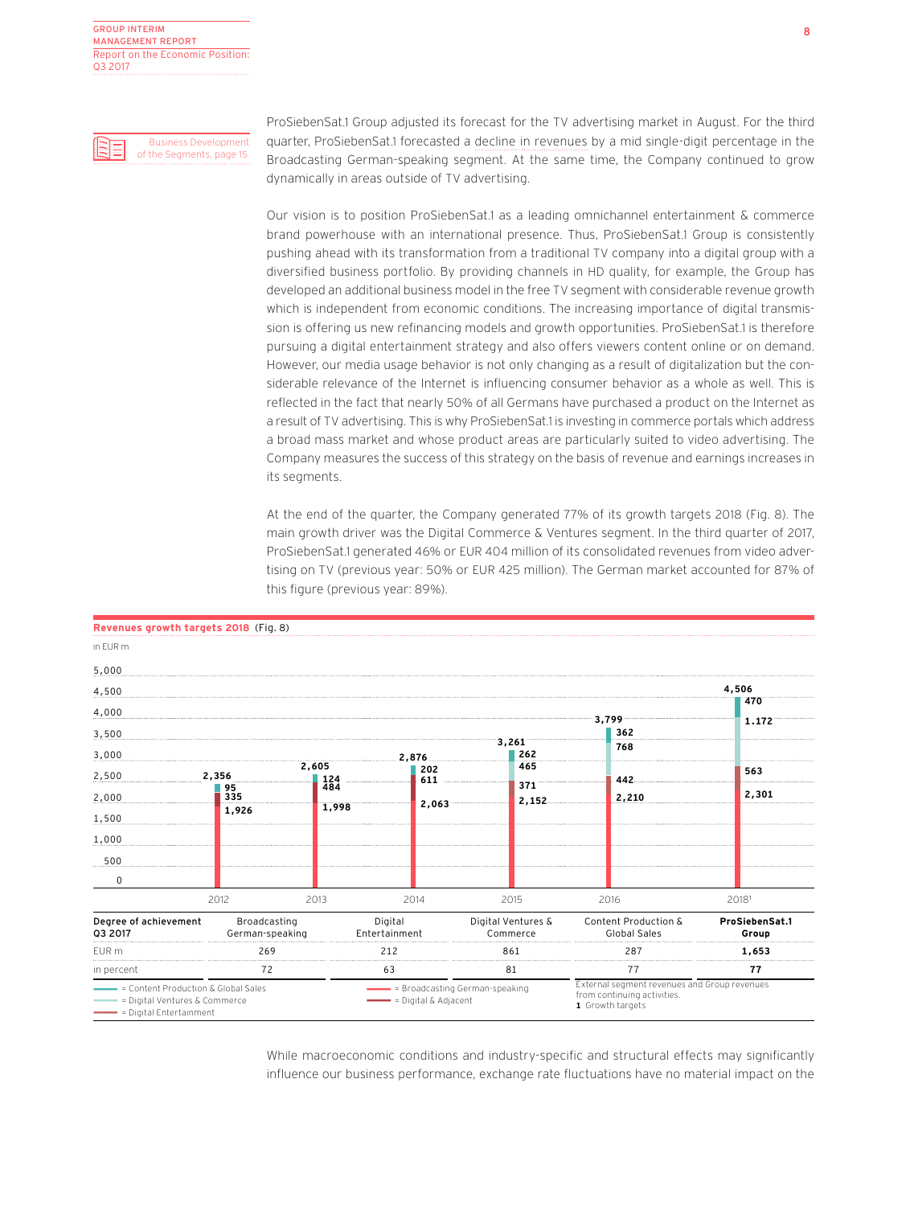Business Development of the Segments, page 15.

ProSiebenSat.1 Group adjusted its forecast for the TV advertising market in August. For the third quarter, ProSiebenSat.1 forecasted a decline in revenues by a mid single-digit percentage in the Broadcasting German-speaking segment. At the same time, the Company continued to grow dynamically in areas outside of TV advertising.

Our vision is to position ProSiebenSat.1 as a leading omnichannel entertainment & commerce brand powerhouse with an international presence. Thus, ProSiebenSat.1 Group is consistently pushing ahead with its transformation from a traditional TV company into a digital group with a diversified business portfolio. By providing channels in HD quality, for example, the Group has developed an additional business model in the free TV segment with considerable revenue growth which is independent from economic conditions. The increasing importance of digital transmission is offering us new refinancing models and growth opportunities. ProSiebenSat.1 is therefore pursuing a digital entertainment strategy and also offers viewers content online or on demand. However, our media usage behavior is not only changing as a result of digitalization but the considerable relevance of the Internet is influencing consumer behavior as a whole as well. This is reflected in the fact that nearly 50% of all Germans have purchased a product on the Internet as a result of TV advertising. This is why ProSiebenSat.1 is investing in commerce portals which address a broad mass market and whose product areas are particularly suited to video advertising. The Company measures the success of this strategy on the basis of revenue and earnings increases in its segments.

At the end of the quarter, the Company generated 77% of its growth targets 2018 (Fig. 8). The main growth driver was the Digital Commerce & Ventures segment. In the third quarter of 2017, ProSiebenSat.1 generated 46% or EUR 404 million of its consolidated revenues from video advertising on TV (previous year: 50% or EUR 425 million). The German market accounted for 87% of this figure (previous year: 89%).

**Revenues growth targets 2018** (Fig. 8)

in EUR m

| | 2012 | 2013 | 2014 | 2015 | 2016 | 2018[1] |
|---|---|---|---|---|---|---|
| Total | 2,356 | 2,605 | 2,876 | 3,261 | 3,799 | 4,506 |
| Content Production & Global Sales | 95 | 124 | 202 | 262 | 362 | 470 |
| Digital Ventures & Commerce | | | | 465 | 768 | 1.172 |
| Digital & Adjacent | 335 | 484 | 611 | 371 | 442 | 563 |
| Broadcasting German-speaking | 1,926 | 1,998 | 2,063 | 2,152 | 2,210 | 2,301 |

| Degree of achievement Q3 2017 | Broadcasting German-speaking | Digital Entertainment | Digital Ventures & Commerce | Content Production & Global Sales | **ProSiebenSat.1 Group** |
|---|---|---|---|---|---|
| EUR m | 269 | 212 | 861 | 287 | **1,653** |
| in percent | 72 | 63 | 81 | 77 | **77** |

= Content Production & Global Sales
= Digital Ventures & Commerce
= Digital Entertainment
= Broadcasting German-speaking
= Digital & Adjacent

External segment revenues and Group revenues from continuing activities.
**1** Growth targets

While macroeconomic conditions and industry-specific and structural effects may significantly influence our business performance, exchange rate fluctuations have no material impact on the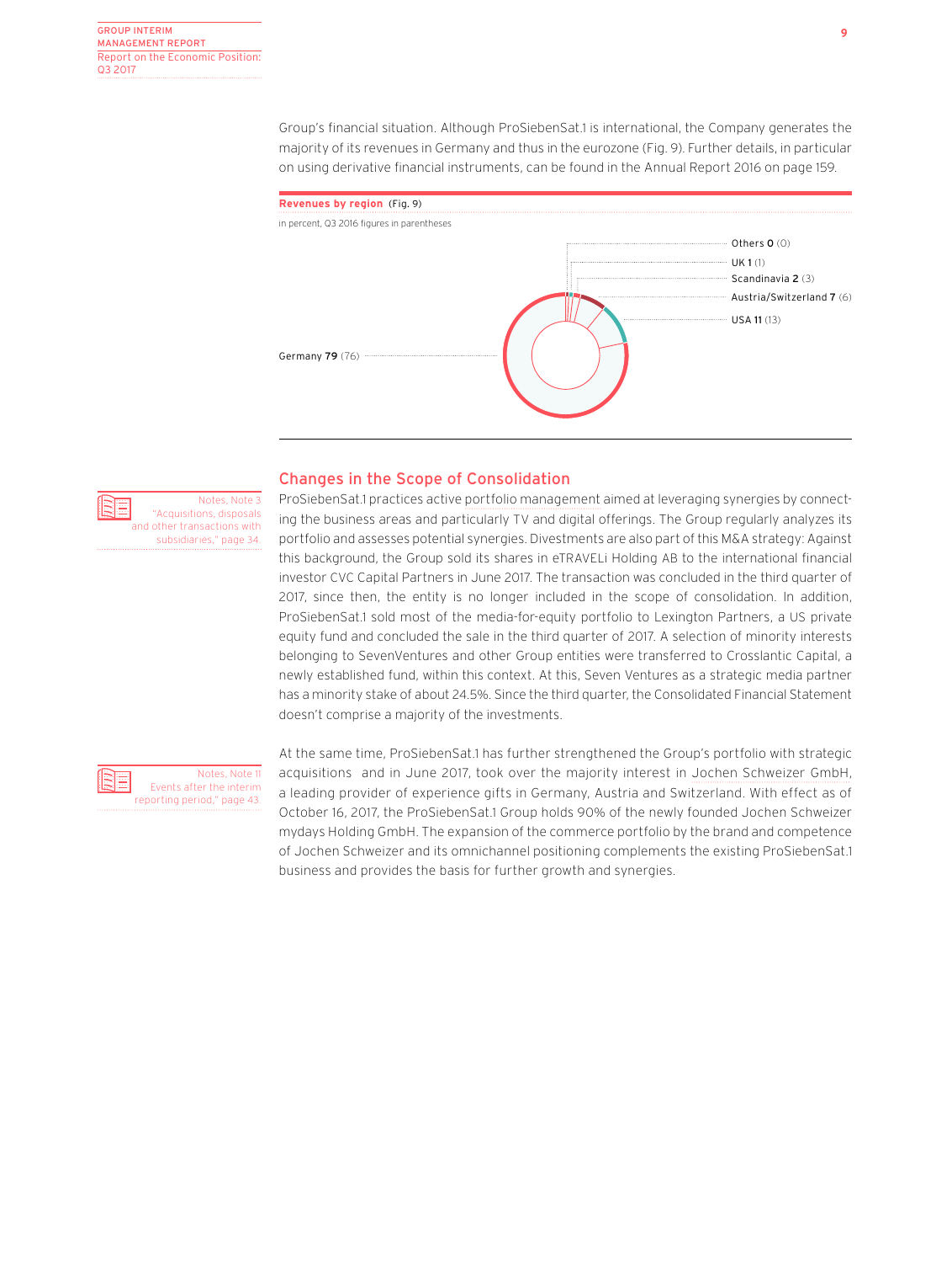Group's financial situation. Although ProSiebenSat.1 is international, the Company generates the majority of its revenues in Germany and thus in the eurozone (Fig. 9). Further details, in particular on using derivative financial instruments, can be found in the Annual Report 2016 on page 159.

**Revenues by region** (Fig. 9)

in percent, Q3 2016 figures in parentheses

| Region | Q3 2017 | Q3 2016 |
|---|---|---|
| Germany | 79 | (76) |
| USA | 11 | (13) |
| Austria/Switzerland | 7 | (6) |
| Scandinavia | 2 | (3) |
| UK | 1 | (1) |
| Others | 0 | (0) |

## Changes in the Scope of Consolidation

Notes, Note 3 "Acquisitions, disposals and other transactions with subsidiaries," page 34.

ProSiebenSat.1 practices active portfolio management aimed at leveraging synergies by connecting the business areas and particularly TV and digital offerings. The Group regularly analyzes its portfolio and assesses potential synergies. Divestments are also part of this M&A strategy: Against this background, the Group sold its shares in eTRAVELi Holding AB to the international financial investor CVC Capital Partners in June 2017. The transaction was concluded in the third quarter of 2017, since then, the entity is no longer included in the scope of consolidation. In addition, ProSiebenSat.1 sold most of the media-for-equity portfolio to Lexington Partners, a US private equity fund and concluded the sale in the third quarter of 2017. A selection of minority interests belonging to SevenVentures and other Group entities were transferred to Crosslantic Capital, a newly established fund, within this context. At this, Seven Ventures as a strategic media partner has a minority stake of about 24.5%. Since the third quarter, the Consolidated Financial Statement doesn't comprise a majority of the investments.

Notes, Note 11 Events after the interim reporting period," page 43.

At the same time, ProSiebenSat.1 has further strengthened the Group's portfolio with strategic acquisitions and in June 2017, took over the majority interest in Jochen Schweizer GmbH, a leading provider of experience gifts in Germany, Austria and Switzerland. With effect as of October 16, 2017, the ProSiebenSat.1 Group holds 90% of the newly founded Jochen Schweizer mydays Holding GmbH. The expansion of the commerce portfolio by the brand and competence of Jochen Schweizer and its omnichannel positioning complements the existing ProSiebenSat.1 business and provides the basis for further growth and synergies.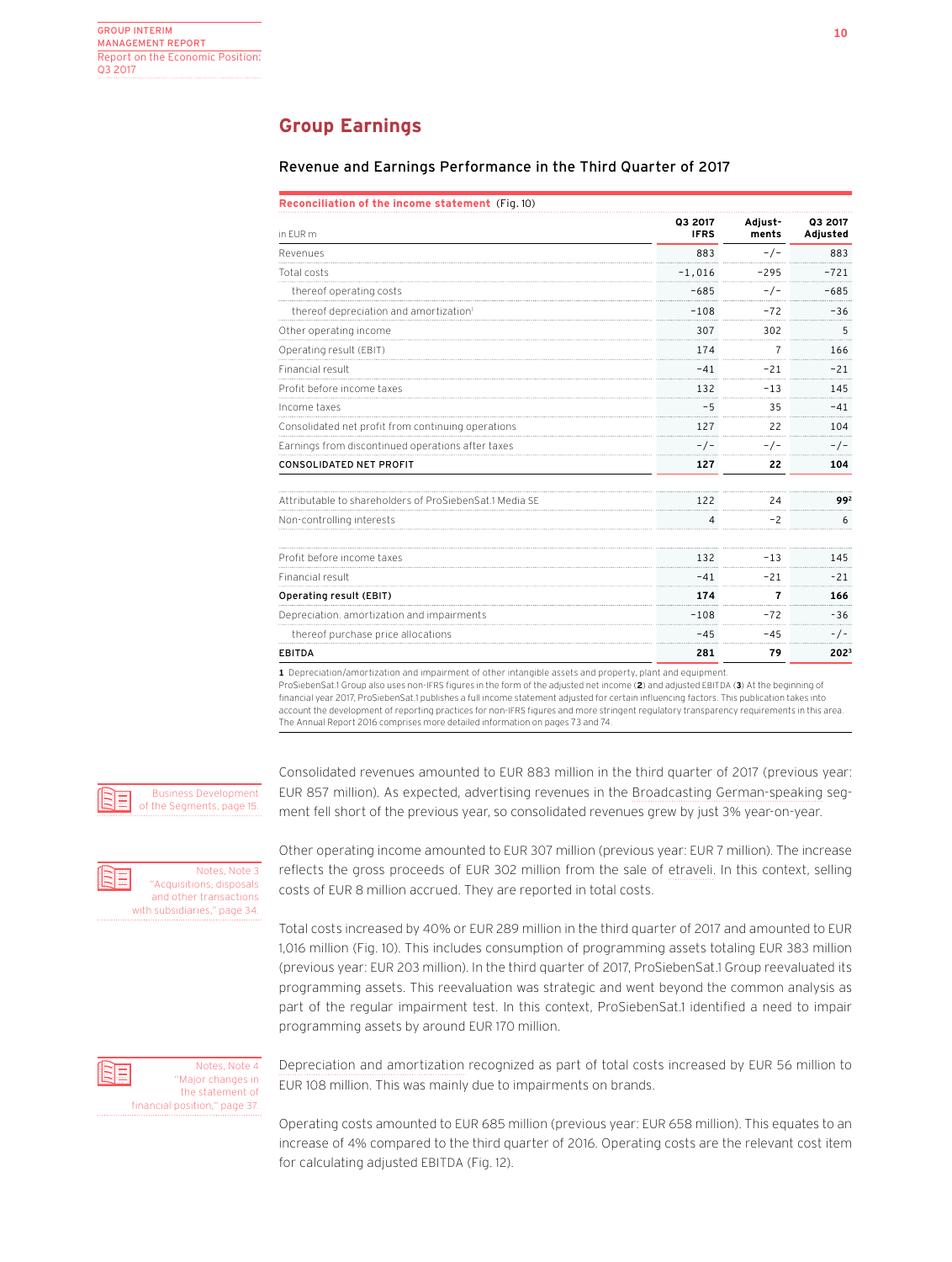## Group Earnings

### Revenue and Earnings Performance in the Third Quarter of 2017

**Reconciliation of the income statement** (Fig. 10)

| in EUR m | Q3 2017 IFRS | Adjust­ments | Q3 2017 Adjusted |
|---|---|---|---|
| Revenues | 883 | -/- | 883 |
| Total costs | -1,016 | -295 | -721 |
| thereof operating costs | -685 | -/- | -685 |
| thereof depreciation and amortization[1] | -108 | -72 | -36 |
| Other operating income | 307 | 302 | 5 |
| Operating result (EBIT) | 174 | 7 | 166 |
| Financial result | -41 | -21 | -21 |
| Profit before income taxes | 132 | -13 | 145 |
| Income taxes | -5 | 35 | -41 |
| Consolidated net profit from continuing operations | 127 | 22 | 104 |
| Earnings from discontinued operations after taxes | -/- | -/- | -/- |
| **CONSOLIDATED NET PROFIT** | **127** | **22** | **104** |
| | | | |
| Attributable to shareholders of ProSiebenSat.1 Media SE | 122 | 24 | **99**[2] |
| Non-controlling interests | 4 | -2 | 6 |
| | | | |
| Profit before income taxes | 132 | -13 | 145 |
| Financial result | -41 | -21 | -21 |
| **Operating result (EBIT)** | **174** | **7** | **166** |
| Depreciation. amortization and impairments | -108 | -72 | -36 |
| thereof purchase price allocations | -45 | -45 | -/- |
| **EBITDA** | **281** | **79** | **202**[3] |

**1** Depreciation/amortization and impairment of other intangible assets and property, plant and equipment.
ProSiebenSat.1 Group also uses non-IFRS figures in the form of the adjusted net income (**2**) and adjusted EBITDA (**3**) At the beginning of financial year 2017, ProSiebenSat.1 publishes a full income statement adjusted for certain influencing factors. This publication takes into account the development of reporting practices for non-IFRS figures and more stringent regulatory transparency requirements in this area. The Annual Report 2016 comprises more detailed information on pages 73 and 74.

Business Development of the Segments, page 15.

Consolidated revenues amounted to EUR 883 million in the third quarter of 2017 (previous year: EUR 857 million). As expected, advertising revenues in the Broadcasting German-speaking segment fell short of the previous year, so consolidated revenues grew by just 3% year-on-year.

Notes, Note 3 "Acquisitions, disposals and other transactions with subsidiaries," page 34.

Other operating income amounted to EUR 307 million (previous year: EUR 7 million). The increase reflects the gross proceeds of EUR 302 million from the sale of etraveli. In this context, selling costs of EUR 8 million accrued. They are reported in total costs.

Total costs increased by 40% or EUR 289 million in the third quarter of 2017 and amounted to EUR 1,016 million (Fig. 10). This includes consumption of programming assets totaling EUR 383 million (previous year: EUR 203 million). In the third quarter of 2017, ProSiebenSat.1 Group reevaluated its programming assets. This reevaluation was strategic and went beyond the common analysis as part of the regular impairment test. In this context, ProSiebenSat.1 identified a need to impair programming assets by around EUR 170 million.

Notes, Note 4 "Major changes in the statement of financial position," page 37.

Depreciation and amortization recognized as part of total costs increased by EUR 56 million to EUR 108 million. This was mainly due to impairments on brands.

Operating costs amounted to EUR 685 million (previous year: EUR 658 million). This equates to an increase of 4% compared to the third quarter of 2016. Operating costs are the relevant cost item for calculating adjusted EBITDA (Fig. 12).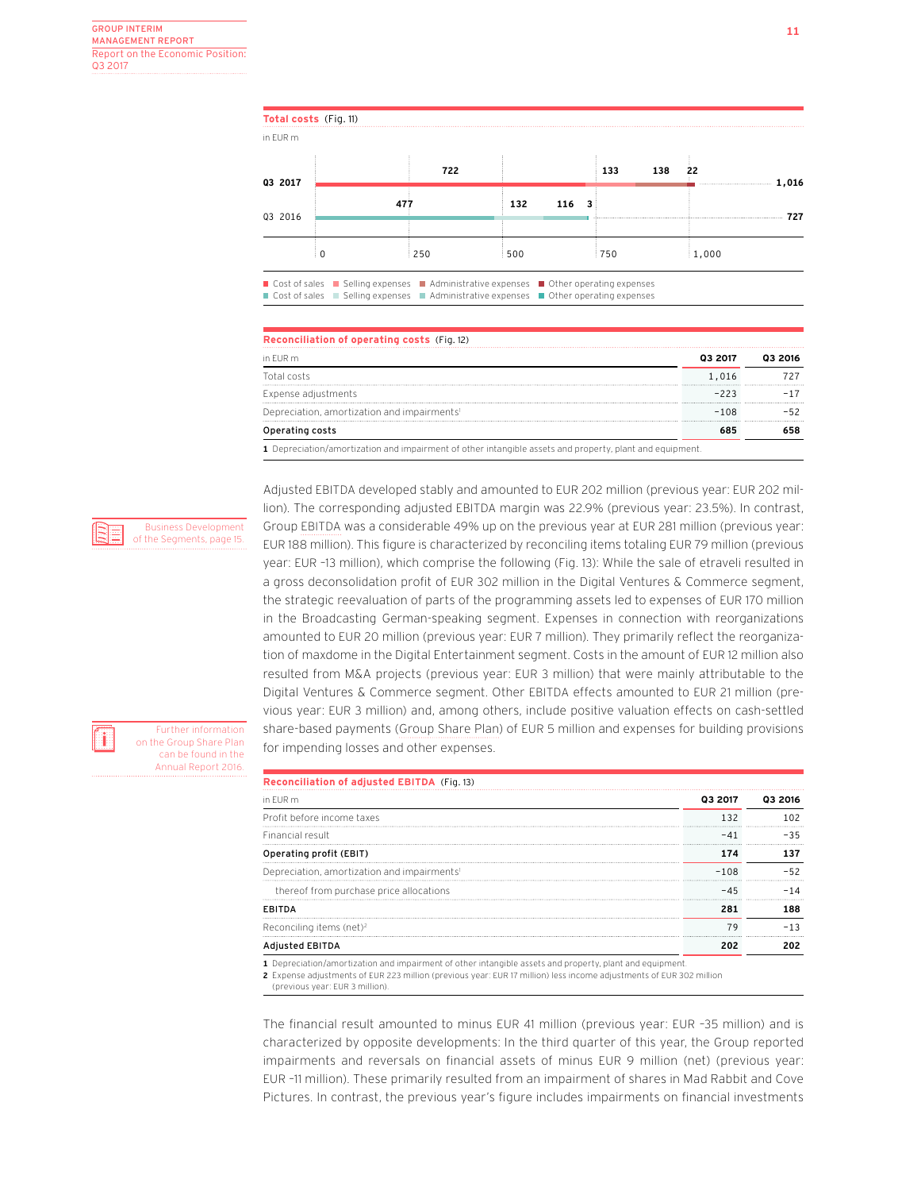**Total costs** (Fig. 11)

in EUR m

| | Cost of sales | Selling expenses | Administrative expenses | Other operating expenses | Total |
|---|---|---|---|---|---|
| Q3 2017 | 722 | 133 | 138 | 22 | 1,016 |
| Q3 2016 | 477 | 132 | 116 | 3 | 727 |

**Reconciliation of operating costs** (Fig. 12)

| in EUR m | Q3 2017 | Q3 2016 |
|---|---|---|
| Total costs | 1,016 | 727 |
| Expense adjustments | –223 | –17 |
| Depreciation, amortization and impairments[1] | –108 | –52 |
| **Operating costs** | **685** | **658** |

1 Depreciation/amortization and impairment of other intangible assets and property, plant and equipment.

Business Development of the Segments, page 15.

Adjusted EBITDA developed stably and amounted to EUR 202 million (previous year: EUR 202 million). The corresponding adjusted EBITDA margin was 22.9% (previous year: 23.5%). In contrast, Group EBITDA was a considerable 49% up on the previous year at EUR 281 million (previous year: EUR 188 million). This figure is characterized by reconciling items totaling EUR 79 million (previous year: EUR –13 million), which comprise the following (Fig. 13): While the sale of etraveli resulted in a gross deconsolidation profit of EUR 302 million in the Digital Ventures & Commerce segment, the strategic reevaluation of parts of the programming assets led to expenses of EUR 170 million in the Broadcasting German-speaking segment. Expenses in connection with reorganizations amounted to EUR 20 million (previous year: EUR 7 million). They primarily reflect the reorganization of maxdome in the Digital Entertainment segment. Costs in the amount of EUR 12 million also resulted from M&A projects (previous year: EUR 3 million) that were mainly attributable to the Digital Ventures & Commerce segment. Other EBITDA effects amounted to EUR 21 million (previous year: EUR 3 million) and, among others, include positive valuation effects on cash-settled share-based payments (Group Share Plan) of EUR 5 million and expenses for building provisions for impending losses and other expenses.

Further information on the Group Share Plan can be found in the Annual Report 2016.

**Reconciliation of adjusted EBITDA** (Fig. 13)

| in EUR m | Q3 2017 | Q3 2016 |
|---|---|---|
| Profit before income taxes | 132 | 102 |
| Financial result | –41 | –35 |
| **Operating profit (EBIT)** | **174** | **137** |
| Depreciation, amortization and impairments[1] | –108 | –52 |
| thereof from purchase price allocations | –45 | –14 |
| **EBITDA** | **281** | **188** |
| Reconciling items (net)[2] | 79 | –13 |
| **Adjusted EBITDA** | **202** | **202** |

1 Depreciation/amortization and impairment of other intangible assets and property, plant and equipment.
2 Expense adjustments of EUR 223 million (previous year: EUR 17 million) less income adjustments of EUR 302 million (previous year: EUR 3 million).

The financial result amounted to minus EUR 41 million (previous year: EUR –35 million) and is characterized by opposite developments: In the third quarter of this year, the Group reported impairments and reversals on financial assets of minus EUR 9 million (net) (previous year: EUR –11 million). These primarily resulted from an impairment of shares in Mad Rabbit and Cove Pictures. In contrast, the previous year's figure includes impairments on financial investments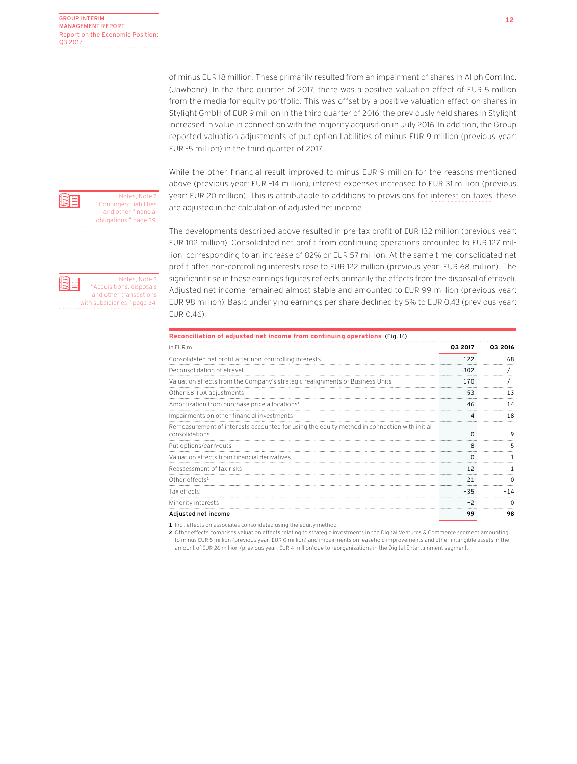of minus EUR 18 million. These primarily resulted from an impairment of shares in Aliph Com Inc. (Jawbone). In the third quarter of 2017, there was a positive valuation effect of EUR 5 million from the media-for-equity portfolio. This was offset by a positive valuation effect on shares in Stylight GmbH of EUR 9 million in the third quarter of 2016; the previously held shares in Stylight increased in value in connection with the majority acquisition in July 2016. In addition, the Group reported valuation adjustments of put option liabilities of minus EUR 9 million (previous year: EUR -5 million) in the third quarter of 2017.

While the other financial result improved to minus EUR 9 million for the reasons mentioned above (previous year: EUR -14 million), interest expenses increased to EUR 31 million (previous year: EUR 20 million). This is attributable to additions to provisions for interest on taxes, these are adjusted in the calculation of adjusted net income.

Notes, Note 7 "Contingent liabilities and other financial obligations," page 39.

The developments described above resulted in pre-tax profit of EUR 132 million (previous year: EUR 102 million). Consolidated net profit from continuing operations amounted to EUR 127 million, corresponding to an increase of 82% or EUR 57 million. At the same time, consolidated net profit after non-controlling interests rose to EUR 122 million (previous year: EUR 68 million). The significant rise in these earnings figures reflects primarily the effects from the disposal of etraveli. Adjusted net income remained almost stable and amounted to EUR 99 million (previous year: EUR 98 million). Basic underlying earnings per share declined by 5% to EUR 0.43 (previous year: EUR 0.46).

Notes, Note 3 "Acquisitions, disposals and other transactions with subsidiaries," page 34.

**Reconciliation of adjusted net income from continuing operations** (Fig. 14)

| in EUR m | Q3 2017 | Q3 2016 |
|---|---|---|
| Consolidated net profit after non-controlling interests | 122 | 68 |
| Deconsolidation of etraveli | -302 | -/- |
| Valuation effects from the Company's strategic realignments of Business Units | 170 | -/- |
| Other EBITDA adjustments | 53 | 13 |
| Amortization from purchase price allocations[1] | 46 | 14 |
| Impairments on other financial investments | 4 | 18 |
| Remeasurement of interests accounted for using the equity method in connection with initial consolidations | 0 | -9 |
| Put options/earn-outs | 8 | 5 |
| Valuation effects from financial derivatives | 0 | 1 |
| Reassessment of tax risks | 12 | 1 |
| Other effects[2] | 21 | 0 |
| Tax effects | -35 | -14 |
| Minority interests | -2 | 0 |
| **Adjusted net income** | **99** | **98** |

**1** Incl. effects on associates consolidated using the equity method.
**2** Other effects comprises valuation effects relating to strategic investments in the Digital Ventures & Commerce segment amounting to minus EUR 5 million (previous year: EUR 0 million) and impairments on leasehold improvements and other intangible assets in the amount of EUR 26 million (previous year: EUR 4 million)due to reorganizations in the Digital Entertainment segment.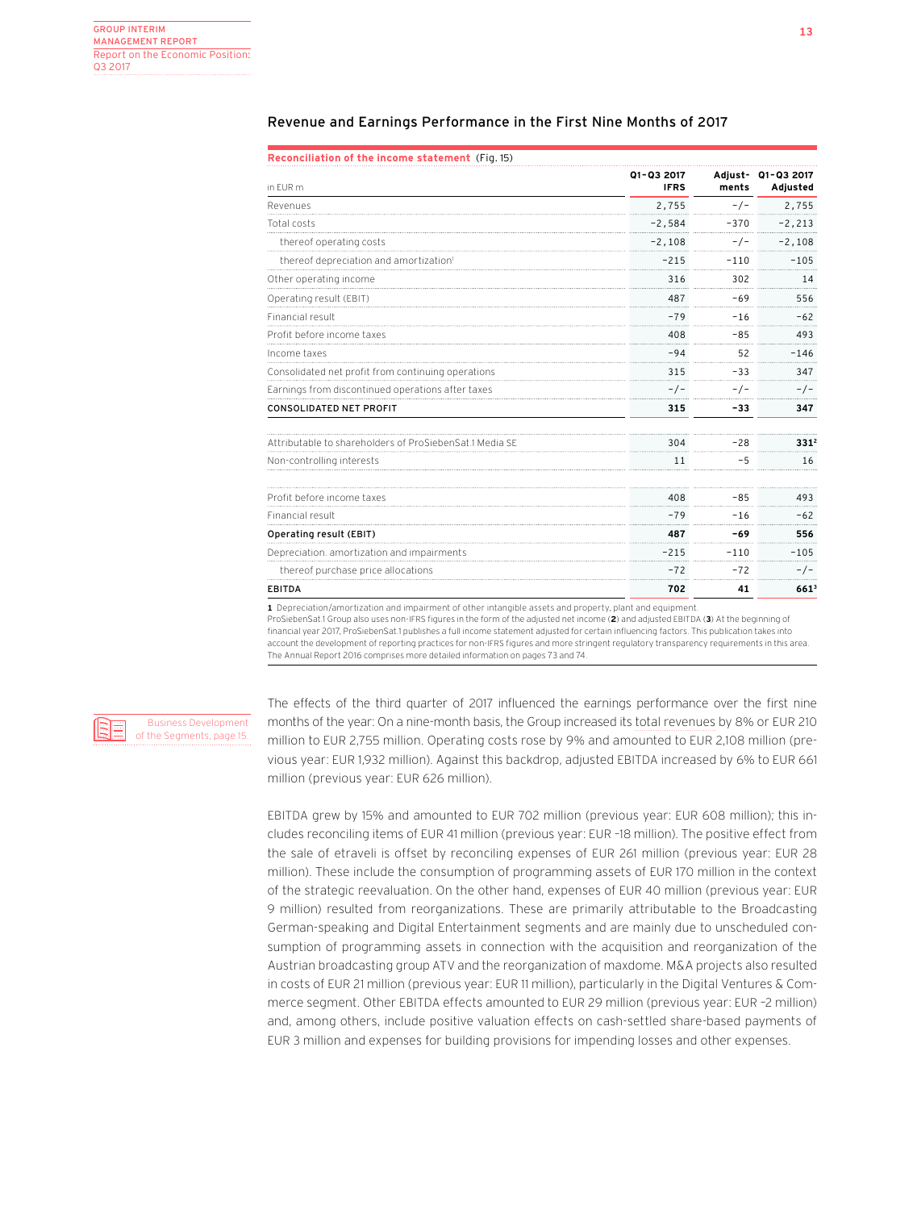## Revenue and Earnings Performance in the First Nine Months of 2017

**Reconciliation of the income statement** (Fig. 15)

| in EUR m | Q1–Q3 2017 IFRS | Adjust-ments | Q1–Q3 2017 Adjusted |
|---|---|---|---|
| Revenues | 2,755 | -/- | 2,755 |
| Total costs | –2,584 | –370 | –2,213 |
| thereof operating costs | –2,108 | -/- | –2,108 |
| thereof depreciation and amortization[1] | –215 | –110 | –105 |
| Other operating income | 316 | 302 | 14 |
| Operating result (EBIT) | 487 | –69 | 556 |
| Financial result | –79 | –16 | –62 |
| Profit before income taxes | 408 | –85 | 493 |
| Income taxes | –94 | 52 | –146 |
| Consolidated net profit from continuing operations | 315 | –33 | 347 |
| Earnings from discontinued operations after taxes | -/- | -/- | -/- |
| **CONSOLIDATED NET PROFIT** | **315** | **–33** | **347** |
| | | | |
| Attributable to shareholders of ProSiebenSat.1 Media SE | 304 | –28 | **331**[2] |
| Non-controlling interests | 11 | –5 | 16 |
| | | | |
| Profit before income taxes | 408 | –85 | 493 |
| Financial result | –79 | –16 | –62 |
| **Operating result (EBIT)** | **487** | **–69** | **556** |
| Depreciation, amortization and impairments | –215 | –110 | –105 |
| thereof purchase price allocations | –72 | –72 | -/- |
| **EBITDA** | **702** | **41** | **661**[3] |

**1** Depreciation/amortization and impairment of other intangible assets and property, plant and equipment.
ProSiebenSat.1 Group also uses non-IFRS figures in the form of the adjusted net income (**2**) and adjusted EBITDA (**3**). At the beginning of financial year 2017, ProSiebenSat.1 publishes a full income statement adjusted for certain influencing factors. This publication takes into account the development of reporting practices for non-IFRS figures and more stringent regulatory transparency requirements in this area. The Annual Report 2016 comprises more detailed information on pages 73 and 74.

Business Development of the Segments, page 15.

The effects of the third quarter of 2017 influenced the earnings performance over the first nine months of the year: On a nine-month basis, the Group increased its total revenues by 8% or EUR 210 million to EUR 2,755 million. Operating costs rose by 9% and amounted to EUR 2,108 million (previous year: EUR 1,932 million). Against this backdrop, adjusted EBITDA increased by 6% to EUR 661 million (previous year: EUR 626 million).

EBITDA grew by 15% and amounted to EUR 702 million (previous year: EUR 608 million); this includes reconciling items of EUR 41 million (previous year: EUR –18 million). The positive effect from the sale of etraveli is offset by reconciling expenses of EUR 261 million (previous year: EUR 28 million). These include the consumption of programming assets of EUR 170 million in the context of the strategic reevaluation. On the other hand, expenses of EUR 40 million (previous year: EUR 9 million) resulted from reorganizations. These are primarily attributable to the Broadcasting German-speaking and Digital Entertainment segments and are mainly due to unscheduled consumption of programming assets in connection with the acquisition and reorganization of the Austrian broadcasting group ATV and the reorganization of maxdome. M&A projects also resulted in costs of EUR 21 million (previous year: EUR 11 million), particularly in the Digital Ventures & Commerce segment. Other EBITDA effects amounted to EUR 29 million (previous year: EUR –2 million) and, among others, include positive valuation effects on cash-settled share-based payments of EUR 3 million and expenses for building provisions for impending losses and other expenses.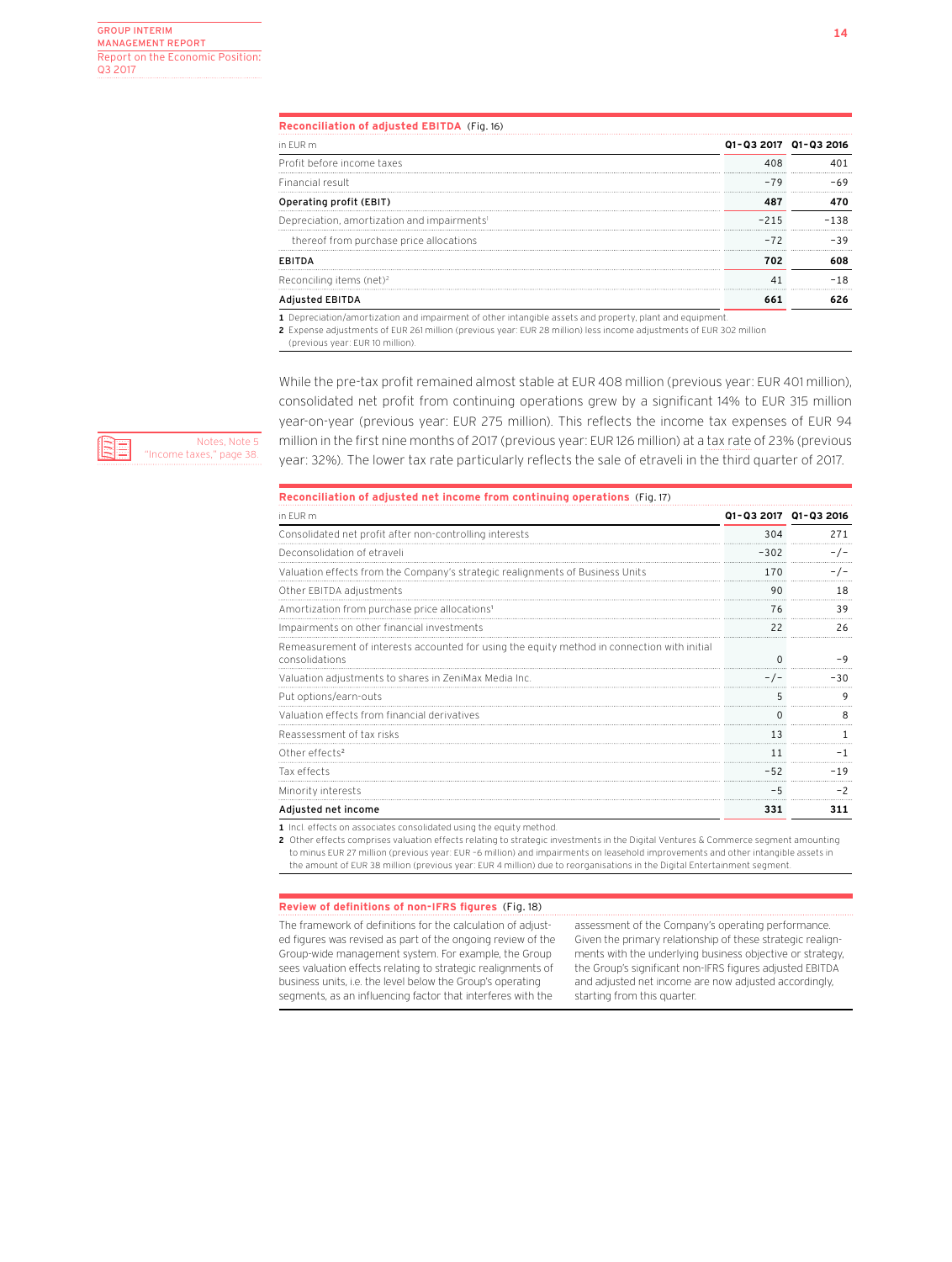**Reconciliation of adjusted EBITDA** (Fig. 16)

| in EUR m | Q1–Q3 2017 | Q1–Q3 2016 |
|---|---|---|
| Profit before income taxes | 408 | 401 |
| Financial result | –79 | –69 |
| **Operating profit (EBIT)** | **487** | **470** |
| Depreciation, amortization and impairments[1] | –215 | –138 |
| thereof from purchase price allocations | –72 | –39 |
| **EBITDA** | **702** | **608** |
| Reconciling items (net)[2] | 41 | –18 |
| **Adjusted EBITDA** | **661** | **626** |

1 Depreciation/amortization and impairment of other intangible assets and property, plant and equipment.
2 Expense adjustments of EUR 261 million (previous year: EUR 28 million) less income adjustments of EUR 302 million (previous year: EUR 10 million).

While the pre-tax profit remained almost stable at EUR 408 million (previous year: EUR 401 million), consolidated net profit from continuing operations grew by a significant 14% to EUR 315 million year-on-year (previous year: EUR 275 million). This reflects the income tax expenses of EUR 94 million in the first nine months of 2017 (previous year: EUR 126 million) at a tax rate of 23% (previous year: 32%). The lower tax rate particularly reflects the sale of etraveli in the third quarter of 2017.

Notes, Note 5 "Income taxes," page 38.

**Reconciliation of adjusted net income from continuing operations** (Fig. 17)

| in EUR m | Q1–Q3 2017 | Q1–Q3 2016 |
|---|---|---|
| Consolidated net profit after non-controlling interests | 304 | 271 |
| Deconsolidation of etraveli | –302 | –/– |
| Valuation effects from the Company's strategic realignments of Business Units | 170 | –/– |
| Other EBITDA adjustments | 90 | 18 |
| Amortization from purchase price allocations[1] | 76 | 39 |
| Impairments on other financial investments | 22 | 26 |
| Remeasurement of interests accounted for using the equity method in connection with initial consolidations | 0 | –9 |
| Valuation adjustments to shares in ZeniMax Media Inc. | –/– | –30 |
| Put options/earn-outs | 5 | 9 |
| Valuation effects from financial derivatives | 0 | 8 |
| Reassessment of tax risks | 13 | 1 |
| Other effects[2] | 11 | –1 |
| Tax effects | –52 | –19 |
| Minority interests | –5 | –2 |
| **Adjusted net income** | **331** | **311** |

1 Incl. effects on associates consolidated using the equity method.
2 Other effects comprises valuation effects relating to strategic investments in the Digital Ventures & Commerce segment amounting to minus EUR 27 million (previous year: EUR –6 million) and impairments on leasehold improvements and other intangible assets in the amount of EUR 38 million (previous year: EUR 4 million) due to reorganisations in the Digital Entertainment segment.

**Review of definitions of non-IFRS figures** (Fig. 18)

The framework of definitions for the calculation of adjusted figures was revised as part of the ongoing review of the Group-wide management system. For example, the Group sees valuation effects relating to strategic realignments of business units, i.e. the level below the Group's operating segments, as an influencing factor that interferes with the assessment of the Company's operating performance. Given the primary relationship of these strategic realignments with the underlying business objective or strategy, the Group's significant non-IFRS figures adjusted EBITDA and adjusted net income are now adjusted accordingly, starting from this quarter.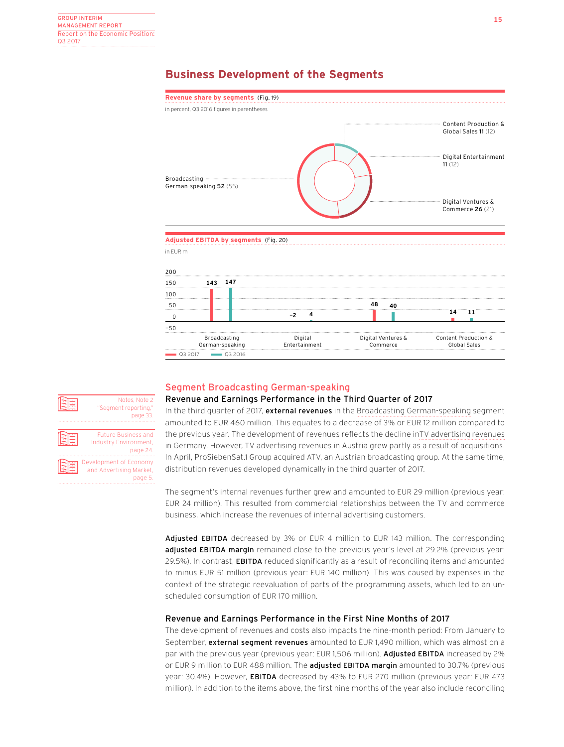# Business Development of the Segments

**Revenue share by segments** (Fig. 19)

in percent, Q3 2016 figures in parentheses

| Segment | Share |
|---|---|
| Broadcasting German-speaking | **52** (55) |
| Content Production & Global Sales | **11** (12) |
| Digital Entertainment | **11** (12) |
| Digital Ventures & Commerce | **26** (21) |

**Adjusted EBITDA by segments** (Fig. 20)

in EUR m

| Segment | Q3 2017 | Q3 2016 |
|---|---|---|
| Broadcasting German-speaking | 143 | 147 |
| Digital Entertainment | −2 | 4 |
| Digital Ventures & Commerce | 48 | 40 |
| Content Production & Global Sales | 14 | 11 |

## Segment Broadcasting German-speaking

Notes, Note 2 "Segment reporting," page 33.

Future Business and Industry Environment, page 24.

Development of Economy and Advertising Market, page 5.

### Revenue and Earnings Performance in the Third Quarter of 2017

In the third quarter of 2017, **external revenues** in the Broadcasting German-speaking segment amounted to EUR 460 million. This equates to a decrease of 3% or EUR 12 million compared to the previous year. The development of revenues reflects the decline inTV advertising revenues in Germany. However, TV advertising revenues in Austria grew partly as a result of acquisitions. In April, ProSiebenSat.1 Group acquired ATV, an Austrian broadcasting group. At the same time, distribution revenues developed dynamically in the third quarter of 2017.

The segment's internal revenues further grew and amounted to EUR 29 million (previous year: EUR 24 million). This resulted from commercial relationships between the TV and commerce business, which increase the revenues of internal advertising customers.

**Adjusted EBITDA** decreased by 3% or EUR 4 million to EUR 143 million. The corresponding **adjusted EBITDA margin** remained close to the previous year's level at 29.2% (previous year: 29.5%). In contrast, **EBITDA** reduced significantly as a result of reconciling items and amounted to minus EUR 51 million (previous year: EUR 140 million). This was caused by expenses in the context of the strategic reevaluation of parts of the programming assets, which led to an unscheduled consumption of EUR 170 million.

### Revenue and Earnings Performance in the First Nine Months of 2017

The development of revenues and costs also impacts the nine-month period: From January to September, **external segment revenues** amounted to EUR 1,490 million, which was almost on a par with the previous year (previous year: EUR 1,506 million). **Adjusted EBITDA** increased by 2% or EUR 9 million to EUR 488 million. The **adjusted EBITDA margin** amounted to 30.7% (previous year: 30.4%). However, **EBITDA** decreased by 43% to EUR 270 million (previous year: EUR 473 million). In addition to the items above, the first nine months of the year also include reconciling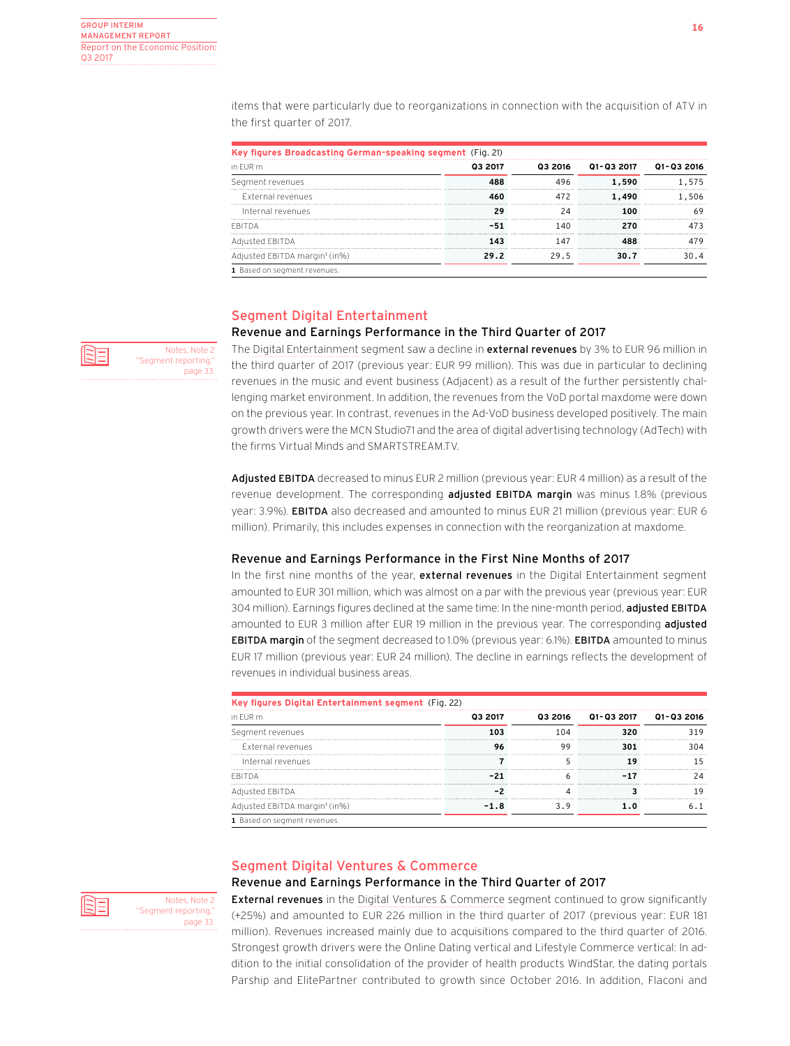items that were particularly due to reorganizations in connection with the acquisition of ATV in the first quarter of 2017.

**Key figures Broadcasting German-speaking segment** (Fig. 21)

| in EUR m | Q3 2017 | Q3 2016 | Q1-Q3 2017 | Q1-Q3 2016 |
|---|---|---|---|---|
| Segment revenues | **488** | 496 | **1,590** | 1,575 |
| External revenues | **460** | 472 | **1,490** | 1,506 |
| Internal revenues | **29** | 24 | **100** | 69 |
| EBITDA | **-51** | 140 | **270** | 473 |
| Adjusted EBITDA | **143** | 147 | **488** | 479 |
| Adjusted EBITDA margin[1] (in%) | **29.2** | 29.5 | **30.7** | 30.4 |

1 Based on segment revenues.

## Segment Digital Entertainment

### Revenue and Earnings Performance in the Third Quarter of 2017

Notes, Note 2 "Segment reporting," page 33.

The Digital Entertainment segment saw a decline in **external revenues** by 3% to EUR 96 million in the third quarter of 2017 (previous year: EUR 99 million). This was due in particular to declining revenues in the music and event business (Adjacent) as a result of the further persistently challenging market environment. In addition, the revenues from the VoD portal maxdome were down on the previous year. In contrast, revenues in the Ad-VoD business developed positively. The main growth drivers were the MCN Studio71 and the area of digital advertising technology (AdTech) with the firms Virtual Minds and SMARTSTREAM.TV.

**Adjusted EBITDA** decreased to minus EUR 2 million (previous year: EUR 4 million) as a result of the revenue development. The corresponding **adjusted EBITDA margin** was minus 1.8% (previous year: 3.9%). **EBITDA** also decreased and amounted to minus EUR 21 million (previous year: EUR 6 million). Primarily, this includes expenses in connection with the reorganization at maxdome.

### Revenue and Earnings Performance in the First Nine Months of 2017

In the first nine months of the year, **external revenues** in the Digital Entertainment segment amounted to EUR 301 million, which was almost on a par with the previous year (previous year: EUR 304 million). Earnings figures declined at the same time: In the nine-month period, **adjusted EBITDA** amounted to EUR 3 million after EUR 19 million in the previous year. The corresponding **adjusted EBITDA margin** of the segment decreased to 1.0% (previous year: 6.1%). **EBITDA** amounted to minus EUR 17 million (previous year: EUR 24 million). The decline in earnings reflects the development of revenues in individual business areas.

**Key figures Digital Entertainment segment** (Fig. 22)

| in EUR m | Q3 2017 | Q3 2016 | Q1-Q3 2017 | Q1-Q3 2016 |
|---|---|---|---|---|
| Segment revenues | **103** | 104 | **320** | 319 |
| External revenues | **96** | 99 | **301** | 304 |
| Internal revenues | **7** | 5 | **19** | 15 |
| EBITDA | **-21** | 6 | **-17** | 24 |
| Adjusted EBITDA | **-2** | 4 | **3** | 19 |
| Adjusted EBITDA margin[1] (in%) | **-1.8** | 3.9 | **1.0** | 6.1 |

1 Based on segment revenues.

## Segment Digital Ventures & Commerce

### Revenue and Earnings Performance in the Third Quarter of 2017

Notes, Note 2 "Segment reporting," page 33.

**External revenues** in the Digital Ventures & Commerce segment continued to grow significantly (+25%) and amounted to EUR 226 million in the third quarter of 2017 (previous year: EUR 181 million). Revenues increased mainly due to acquisitions compared to the third quarter of 2016. Strongest growth drivers were the Online Dating vertical and Lifestyle Commerce vertical: In addition to the initial consolidation of the provider of health products WindStar, the dating portals Parship and ElitePartner contributed to growth since October 2016. In addition, Flaconi and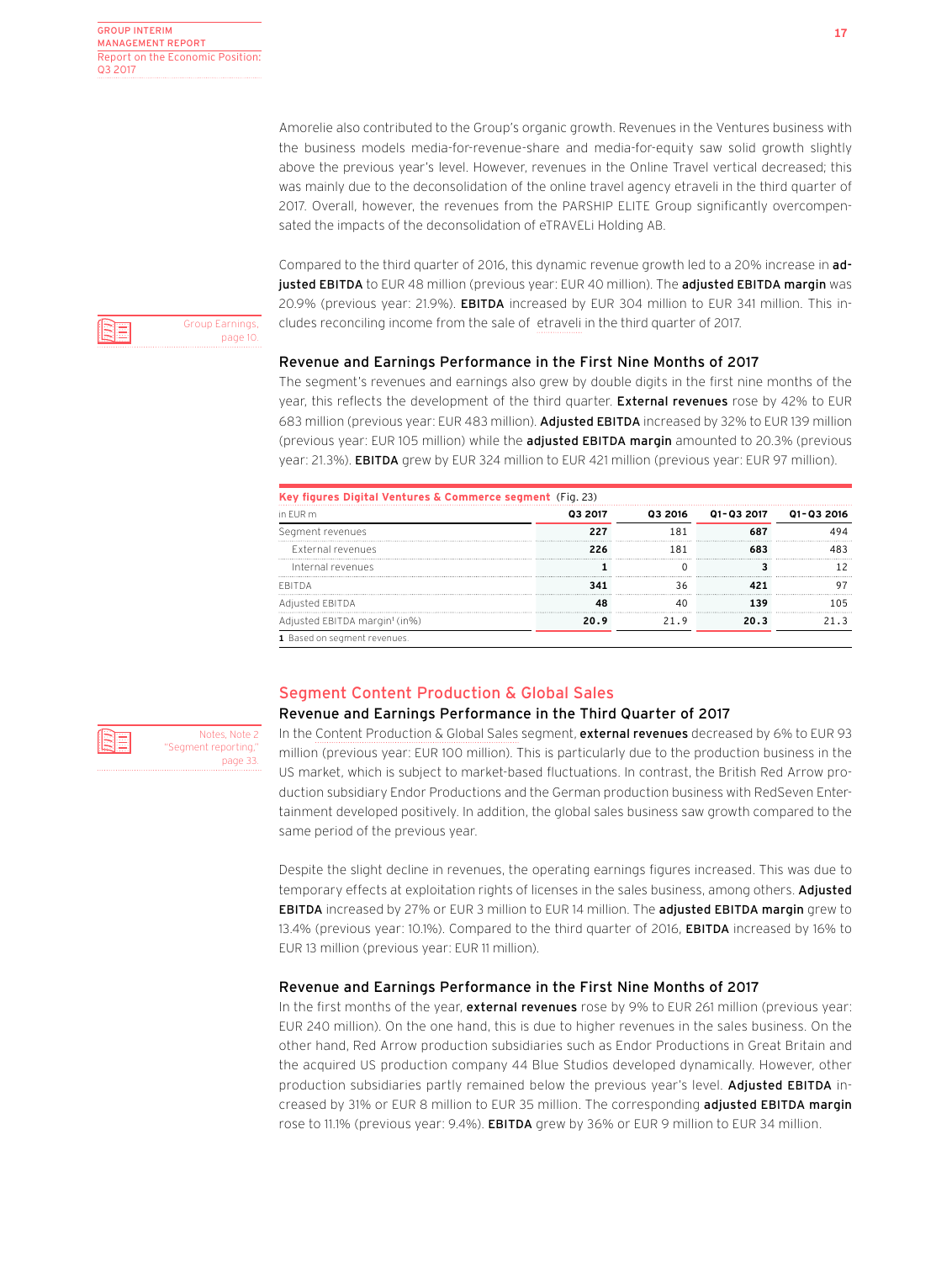Amorelie also contributed to the Group's organic growth. Revenues in the Ventures business with the business models media-for-revenue-share and media-for-equity saw solid growth slightly above the previous year's level. However, revenues in the Online Travel vertical decreased; this was mainly due to the deconsolidation of the online travel agency etraveli in the third quarter of 2017. Overall, however, the revenues from the PARSHIP ELITE Group significantly overcompensated the impacts of the deconsolidation of eTRAVELi Holding AB.

Compared to the third quarter of 2016, this dynamic revenue growth led to a 20% increase in **adjusted EBITDA** to EUR 48 million (previous year: EUR 40 million). The **adjusted EBITDA margin** was 20.9% (previous year: 21.9%). **EBITDA** increased by EUR 304 million to EUR 341 million. This includes reconciling income from the sale of etraveli in the third quarter of 2017.

Group Earnings, page 10.

### Revenue and Earnings Performance in the First Nine Months of 2017

The segment's revenues and earnings also grew by double digits in the first nine months of the year, this reflects the development of the third quarter. **External revenues** rose by 42% to EUR 683 million (previous year: EUR 483 million). **Adjusted EBITDA** increased by 32% to EUR 139 million (previous year: EUR 105 million) while the **adjusted EBITDA margin** amounted to 20.3% (previous year: 21.3%). **EBITDA** grew by EUR 324 million to EUR 421 million (previous year: EUR 97 million).

**Key figures Digital Ventures & Commerce segment** (Fig. 23)

| in EUR m | Q3 2017 | Q3 2016 | Q1–Q3 2017 | Q1–Q3 2016 |
|---|---|---|---|---|
| Segment revenues | **227** | 181 | **687** | 494 |
| External revenues | **226** | 181 | **683** | 483 |
| Internal revenues | **1** | 0 | **3** | 12 |
| EBITDA | **341** | 36 | **421** | 97 |
| Adjusted EBITDA | **48** | 40 | **139** | 105 |
| Adjusted EBITDA margin[1] (in%) | **20.9** | 21.9 | **20.3** | 21.3 |

**1** Based on segment revenues.

## Segment Content Production & Global Sales

### Revenue and Earnings Performance in the Third Quarter of 2017

Notes, Note 2 "Segment reporting," page 33.

In the Content Production & Global Sales segment, **external revenues** decreased by 6% to EUR 93 million (previous year: EUR 100 million). This is particularly due to the production business in the US market, which is subject to market-based fluctuations. In contrast, the British Red Arrow production subsidiary Endor Productions and the German production business with RedSeven Entertainment developed positively. In addition, the global sales business saw growth compared to the same period of the previous year.

Despite the slight decline in revenues, the operating earnings figures increased. This was due to temporary effects at exploitation rights of licenses in the sales business, among others. **Adjusted EBITDA** increased by 27% or EUR 3 million to EUR 14 million. The **adjusted EBITDA margin** grew to 13.4% (previous year: 10.1%). Compared to the third quarter of 2016, **EBITDA** increased by 16% to EUR 13 million (previous year: EUR 11 million).

### Revenue and Earnings Performance in the First Nine Months of 2017

In the first months of the year, **external revenues** rose by 9% to EUR 261 million (previous year: EUR 240 million). On the one hand, this is due to higher revenues in the sales business. On the other hand, Red Arrow production subsidiaries such as Endor Productions in Great Britain and the acquired US production company 44 Blue Studios developed dynamically. However, other production subsidiaries partly remained below the previous year's level. **Adjusted EBITDA** increased by 31% or EUR 8 million to EUR 35 million. The corresponding **adjusted EBITDA margin** rose to 11.1% (previous year: 9.4%). **EBITDA** grew by 36% or EUR 9 million to EUR 34 million.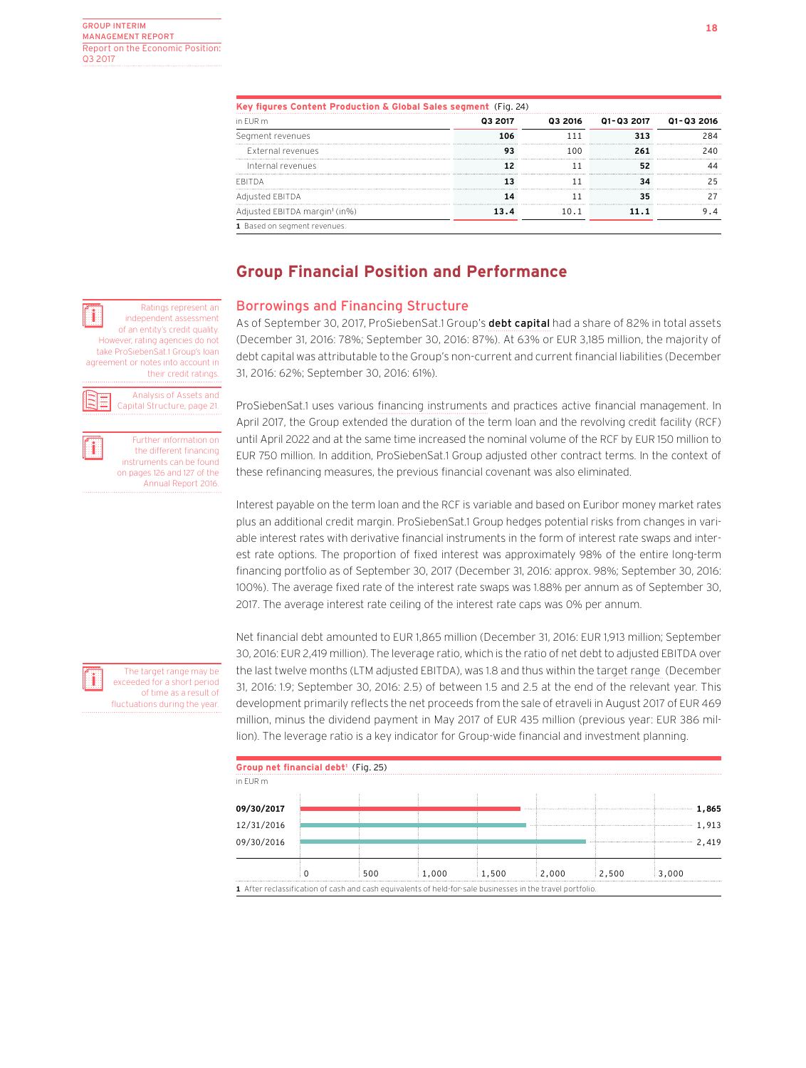**Key figures Content Production & Global Sales segment** (Fig. 24)

| in EUR m | Q3 2017 | Q3 2016 | Q1–Q3 2017 | Q1–Q3 2016 |
|---|---|---|---|---|
| Segment revenues | **106** | 111 | **313** | 284 |
| External revenues | **93** | 100 | **261** | 240 |
| Internal revenues | **12** | 11 | **52** | 44 |
| EBITDA | **13** | 11 | **34** | 25 |
| Adjusted EBITDA | **14** | 11 | **35** | 27 |
| Adjusted EBITDA margin[1] (in%) | **13.4** | 10.1 | **11.1** | 9.4 |

1 Based on segment revenues.

## Group Financial Position and Performance

### Borrowings and Financing Structure

Ratings represent an independent assessment of an entity's credit quality. However, rating agencies do not take ProSiebenSat.1 Group's loan agreement or notes into account in their credit ratings.

Analysis of Assets and Capital Structure, page 21.

Further information on the different financing instruments can be found on pages 126 and 127 of the Annual Report 2016.

As of September 30, 2017, ProSiebenSat.1 Group's **debt capital** had a share of 82% in total assets (December 31, 2016: 78%; September 30, 2016: 87%). At 63% or EUR 3,185 million, the majority of debt capital was attributable to the Group's non-current and current financial liabilities (December 31, 2016: 62%; September 30, 2016: 61%).

ProSiebenSat.1 uses various financing instruments and practices active financial management. In April 2017, the Group extended the duration of the term loan and the revolving credit facility (RCF) until April 2022 and at the same time increased the nominal volume of the RCF by EUR 150 million to EUR 750 million. In addition, ProSiebenSat.1 Group adjusted other contract terms. In the context of these refinancing measures, the previous financial covenant was also eliminated.

Interest payable on the term loan and the RCF is variable and based on Euribor money market rates plus an additional credit margin. ProSiebenSat.1 Group hedges potential risks from changes in variable interest rates with derivative financial instruments in the form of interest rate swaps and interest rate options. The proportion of fixed interest was approximately 98% of the entire long-term financing portfolio as of September 30, 2017 (December 31, 2016: approx. 98%; September 30, 2016: 100%). The average fixed rate of the interest rate swaps was 1.88% per annum as of September 30, 2017. The average interest rate ceiling of the interest rate caps was 0% per annum.

The target range may be exceeded for a short period of time as a result of fluctuations during the year.

Net financial debt amounted to EUR 1,865 million (December 31, 2016: EUR 1,913 million; September 30, 2016: EUR 2,419 million). The leverage ratio, which is the ratio of net debt to adjusted EBITDA over the last twelve months (LTM adjusted EBITDA), was 1.8 and thus within the target range (December 31, 2016: 1.9; September 30, 2016: 2.5) of between 1.5 and 2.5 at the end of the relevant year. This development primarily reflects the net proceeds from the sale of etraveli in August 2017 of EUR 469 million, minus the dividend payment in May 2017 of EUR 435 million (previous year: EUR 386 million). The leverage ratio is a key indicator for Group-wide financial and investment planning.

**Group net financial debt**[1] (Fig. 25)

in EUR m

| Date | Net financial debt |
|---|---|
| 09/30/2017 | 1,865 |
| 12/31/2016 | 1,913 |
| 09/30/2016 | 2,419 |

1 After reclassification of cash and cash equivalents of held-for-sale businesses in the travel portfolio.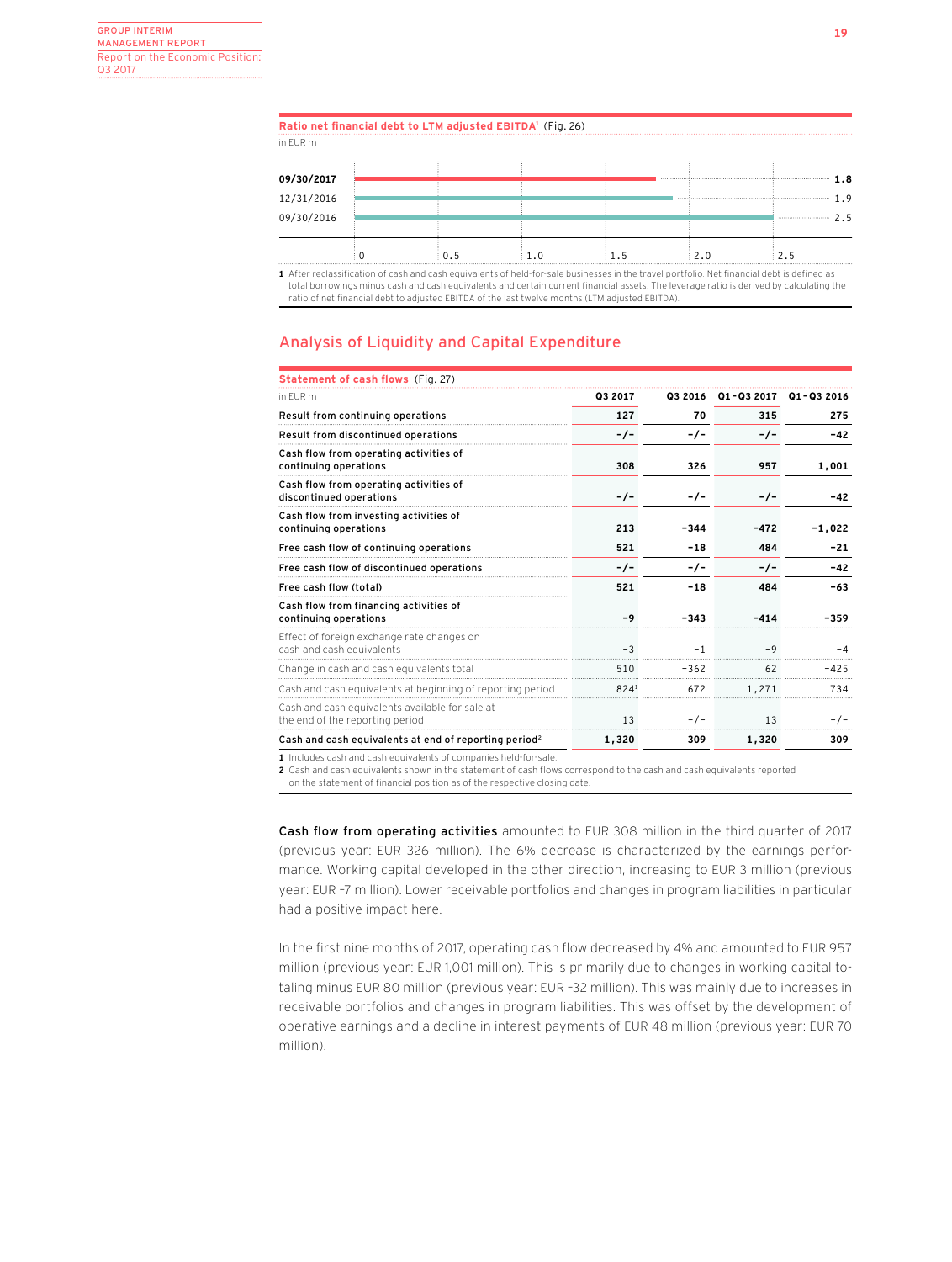**Ratio net financial debt to LTM adjusted EBITDA[1]** (Fig. 26)

in EUR m

| | |
|---|---|
| **09/30/2017** | **1.8** |
| 12/31/2016 | 1.9 |
| 09/30/2016 | 2.5 |

1 After reclassification of cash and cash equivalents of held-for-sale businesses in the travel portfolio. Net financial debt is defined as total borrowings minus cash and cash equivalents and certain current financial assets. The leverage ratio is derived by calculating the ratio of net financial debt to adjusted EBITDA of the last twelve months (LTM adjusted EBITDA).

## Analysis of Liquidity and Capital Expenditure

**Statement of cash flows** (Fig. 27)

| in EUR m | Q3 2017 | Q3 2016 | Q1–Q3 2017 | Q1–Q3 2016 |
|---|---|---|---|---|
| **Result from continuing operations** | **127** | **70** | **315** | **275** |
| **Result from discontinued operations** | **-/-** | **-/-** | **-/-** | **-42** |
| **Cash flow from operating activities of continuing operations** | **308** | **326** | **957** | **1,001** |
| **Cash flow from operating activities of discontinued operations** | **-/-** | **-/-** | **-/-** | **-42** |
| **Cash flow from investing activities of continuing operations** | **213** | **-344** | **-472** | **-1,022** |
| **Free cash flow of continuing operations** | **521** | **-18** | **484** | **-21** |
| **Free cash flow of discontinued operations** | **-/-** | **-/-** | **-/-** | **-42** |
| **Free cash flow (total)** | **521** | **-18** | **484** | **-63** |
| **Cash flow from financing activities of continuing operations** | **-9** | **-343** | **-414** | **-359** |
| Effect of foreign exchange rate changes on cash and cash equivalents | -3 | -1 | -9 | -4 |
| Change in cash and cash equivalents total | 510 | -362 | 62 | -425 |
| Cash and cash equivalents at beginning of reporting period | 824[1] | 672 | 1,271 | 734 |
| Cash and cash equivalents available for sale at the end of the reporting period | 13 | -/- | 13 | -/- |
| **Cash and cash equivalents at end of reporting period[2]** | **1,320** | **309** | **1,320** | **309** |

1 Includes cash and cash equivalents of companies held-for-sale.
2 Cash and cash equivalents shown in the statement of cash flows correspond to the cash and cash equivalents reported on the statement of financial position as of the respective closing date.

**Cash flow from operating activities** amounted to EUR 308 million in the third quarter of 2017 (previous year: EUR 326 million). The 6% decrease is characterized by the earnings performance. Working capital developed in the other direction, increasing to EUR 3 million (previous year: EUR –7 million). Lower receivable portfolios and changes in program liabilities in particular had a positive impact here.

In the first nine months of 2017, operating cash flow decreased by 4% and amounted to EUR 957 million (previous year: EUR 1,001 million). This is primarily due to changes in working capital totaling minus EUR 80 million (previous year: EUR –32 million). This was mainly due to increases in receivable portfolios and changes in program liabilities. This was offset by the development of operative earnings and a decline in interest payments of EUR 48 million (previous year: EUR 70 million).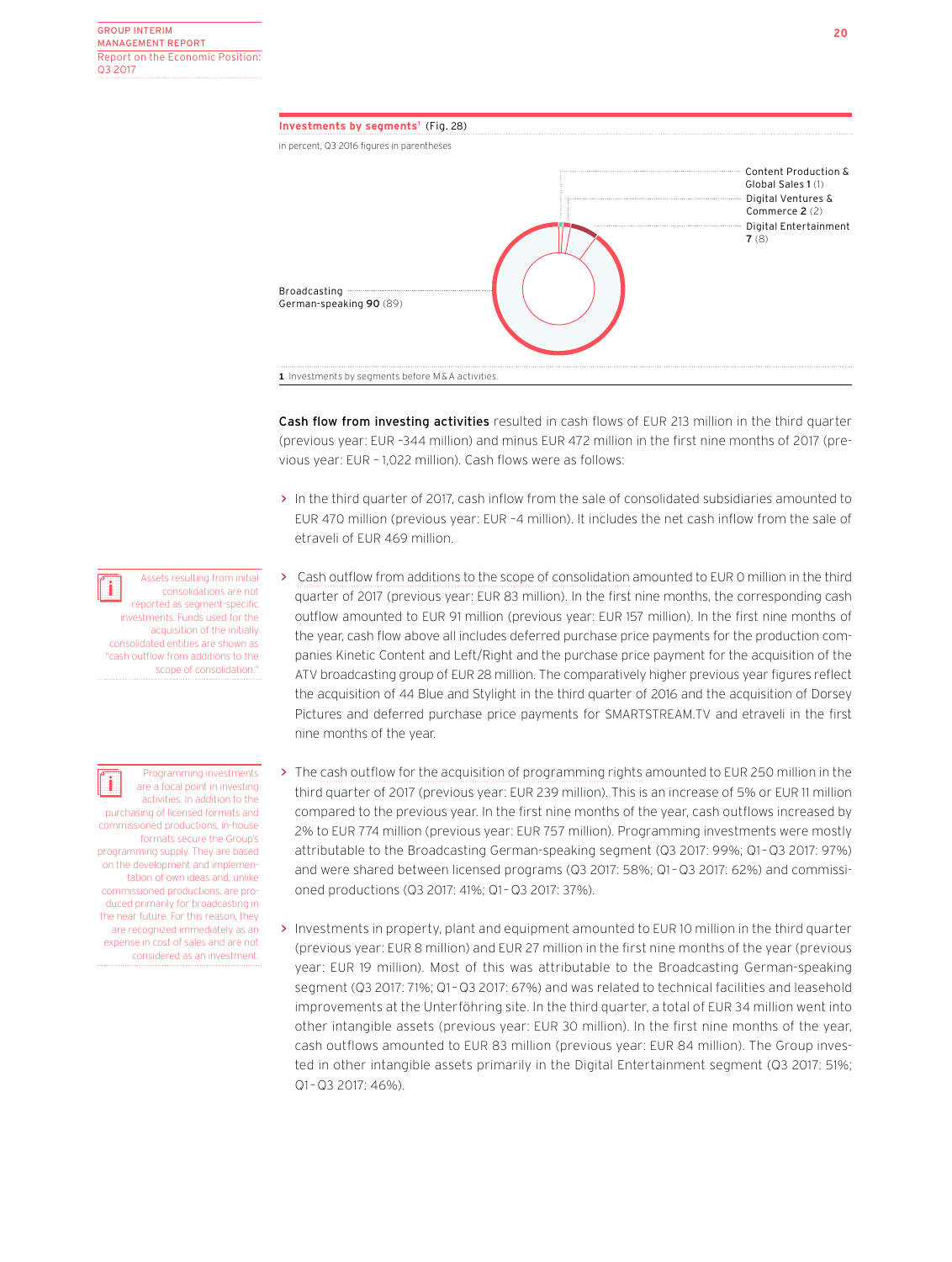**Investments by segments**[1] (Fig. 28)

in percent, Q3 2016 figures in parentheses

Content Production & Global Sales **1** (1)
Digital Ventures & Commerce **2** (2)
Digital Entertainment **7** (8)
Broadcasting German-speaking **90** (89)

1 Investments by segments before M&A activities.

**Cash flow from investing activities** resulted in cash flows of EUR 213 million in the third quarter (previous year: EUR –344 million) and minus EUR 472 million in the first nine months of 2017 (previous year: EUR – 1,022 million). Cash flows were as follows:

- In the third quarter of 2017, cash inflow from the sale of consolidated subsidiaries amounted to EUR 470 million (previous year: EUR –4 million). It includes the net cash inflow from the sale of etraveli of EUR 469 million.

> Assets resulting from initial consolidations are not reported as segment-specific investments. Funds used for the acquisition of the initially consolidated entities are shown as "cash outflow from additions to the scope of consolidation."

- Cash outflow from additions to the scope of consolidation amounted to EUR 0 million in the third quarter of 2017 (previous year: EUR 83 million). In the first nine months, the corresponding cash outflow amounted to EUR 91 million (previous year: EUR 157 million). In the first nine months of the year, cash flow above all includes deferred purchase price payments for the production companies Kinetic Content and Left/Right and the purchase price payment for the acquisition of the ATV broadcasting group of EUR 28 million. The comparatively higher previous year figures reflect the acquisition of 44 Blue and Stylight in the third quarter of 2016 and the acquisition of Dorsey Pictures and deferred purchase price payments for SMARTSTREAM.TV and etraveli in the first nine months of the year.

> Programming investments are a focal point in investing activities. In addition to the purchasing of licensed formats and commissioned productions, in-house formats secure the Group's programming supply. They are based on the development and implementation of own ideas and, unlike commissioned productions, are produced primarily for broadcasting in the near future. For this reason, they are recognized immediately as an expense in cost of sales and are not considered as an investment.

- The cash outflow for the acquisition of programming rights amounted to EUR 250 million in the third quarter of 2017 (previous year: EUR 239 million). This is an increase of 5% or EUR 11 million compared to the previous year. In the first nine months of the year, cash outflows increased by 2% to EUR 774 million (previous year: EUR 757 million). Programming investments were mostly attributable to the Broadcasting German-speaking segment (Q3 2017: 99%; Q1–Q3 2017: 97%) and were shared between licensed programs (Q3 2017: 58%; Q1–Q3 2017: 62%) and commissioned productions (Q3 2017: 41%; Q1–Q3 2017: 37%).

- Investments in property, plant and equipment amounted to EUR 10 million in the third quarter (previous year: EUR 8 million) and EUR 27 million in the first nine months of the year (previous year: EUR 19 million). Most of this was attributable to the Broadcasting German-speaking segment (Q3 2017: 71%; Q1–Q3 2017: 67%) and was related to technical facilities and leasehold improvements at the Unterföhring site. In the third quarter, a total of EUR 34 million went into other intangible assets (previous year: EUR 30 million). In the first nine months of the year, cash outflows amounted to EUR 83 million (previous year: EUR 84 million). The Group invested in other intangible assets primarily in the Digital Entertainment segment (Q3 2017: 51%; Q1–Q3 2017: 46%).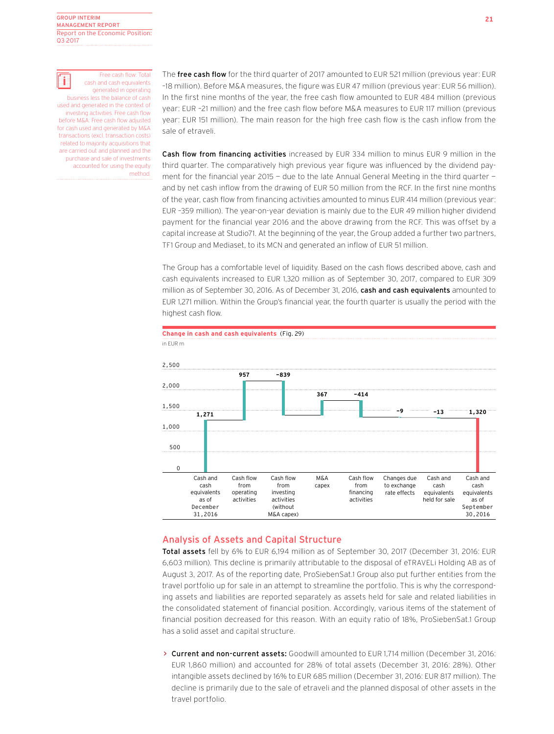Free cash flow: Total cash and cash equivalents generated in operating business less the balance of cash used and generated in the context of investing activities. Free cash flow before M&A: Free cash flow adjusted for cash used and generated by M&A transactions (excl. transaction costs) related to majority acquisitions that are carried out and planned and the purchase and sale of investments accounted for using the equity method.

The **free cash flow** for the third quarter of 2017 amounted to EUR 521 million (previous year: EUR –18 million). Before M&A measures, the figure was EUR 47 million (previous year: EUR 56 million). In the first nine months of the year, the free cash flow amounted to EUR 484 million (previous year: EUR –21 million) and the free cash flow before M&A measures to EUR 117 million (previous year: EUR 151 million). The main reason for the high free cash flow is the cash inflow from the sale of etraveli.

**Cash flow from financing activities** increased by EUR 334 million to minus EUR 9 million in the third quarter. The comparatively high previous year figure was influenced by the dividend payment for the financial year 2015 — due to the late Annual General Meeting in the third quarter — and by net cash inflow from the drawing of EUR 50 million from the RCF. In the first nine months of the year, cash flow from financing activities amounted to minus EUR 414 million (previous year: EUR –359 million). The year-on-year deviation is mainly due to the EUR 49 million higher dividend payment for the financial year 2016 and the above drawing from the RCF. This was offset by a capital increase at Studio71. At the beginning of the year, the Group added a further two partners, TF1 Group and Mediaset, to its MCN and generated an inflow of EUR 51 million.

The Group has a comfortable level of liquidity. Based on the cash flows described above, cash and cash equivalents increased to EUR 1,320 million as of September 30, 2017, compared to EUR 309 million as of September 30, 2016. As of December 31, 2016, **cash and cash equivalents** amounted to EUR 1,271 million. Within the Group's financial year, the fourth quarter is usually the period with the highest cash flow.

**Change in cash and cash equivalents** (Fig. 29)
in EUR m

| Item | EUR m |
|---|---|
| Cash and cash equivalents as of December 31, 2016 | 1,271 |
| Cash flow from operating activities | 957 |
| Cash flow from investing activities (without M&A capex) | –839 |
| M&A capex | 367 |
| Cash flow from financing activities | –414 |
| Changes due to exchange rate effects | –9 |
| Cash and cash equivalents held for sale | –13 |
| Cash and cash equivalents as of September 30, 2016 | 1,320 |

## Analysis of Assets and Capital Structure

**Total assets** fell by 6% to EUR 6,194 million as of September 30, 2017 (December 31, 2016: EUR 6,603 million). This decline is primarily attributable to the disposal of eTRAVELi Holding AB as of August 3, 2017. As of the reporting date, ProSiebenSat.1 Group also put further entities from the travel portfolio up for sale in an attempt to streamline the portfolio. This is why the corresponding assets and liabilities are reported separately as assets held for sale and related liabilities in the consolidated statement of financial position. Accordingly, various items of the statement of financial position decreased for this reason. With an equity ratio of 18%, ProSiebenSat.1 Group has a solid asset and capital structure.

- **Current and non-current assets:** Goodwill amounted to EUR 1,714 million (December 31, 2016: EUR 1,860 million) and accounted for 28% of total assets (December 31, 2016: 28%). Other intangible assets declined by 16% to EUR 685 million (December 31, 2016: EUR 817 million). The decline is primarily due to the sale of etraveli and the planned disposal of other assets in the travel portfolio.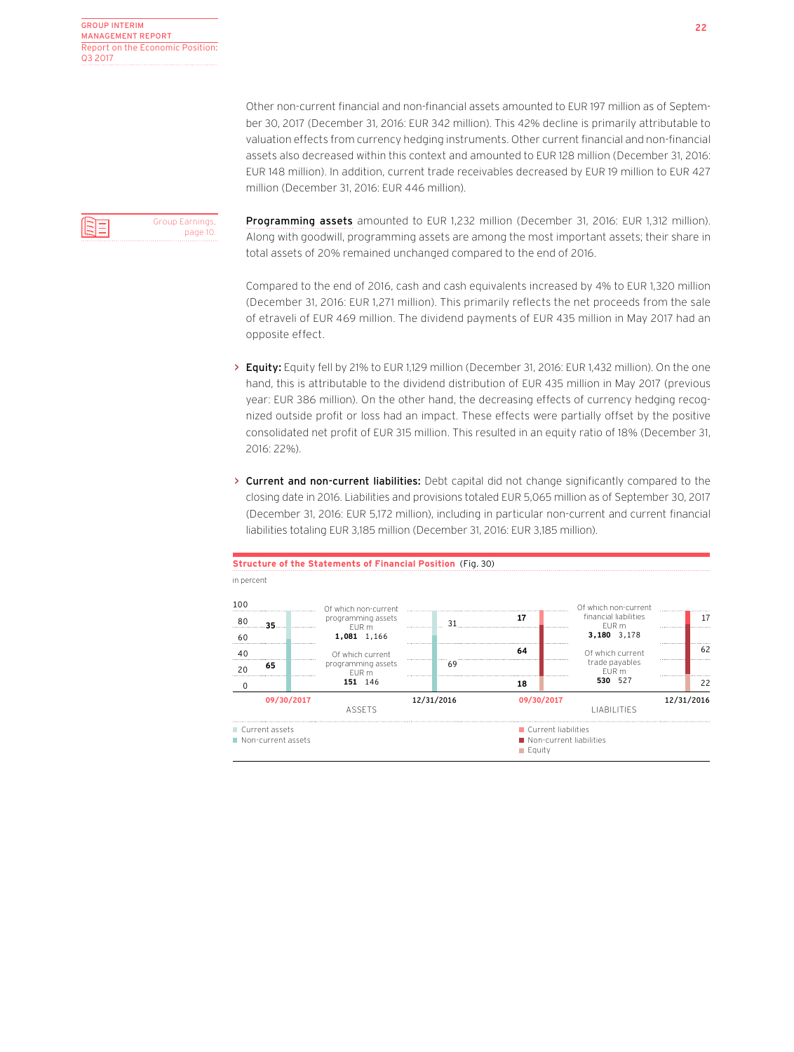Other non-current financial and non-financial assets amounted to EUR 197 million as of September 30, 2017 (December 31, 2016: EUR 342 million). This 42% decline is primarily attributable to valuation effects from currency hedging instruments. Other current financial and non-financial assets also decreased within this context and amounted to EUR 128 million (December 31, 2016: EUR 148 million). In addition, current trade receivables decreased by EUR 19 million to EUR 427 million (December 31, 2016: EUR 446 million).

Group Earnings, page 10.

**Programming assets** amounted to EUR 1,232 million (December 31, 2016: EUR 1,312 million). Along with goodwill, programming assets are among the most important assets; their share in total assets of 20% remained unchanged compared to the end of 2016.

Compared to the end of 2016, cash and cash equivalents increased by 4% to EUR 1,320 million (December 31, 2016: EUR 1,271 million). This primarily reflects the net proceeds from the sale of etraveli of EUR 469 million. The dividend payments of EUR 435 million in May 2017 had an opposite effect.

- **Equity:** Equity fell by 21% to EUR 1,129 million (December 31, 2016: EUR 1,432 million). On the one hand, this is attributable to the dividend distribution of EUR 435 million in May 2017 (previous year: EUR 386 million). On the other hand, the decreasing effects of currency hedging recognized outside profit or loss had an impact. These effects were partially offset by the positive consolidated net profit of EUR 315 million. This resulted in an equity ratio of 18% (December 31, 2016: 22%).

- **Current and non-current liabilities:** Debt capital did not change significantly compared to the closing date in 2016. Liabilities and provisions totaled EUR 5,065 million as of September 30, 2017 (December 31, 2016: EUR 5,172 million), including in particular non-current and current financial liabilities totaling EUR 3,185 million (December 31, 2016: EUR 3,185 million).

**Structure of the Statements of Financial Position** (Fig. 30)

in percent

**ASSETS**

| | 09/30/2017 | 12/31/2016 |
|---|---|---|
| Current assets | 35 | 31 |
| Non-current assets | 65 | 69 |

| EUR m | 09/30/2017 | 12/31/2016 |
|---|---|---|
| Of which non-current programming assets | 1,081 | 1,166 |
| Of which current programming assets | 151 | 146 |

**LIABILITIES**

| | 09/30/2017 | 12/31/2016 |
|---|---|---|
| Current liabilities | 17 | 17 |
| Non-current liabilities | 64 | 62 |
| Equity | 18 | 22 |

| EUR m | 09/30/2017 | 12/31/2016 |
|---|---|---|
| Of which non-current financial liabilities | 3,180 | 3,178 |
| Of which current trade payables | 530 | 527 |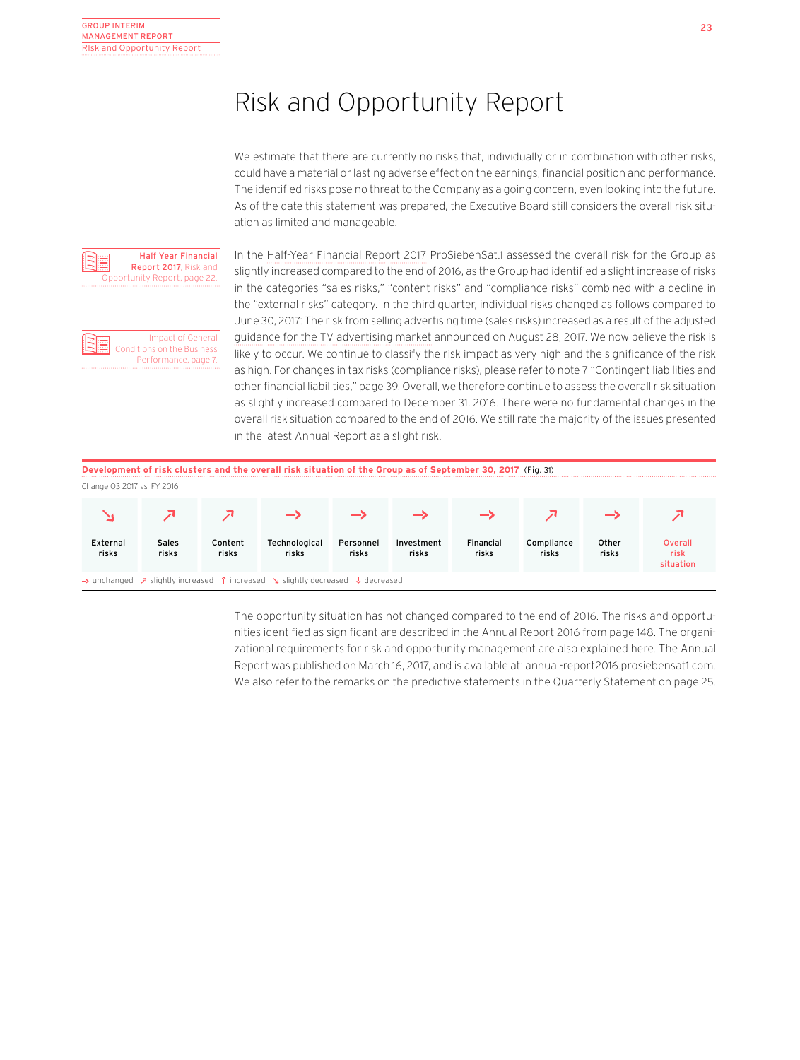# Risk and Opportunity Report

We estimate that there are currently no risks that, individually or in combination with other risks, could have a material or lasting adverse effect on the earnings, financial position and performance. The identified risks pose no threat to the Company as a going concern, even looking into the future. As of the date this statement was prepared, the Executive Board still considers the overall risk situation as limited and manageable.

**Half Year Financial Report 2017**, Risk and Opportunity Report, page 22.

Impact of General Conditions on the Business Performance, page 7.

In the Half-Year Financial Report 2017 ProSiebenSat.1 assessed the overall risk for the Group as slightly increased compared to the end of 2016, as the Group had identified a slight increase of risks in the categories "sales risks," "content risks" and "compliance risks" combined with a decline in the "external risks" category. In the third quarter, individual risks changed as follows compared to June 30, 2017: The risk from selling advertising time (sales risks) increased as a result of the adjusted guidance for the TV advertising market announced on August 28, 2017. We now believe the risk is likely to occur. We continue to classify the risk impact as very high and the significance of the risk as high. For changes in tax risks (compliance risks), please refer to note 7 "Contingent liabilities and other financial liabilities," page 39. Overall, we therefore continue to assess the overall risk situation as slightly increased compared to December 31, 2016. There were no fundamental changes in the overall risk situation compared to the end of 2016. We still rate the majority of the issues presented in the latest Annual Report as a slight risk.

**Development of risk clusters and the overall risk situation of the Group as of September 30, 2017** (Fig. 31)

Change Q3 2017 vs. FY 2016

| External risks | Sales risks | Content risks | Technological risks | Personnel risks | Investment risks | Financial risks | Compliance risks | Other risks | Overall risk situation |
|---|---|---|---|---|---|---|---|---|---|
| ↘ | ↗ | ↗ | → | → | → | → | ↗ | → | ↗ |

→ unchanged ↗ slightly increased ↑ increased ↘ slightly decreased ↓ decreased

The opportunity situation has not changed compared to the end of 2016. The risks and opportunities identified as significant are described in the Annual Report 2016 from page 148. The organizational requirements for risk and opportunity management are also explained here. The Annual Report was published on March 16, 2017, and is available at: annual-report2016.prosiebensat1.com. We also refer to the remarks on the predictive statements in the Quarterly Statement on page 25.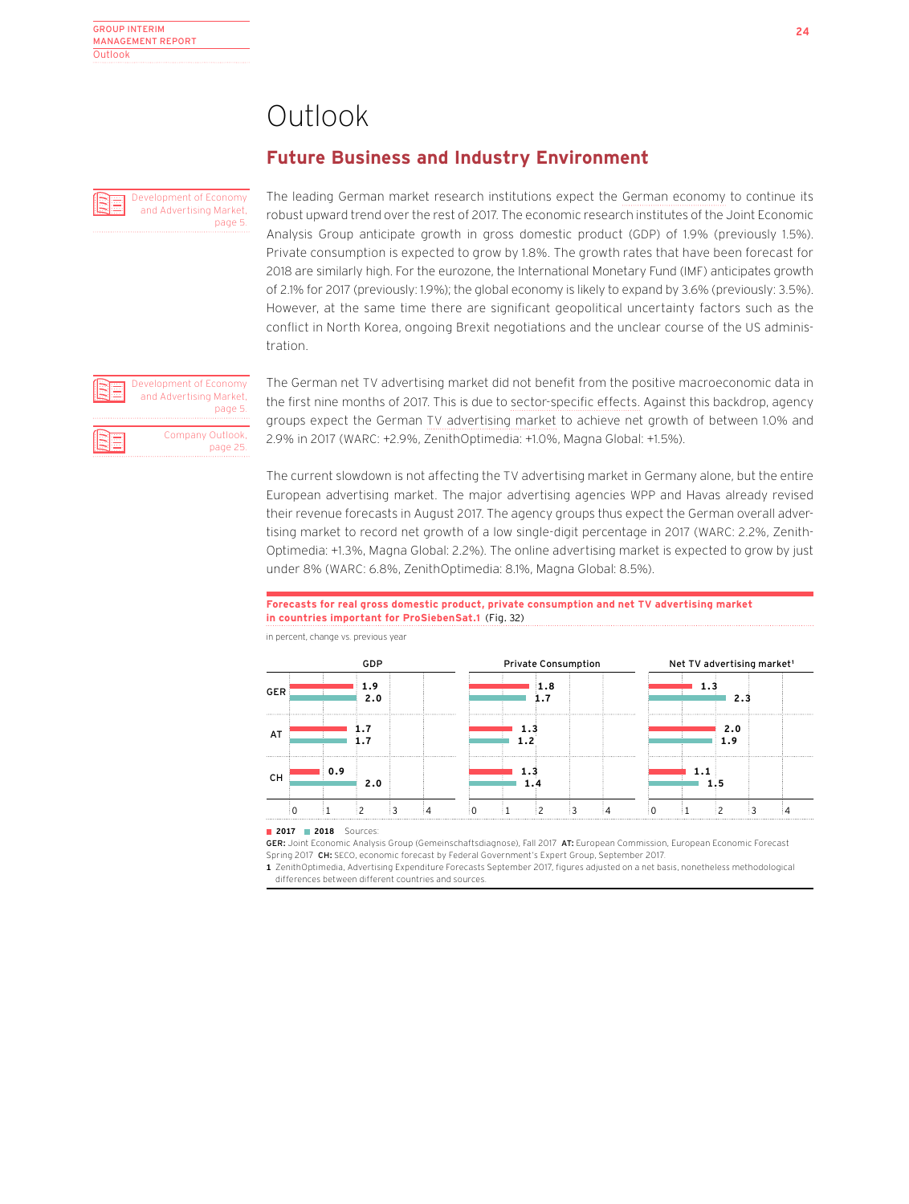# Outlook

## Future Business and Industry Environment

Development of Economy and Advertising Market, page 5.

The leading German market research institutions expect the German economy to continue its robust upward trend over the rest of 2017. The economic research institutes of the Joint Economic Analysis Group anticipate growth in gross domestic product (GDP) of 1.9% (previously 1.5%). Private consumption is expected to grow by 1.8%. The growth rates that have been forecast for 2018 are similarly high. For the eurozone, the International Monetary Fund (IMF) anticipates growth of 2.1% for 2017 (previously: 1.9%); the global economy is likely to expand by 3.6% (previously: 3.5%). However, at the same time there are significant geopolitical uncertainty factors such as the conflict in North Korea, ongoing Brexit negotiations and the unclear course of the US administration.

Development of Economy and Advertising Market, page 5.

Company Outlook, page 25.

The German net TV advertising market did not benefit from the positive macroeconomic data in the first nine months of 2017. This is due to sector-specific effects. Against this backdrop, agency groups expect the German TV advertising market to achieve net growth of between 1.0% and 2.9% in 2017 (WARC: +2.9%, ZenithOptimedia: +1.0%, Magna Global: +1.5%).

The current slowdown is not affecting the TV advertising market in Germany alone, but the entire European advertising market. The major advertising agencies WPP and Havas already revised their revenue forecasts in August 2017. The agency groups thus expect the German overall advertising market to record net growth of a low single-digit percentage in 2017 (WARC: 2.2%, ZenithOptimedia: +1.3%, Magna Global: 2.2%). The online advertising market is expected to grow by just under 8% (WARC: 6.8%, ZenithOptimedia: 8.1%, Magna Global: 8.5%).

**Forecasts for real gross domestic product, private consumption and net TV advertising market in countries important for ProSiebenSat.1** (Fig. 32)

in percent, change vs. previous year

| | GDP 2017 | GDP 2018 | Private Consumption 2017 | Private Consumption 2018 | Net TV advertising market[1] 2017 | Net TV advertising market[1] 2018 |
|---|---|---|---|---|---|---|
| GER | 1.9 | 2.0 | 1.8 | 1.7 | 1.3 | 2.3 |
| AT | 1.7 | 1.7 | 1.3 | 1.2 | 2.0 | 1.9 |
| CH | 0.9 | 2.0 | 1.3 | 1.4 | 1.1 | 1.5 |

■ 2017 ■ 2018 Sources:

**GER:** Joint Economic Analysis Group (Gemeinschaftsdiagnose), Fall 2017 **AT:** European Commission, European Economic Forecast Spring 2017 **CH:** SECO, economic forecast by Federal Government's Expert Group, September 2017.

**1** ZenithOptimedia, Advertising Expenditure Forecasts September 2017, figures adjusted on a net basis, nonetheless methodological differences between different countries and sources.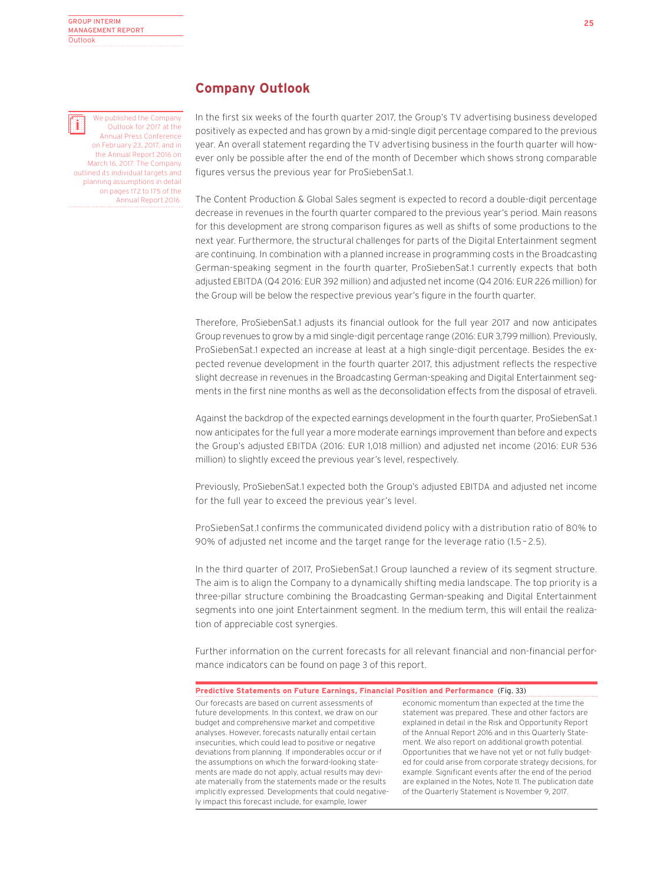## Company Outlook

We published the Company Outlook for 2017 at the Annual Press Conference on February 23, 2017, and in the Annual Report 2016 on March 16, 2017. The Company outlined its individual targets and planning assumptions in detail on pages 172 to 175 of the Annual Report 2016.

In the first six weeks of the fourth quarter 2017, the Group's TV advertising business developed positively as expected and has grown by a mid-single digit percentage compared to the previous year. An overall statement regarding the TV advertising business in the fourth quarter will however only be possible after the end of the month of December which shows strong comparable figures versus the previous year for ProSiebenSat.1.

The Content Production & Global Sales segment is expected to record a double-digit percentage decrease in revenues in the fourth quarter compared to the previous year's period. Main reasons for this development are strong comparison figures as well as shifts of some productions to the next year. Furthermore, the structural challenges for parts of the Digital Entertainment segment are continuing. In combination with a planned increase in programming costs in the Broadcasting German-speaking segment in the fourth quarter, ProSiebenSat.1 currently expects that both adjusted EBITDA (Q4 2016: EUR 392 million) and adjusted net income (Q4 2016: EUR 226 million) for the Group will be below the respective previous year's figure in the fourth quarter.

Therefore, ProSiebenSat.1 adjusts its financial outlook for the full year 2017 and now anticipates Group revenues to grow by a mid single-digit percentage range (2016: EUR 3,799 million). Previously, ProSiebenSat.1 expected an increase at least at a high single-digit percentage. Besides the expected revenue development in the fourth quarter 2017, this adjustment reflects the respective slight decrease in revenues in the Broadcasting German-speaking and Digital Entertainment segments in the first nine months as well as the deconsolidation effects from the disposal of etraveli.

Against the backdrop of the expected earnings development in the fourth quarter, ProSiebenSat.1 now anticipates for the full year a more moderate earnings improvement than before and expects the Group's adjusted EBITDA (2016: EUR 1,018 million) and adjusted net income (2016: EUR 536 million) to slightly exceed the previous year's level, respectively.

Previously, ProSiebenSat.1 expected both the Group's adjusted EBITDA and adjusted net income for the full year to exceed the previous year's level.

ProSiebenSat.1 confirms the communicated dividend policy with a distribution ratio of 80% to 90% of adjusted net income and the target range for the leverage ratio (1.5 – 2.5).

In the third quarter of 2017, ProSiebenSat.1 Group launched a review of its segment structure. The aim is to align the Company to a dynamically shifting media landscape. The top priority is a three-pillar structure combining the Broadcasting German-speaking and Digital Entertainment segments into one joint Entertainment segment. In the medium term, this will entail the realization of appreciable cost synergies.

Further information on the current forecasts for all relevant financial and non-financial performance indicators can be found on page 3 of this report.

**Predictive Statements on Future Earnings, Financial Position and Performance** (Fig. 33)

Our forecasts are based on current assessments of future developments. In this context, we draw on our budget and comprehensive market and competitive analyses. However, forecasts naturally entail certain insecurities, which could lead to positive or negative deviations from planning. If imponderables occur or if the assumptions on which the forward-looking statements are made do not apply, actual results may deviate materially from the statements made or the results implicitly expressed. Developments that could negatively impact this forecast include, for example, lower economic momentum than expected at the time the statement was prepared. These and other factors are explained in detail in the Risk and Opportunity Report of the Annual Report 2016 and in this Quarterly Statement. We also report on additional growth potential. Opportunities that we have not yet or not fully budgeted for could arise from corporate strategy decisions, for example. Significant events after the end of the period are explained in the Notes, Note 11. The publication date of the Quarterly Statement is November 9, 2017.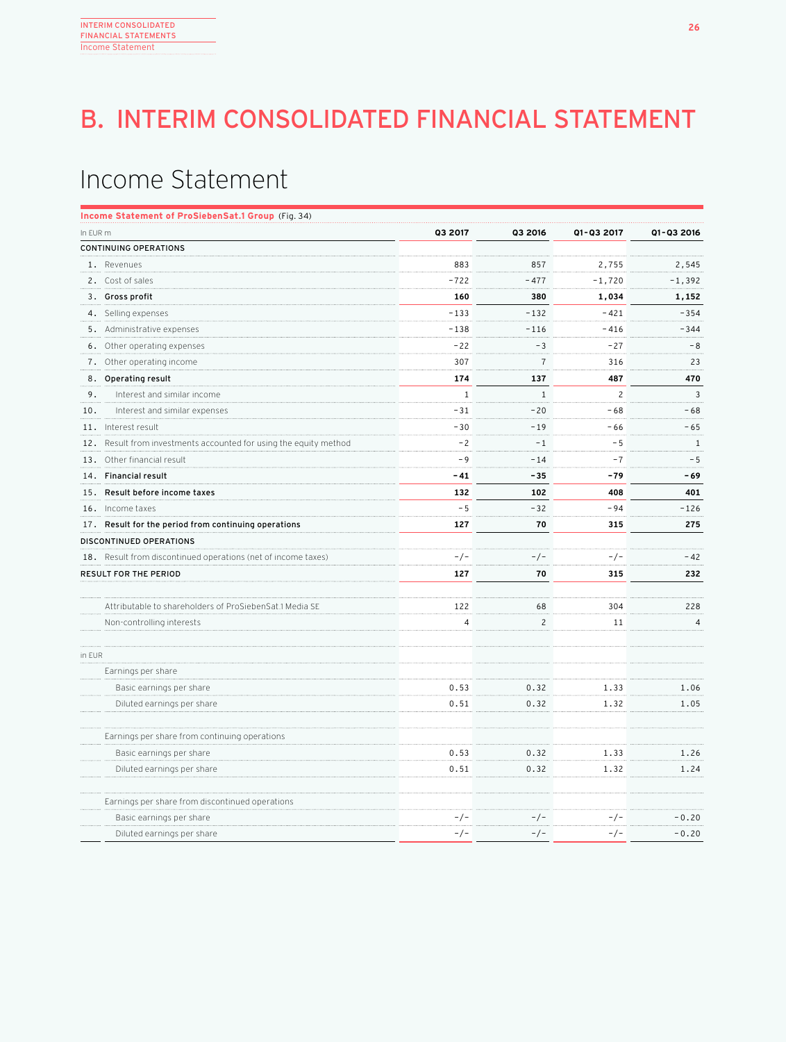# B. INTERIM CONSOLIDATED FINANCIAL STATEMENT

## Income Statement

**Income Statement of ProSiebenSat.1 Group** (Fig. 34)

| In EUR m | | Q3 2017 | Q3 2016 | Q1–Q3 2017 | Q1–Q3 2016 |
|---|---|---|---|---|---|
| CONTINUING OPERATIONS | | | | | |
| 1. | Revenues | 883 | 857 | 2,755 | 2,545 |
| 2. | Cost of sales | −722 | −477 | −1,720 | −1,392 |
| 3. | **Gross profit** | **160** | **380** | **1,034** | **1,152** |
| 4. | Selling expenses | −133 | −132 | −421 | −354 |
| 5. | Administrative expenses | −138 | −116 | −416 | −344 |
| 6. | Other operating expenses | −22 | −3 | −27 | −8 |
| 7. | Other operating income | 307 | 7 | 316 | 23 |
| 8. | **Operating result** | **174** | **137** | **487** | **470** |
| 9. | Interest and similar income | 1 | 1 | 2 | 3 |
| 10. | Interest and similar expenses | −31 | −20 | −68 | −68 |
| 11. | Interest result | −30 | −19 | −66 | −65 |
| 12. | Result from investments accounted for using the equity method | −2 | −1 | −5 | 1 |
| 13. | Other financial result | −9 | −14 | −7 | −5 |
| 14. | **Financial result** | **−41** | **−35** | **−79** | **−69** |
| 15. | **Result before income taxes** | **132** | **102** | **408** | **401** |
| 16. | Income taxes | −5 | −32 | −94 | −126 |
| 17. | **Result for the period from continuing operations** | **127** | **70** | **315** | **275** |
| DISCONTINUED OPERATIONS | | | | | |
| 18. | Result from discontinued operations (net of income taxes) | −/− | −/− | −/− | −42 |
| **RESULT FOR THE PERIOD** | | **127** | **70** | **315** | **232** |
| | | | | | |
| | Attributable to shareholders of ProSiebenSat.1 Media SE | 122 | 68 | 304 | 228 |
| | Non-controlling interests | 4 | 2 | 11 | 4 |
| | | | | | |
| in EUR | | | | | |
| | Earnings per share | | | | |
| | Basic earnings per share | 0.53 | 0.32 | 1.33 | 1.06 |
| | Diluted earnings per share | 0.51 | 0.32 | 1.32 | 1.05 |
| | | | | | |
| | Earnings per share from continuing operations | | | | |
| | Basic earnings per share | 0.53 | 0.32 | 1.33 | 1.26 |
| | Diluted earnings per share | 0.51 | 0.32 | 1.32 | 1.24 |
| | | | | | |
| | Earnings per share from discontinued operations | | | | |
| | Basic earnings per share | −/− | −/− | −/− | −0.20 |
| | Diluted earnings per share | −/− | −/− | −/− | −0.20 |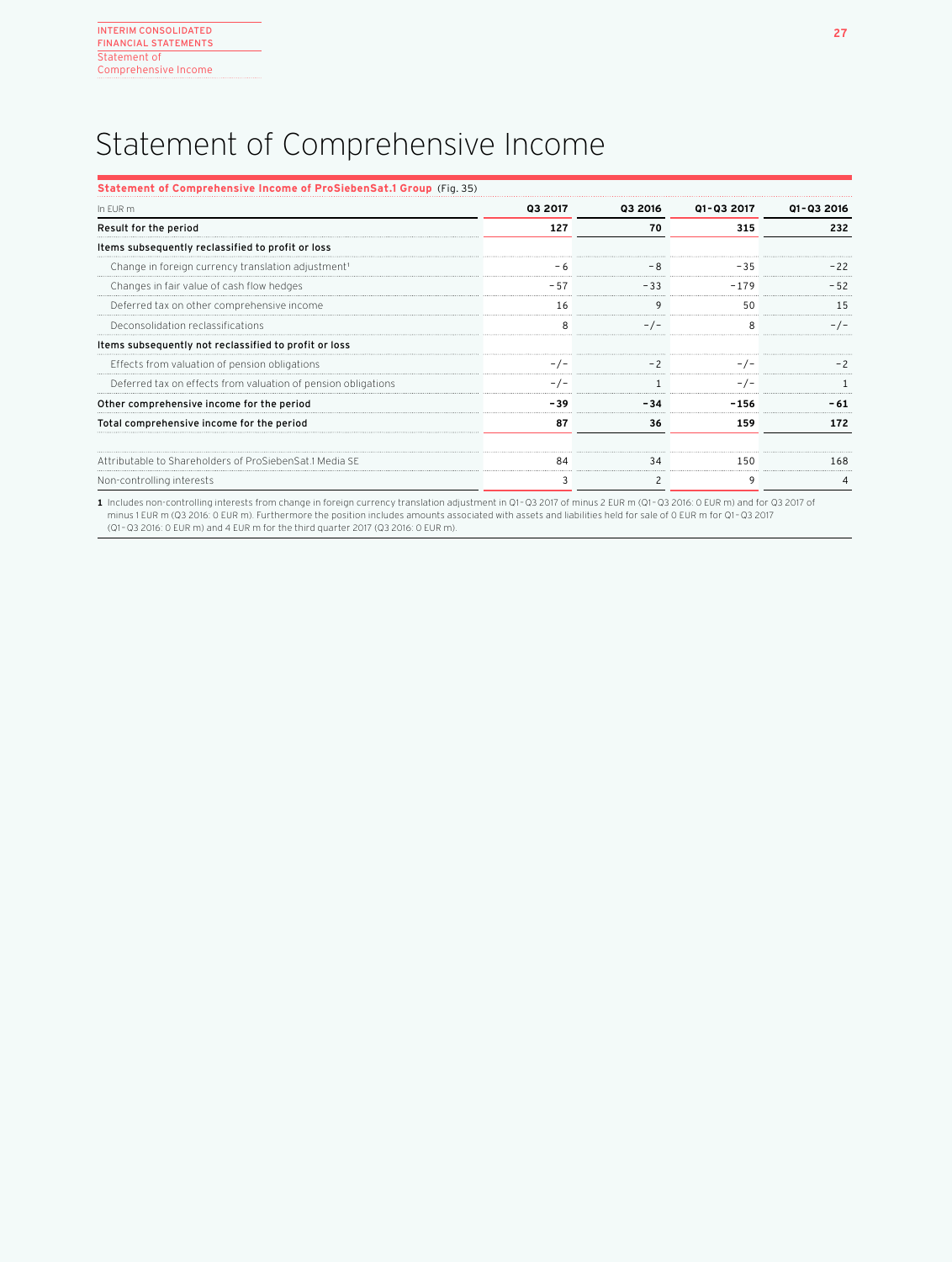# Statement of Comprehensive Income

**Statement of Comprehensive Income of ProSiebenSat.1 Group** (Fig. 35)

| In EUR m | Q3 2017 | Q3 2016 | Q1–Q3 2017 | Q1–Q3 2016 |
|---|---|---|---|---|
| **Result for the period** | **127** | **70** | **315** | **232** |
| **Items subsequently reclassified to profit or loss** | | | | |
| Change in foreign currency translation adjustment[1] | −6 | −8 | −35 | −22 |
| Changes in fair value of cash flow hedges | −57 | −33 | −179 | −52 |
| Deferred tax on other comprehensive income | 16 | 9 | 50 | 15 |
| Deconsolidation reclassifications | 8 | −/− | 8 | −/− |
| **Items subsequently not reclassified to profit or loss** | | | | |
| Effects from valuation of pension obligations | −/− | −2 | −/− | −2 |
| Deferred tax on effects from valuation of pension obligations | −/− | 1 | −/− | 1 |
| **Other comprehensive income for the period** | **−39** | **−34** | **−156** | **−61** |
| **Total comprehensive income for the period** | **87** | **36** | **159** | **172** |
| | | | | |
| Attributable to Shareholders of ProSiebenSat.1 Media SE | 84 | 34 | 150 | 168 |
| Non-controlling interests | 3 | 2 | 9 | 4 |

**1** Includes non-controlling interests from change in foreign currency translation adjustment in Q1–Q3 2017 of minus 2 EUR m (Q1–Q3 2016: 0 EUR m) and for Q3 2017 of minus 1 EUR m (Q3 2016: 0 EUR m). Furthermore the position includes amounts associated with assets and liabilities held for sale of 0 EUR m for Q1–Q3 2017 (Q1–Q3 2016: 0 EUR m) and 4 EUR m for the third quarter 2017 (Q3 2016: 0 EUR m).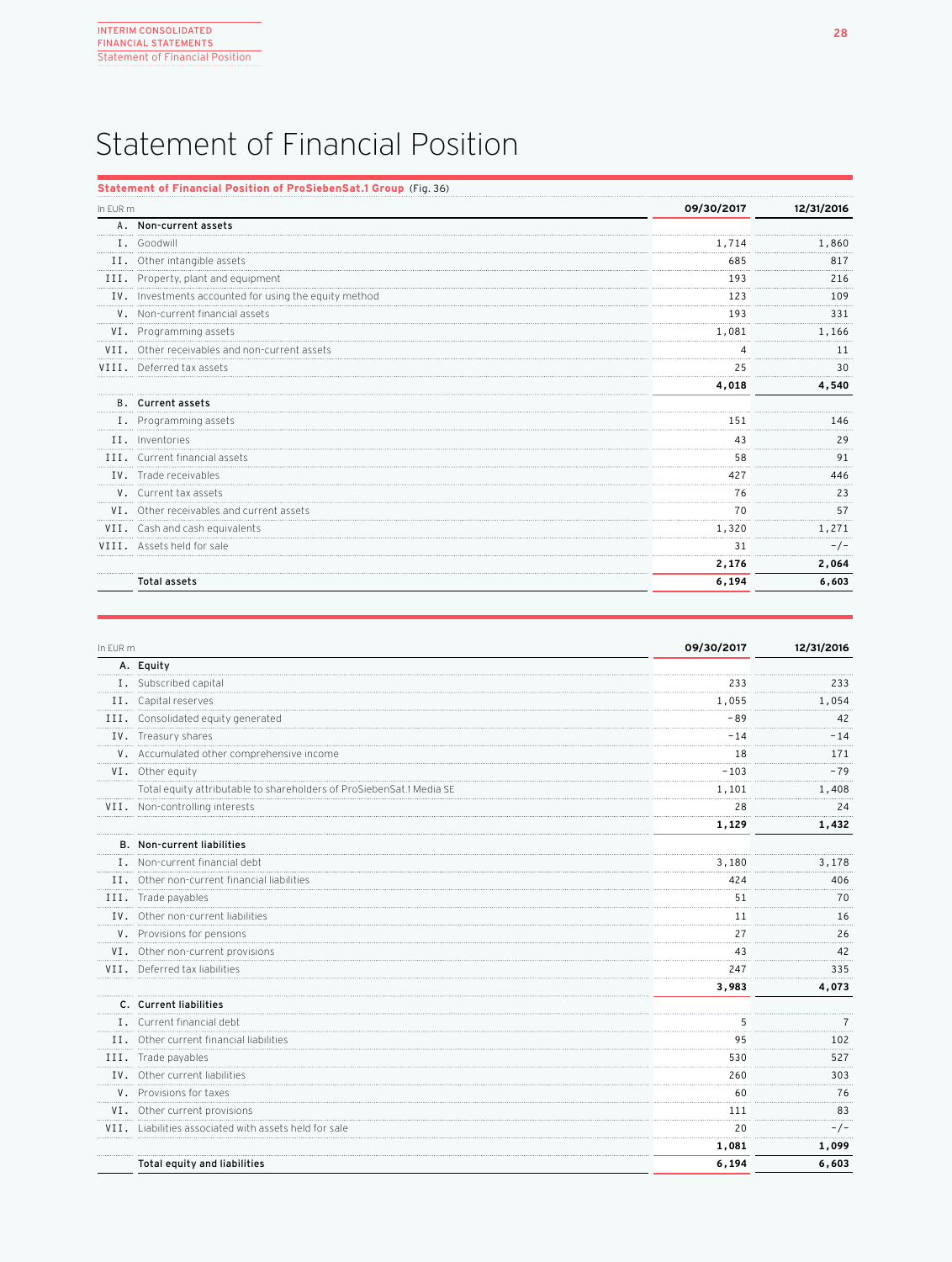# Statement of Financial Position

**Statement of Financial Position of ProSiebenSat.1 Group** (Fig. 36)

| In EUR m | | 09/30/2017 | 12/31/2016 |
|---|---|---|---|
| **A.** | **Non-current assets** | | |
| I. | Goodwill | 1,714 | 1,860 |
| II. | Other intangible assets | 685 | 817 |
| III. | Property, plant and equipment | 193 | 216 |
| IV. | Investments accounted for using the equity method | 123 | 109 |
| V. | Non-current financial assets | 193 | 331 |
| VI. | Programming assets | 1,081 | 1,166 |
| VII. | Other receivables and non-current assets | 4 | 11 |
| VIII. | Deferred tax assets | 25 | 30 |
| | | **4,018** | **4,540** |
| **B.** | **Current assets** | | |
| I. | Programming assets | 151 | 146 |
| II. | Inventories | 43 | 29 |
| III. | Current financial assets | 58 | 91 |
| IV. | Trade receivables | 427 | 446 |
| V. | Current tax assets | 76 | 23 |
| VI. | Other receivables and current assets | 70 | 57 |
| VII. | Cash and cash equivalents | 1,320 | 1,271 |
| VIII. | Assets held for sale | 31 | -/- |
| | | **2,176** | **2,064** |
| | **Total assets** | **6,194** | **6,603** |

| In EUR m | | 09/30/2017 | 12/31/2016 |
|---|---|---|---|
| **A.** | **Equity** | | |
| I. | Subscribed capital | 233 | 233 |
| II. | Capital reserves | 1,055 | 1,054 |
| III. | Consolidated equity generated | -89 | 42 |
| IV. | Treasury shares | -14 | -14 |
| V. | Accumulated other comprehensive income | 18 | 171 |
| VI. | Other equity | -103 | -79 |
| | Total equity attributable to shareholders of ProSiebenSat.1 Media SE | 1,101 | 1,408 |
| VII. | Non-controlling interests | 28 | 24 |
| | | **1,129** | **1,432** |
| **B.** | **Non-current liabilities** | | |
| I. | Non-current financial debt | 3,180 | 3,178 |
| II. | Other non-current financial liabilities | 424 | 406 |
| III. | Trade payables | 51 | 70 |
| IV. | Other non-current liabilities | 11 | 16 |
| V. | Provisions for pensions | 27 | 26 |
| VI. | Other non-current provisions | 43 | 42 |
| VII. | Deferred tax liabilities | 247 | 335 |
| | | **3,983** | **4,073** |
| **C.** | **Current liabilities** | | |
| I. | Current financial debt | 5 | 7 |
| II. | Other current financial liabilities | 95 | 102 |
| III. | Trade payables | 530 | 527 |
| IV. | Other current liabilities | 260 | 303 |
| V. | Provisions for taxes | 60 | 76 |
| VI. | Other current provisions | 111 | 83 |
| VII. | Liabilities associated with assets held for sale | 20 | -/- |
| | | **1,081** | **1,099** |
| | **Total equity and liabilities** | **6,194** | **6,603** |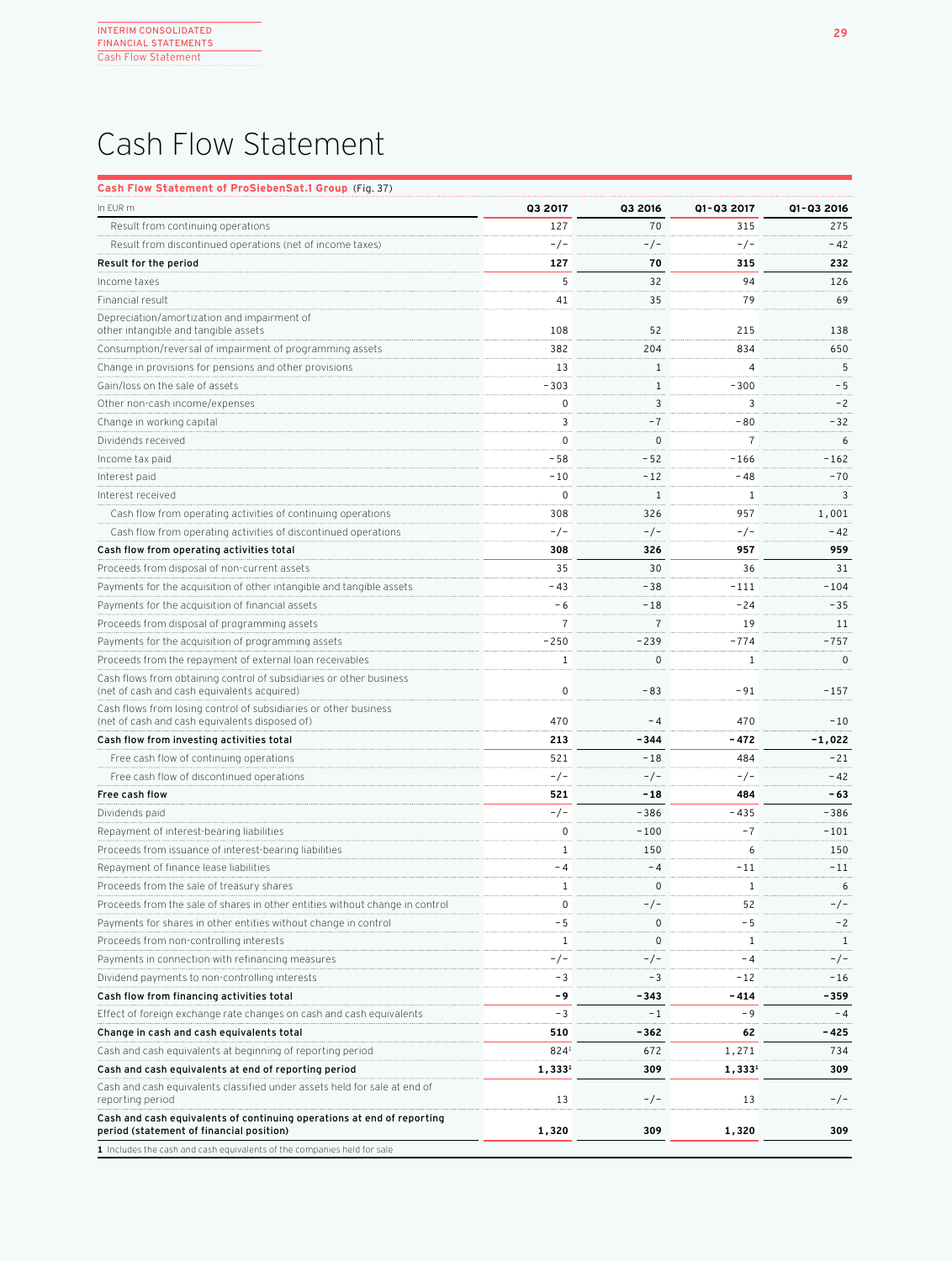# Cash Flow Statement

**Cash Flow Statement of ProSiebenSat.1 Group** (Fig. 37)

| In EUR m | Q3 2017 | Q3 2016 | Q1-Q3 2017 | Q1-Q3 2016 |
|---|---|---|---|---|
| Result from continuing operations | 127 | 70 | 315 | 275 |
| Result from discontinued operations (net of income taxes) | -/- | -/- | -/- | -42 |
| **Result for the period** | **127** | **70** | **315** | **232** |
| Income taxes | 5 | 32 | 94 | 126 |
| Financial result | 41 | 35 | 79 | 69 |
| Depreciation/amortization and impairment of other intangible and tangible assets | 108 | 52 | 215 | 138 |
| Consumption/reversal of impairment of programming assets | 382 | 204 | 834 | 650 |
| Change in provisions for pensions and other provisions | 13 | 1 | 4 | 5 |
| Gain/loss on the sale of assets | -303 | 1 | -300 | -5 |
| Other non-cash income/expenses | 0 | 3 | 3 | -2 |
| Change in working capital | 3 | -7 | -80 | -32 |
| Dividends received | 0 | 0 | 7 | 6 |
| Income tax paid | -58 | -52 | -166 | -162 |
| Interest paid | -10 | -12 | -48 | -70 |
| Interest received | 0 | 1 | 1 | 3 |
| Cash flow from operating activities of continuing operations | 308 | 326 | 957 | 1,001 |
| Cash flow from operating activities of discontinued operations | -/- | -/- | -/- | -42 |
| **Cash flow from operating activities total** | **308** | **326** | **957** | **959** |
| Proceeds from disposal of non-current assets | 35 | 30 | 36 | 31 |
| Payments for the acquisition of other intangible and tangible assets | -43 | -38 | -111 | -104 |
| Payments for the acquisition of financial assets | -6 | -18 | -24 | -35 |
| Proceeds from disposal of programming assets | 7 | 7 | 19 | 11 |
| Payments for the acquisition of programming assets | -250 | -239 | -774 | -757 |
| Proceeds from the repayment of external loan receivables | 1 | 0 | 1 | 0 |
| Cash flows from obtaining control of subsidiaries or other business (net of cash and cash equivalents acquired) | 0 | -83 | -91 | -157 |
| Cash flows from losing control of subsidiaries or other business (net of cash and cash equivalents disposed of) | 470 | -4 | 470 | -10 |
| **Cash flow from investing activities total** | **213** | **-344** | **-472** | **-1,022** |
| Free cash flow of continuing operations | 521 | -18 | 484 | -21 |
| Free cash flow of discontinued operations | -/- | -/- | -/- | -42 |
| **Free cash flow** | **521** | **-18** | **484** | **-63** |
| Dividends paid | -/- | -386 | -435 | -386 |
| Repayment of interest-bearing liabilities | 0 | -100 | -7 | -101 |
| Proceeds from issuance of interest-bearing liabilities | 1 | 150 | 6 | 150 |
| Repayment of finance lease liabilities | -4 | -4 | -11 | -11 |
| Proceeds from the sale of treasury shares | 1 | 0 | 1 | 6 |
| Proceeds from the sale of shares in other entities without change in control | 0 | -/- | 52 | -/- |
| Payments for shares in other entities without change in control | -5 | 0 | -5 | -2 |
| Proceeds from non-controlling interests | 1 | 0 | 1 | 1 |
| Payments in connection with refinancing measures | -/- | -/- | -4 | -/- |
| Dividend payments to non-controlling interests | -3 | -3 | -12 | -16 |
| **Cash flow from financing activities total** | **-9** | **-343** | **-414** | **-359** |
| Effect of foreign exchange rate changes on cash and cash equivalents | -3 | -1 | -9 | -4 |
| **Change in cash and cash equivalents total** | **510** | **-362** | **62** | **-425** |
| Cash and cash equivalents at beginning of reporting period | 824[1] | 672 | 1,271 | 734 |
| **Cash and cash equivalents at end of reporting period** | **1,333[1]** | **309** | **1,333[1]** | **309** |
| Cash and cash equivalents classified under assets held for sale at end of reporting period | 13 | -/- | 13 | -/- |
| **Cash and cash equivalents of continuing operations at end of reporting period (statement of financial position)** | **1,320** | **309** | **1,320** | **309** |

**1** Includes the cash and cash equivalents of the companies held for sale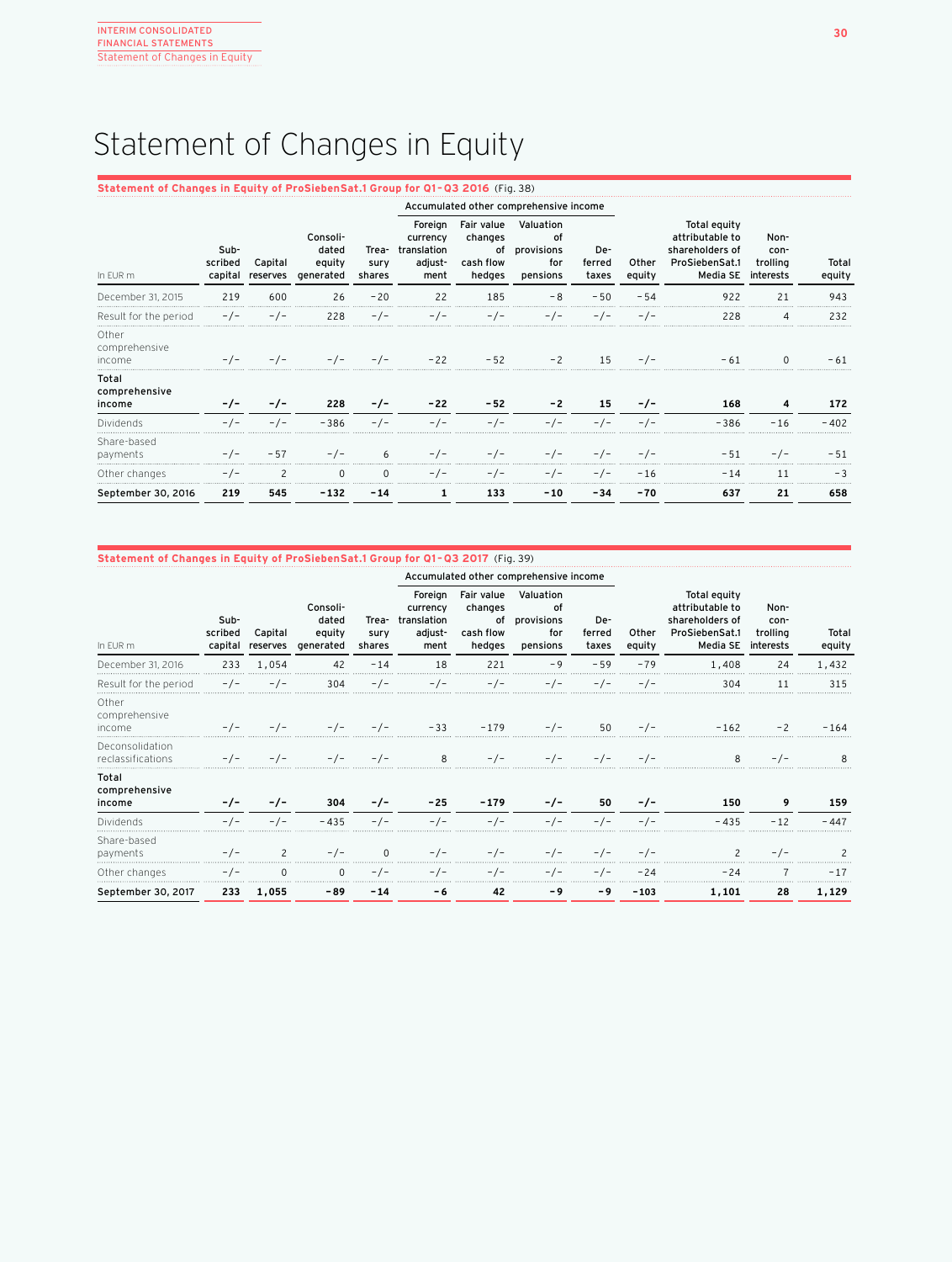# Statement of Changes in Equity

**Statement of Changes in Equity of ProSiebenSat.1 Group for Q1–Q3 2016** (Fig. 38)

| In EUR m | Subscribed capital | Capital reserves | Consolidated equity generated | Treasury shares | Accumulated other comprehensive income: Foreign currency translation adjustment | Fair value changes of cash flow hedges | Valuation of provisions for pensions | Deferred taxes | Other equity | Total equity attributable to shareholders of ProSiebenSat.1 Media SE | Non-controlling interests | Total equity |
|---|---|---|---|---|---|---|---|---|---|---|---|---|
| December 31, 2015 | 219 | 600 | 26 | −20 | 22 | 185 | −8 | −50 | −54 | 922 | 21 | 943 |
| Result for the period | -/- | -/- | 228 | -/- | -/- | -/- | -/- | -/- | -/- | 228 | 4 | 232 |
| Other comprehensive income | -/- | -/- | -/- | -/- | −22 | −52 | −2 | 15 | -/- | −61 | 0 | −61 |
| **Total comprehensive income** | **-/-** | **-/-** | **228** | **-/-** | **−22** | **−52** | **−2** | **15** | **-/-** | **168** | **4** | **172** |
| Dividends | -/- | -/- | −386 | -/- | -/- | -/- | -/- | -/- | -/- | −386 | −16 | −402 |
| Share-based payments | -/- | −57 | -/- | 6 | -/- | -/- | -/- | -/- | -/- | −51 | -/- | −51 |
| Other changes | -/- | 2 | 0 | 0 | -/- | -/- | -/- | -/- | −16 | −14 | 11 | −3 |
| **September 30, 2016** | **219** | **545** | **−132** | **−14** | **1** | **133** | **−10** | **−34** | **−70** | **637** | **21** | **658** |

**Statement of Changes in Equity of ProSiebenSat.1 Group for Q1–Q3 2017** (Fig. 39)

| In EUR m | Subscribed capital | Capital reserves | Consolidated equity generated | Treasury shares | Accumulated other comprehensive income: Foreign currency translation adjustment | Fair value changes of cash flow hedges | Valuation of provisions for pensions | Deferred taxes | Other equity | Total equity attributable to shareholders of ProSiebenSat.1 Media SE | Non-controlling interests | Total equity |
|---|---|---|---|---|---|---|---|---|---|---|---|---|
| December 31, 2016 | 233 | 1,054 | 42 | −14 | 18 | 221 | −9 | −59 | −79 | 1,408 | 24 | 1,432 |
| Result for the period | -/- | -/- | 304 | -/- | -/- | -/- | -/- | -/- | -/- | 304 | 11 | 315 |
| Other comprehensive income | -/- | -/- | -/- | -/- | −33 | −179 | -/- | 50 | -/- | −162 | −2 | −164 |
| Deconsolidation reclassifications | -/- | -/- | -/- | -/- | 8 | -/- | -/- | -/- | -/- | 8 | -/- | 8 |
| **Total comprehensive income** | **-/-** | **-/-** | **304** | **-/-** | **−25** | **−179** | **-/-** | **50** | **-/-** | **150** | **9** | **159** |
| Dividends | -/- | -/- | −435 | -/- | -/- | -/- | -/- | -/- | -/- | −435 | −12 | −447 |
| Share-based payments | -/- | 2 | -/- | 0 | -/- | -/- | -/- | -/- | -/- | 2 | -/- | 2 |
| Other changes | -/- | 0 | 0 | -/- | -/- | -/- | -/- | -/- | −24 | −24 | 7 | −17 |
| **September 30, 2017** | **233** | **1,055** | **−89** | **−14** | **−6** | **42** | **−9** | **−9** | **−103** | **1,101** | **28** | **1,129** |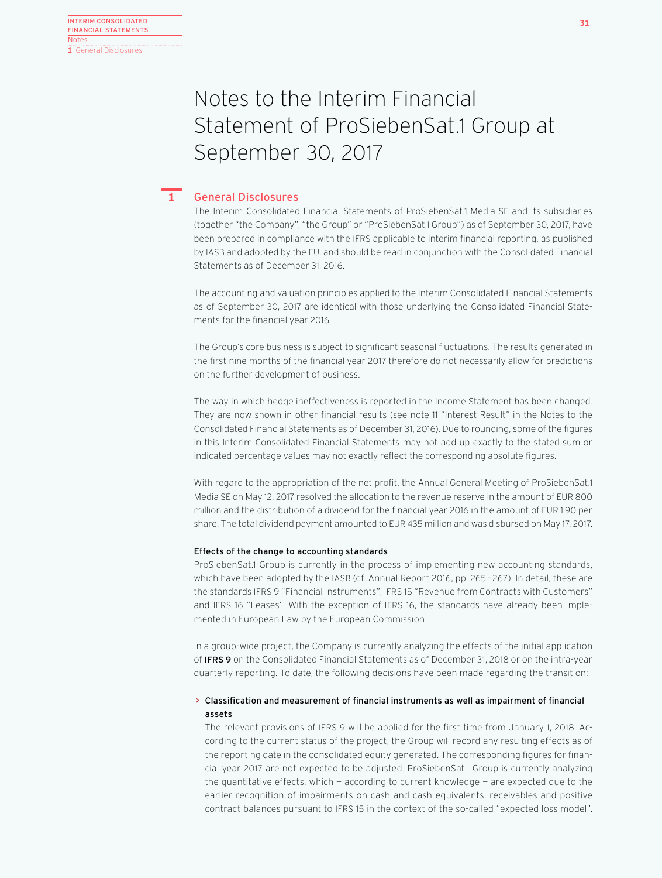# Notes to the Interim Financial Statement of ProSiebenSat.1 Group at September 30, 2017

## 1 General Disclosures

The Interim Consolidated Financial Statements of ProSiebenSat.1 Media SE and its subsidiaries (together "the Company", "the Group" or "ProSiebenSat.1 Group") as of September 30, 2017, have been prepared in compliance with the IFRS applicable to interim financial reporting, as published by IASB and adopted by the EU, and should be read in conjunction with the Consolidated Financial Statements as of December 31, 2016.

The accounting and valuation principles applied to the Interim Consolidated Financial Statements as of September 30, 2017 are identical with those underlying the Consolidated Financial Statements for the financial year 2016.

The Group's core business is subject to significant seasonal fluctuations. The results generated in the first nine months of the financial year 2017 therefore do not necessarily allow for predictions on the further development of business.

The way in which hedge ineffectiveness is reported in the Income Statement has been changed. They are now shown in other financial results (see note 11 "Interest Result" in the Notes to the Consolidated Financial Statements as of December 31, 2016). Due to rounding, some of the figures in this Interim Consolidated Financial Statements may not add up exactly to the stated sum or indicated percentage values may not exactly reflect the corresponding absolute figures.

With regard to the appropriation of the net profit, the Annual General Meeting of ProSiebenSat.1 Media SE on May 12, 2017 resolved the allocation to the revenue reserve in the amount of EUR 800 million and the distribution of a dividend for the financial year 2016 in the amount of EUR 1.90 per share. The total dividend payment amounted to EUR 435 million and was disbursed on May 17, 2017.

**Effects of the change to accounting standards**

ProSiebenSat.1 Group is currently in the process of implementing new accounting standards, which have been adopted by the IASB (cf. Annual Report 2016, pp. 265–267). In detail, these are the standards IFRS 9 "Financial Instruments", IFRS 15 "Revenue from Contracts with Customers" and IFRS 16 "Leases". With the exception of IFRS 16, the standards have already been implemented in European Law by the European Commission.

In a group-wide project, the Company is currently analyzing the effects of the initial application of **IFRS 9** on the Consolidated Financial Statements as of December 31, 2018 or on the intra-year quarterly reporting. To date, the following decisions have been made regarding the transition:

- **Classification and measurement of financial instruments as well as impairment of financial assets**

  The relevant provisions of IFRS 9 will be applied for the first time from January 1, 2018. According to the current status of the project, the Group will record any resulting effects as of the reporting date in the consolidated equity generated. The corresponding figures for financial year 2017 are not expected to be adjusted. ProSiebenSat.1 Group is currently analyzing the quantitative effects, which — according to current knowledge — are expected due to the earlier recognition of impairments on cash and cash equivalents, receivables and positive contract balances pursuant to IFRS 15 in the context of the so-called "expected loss model".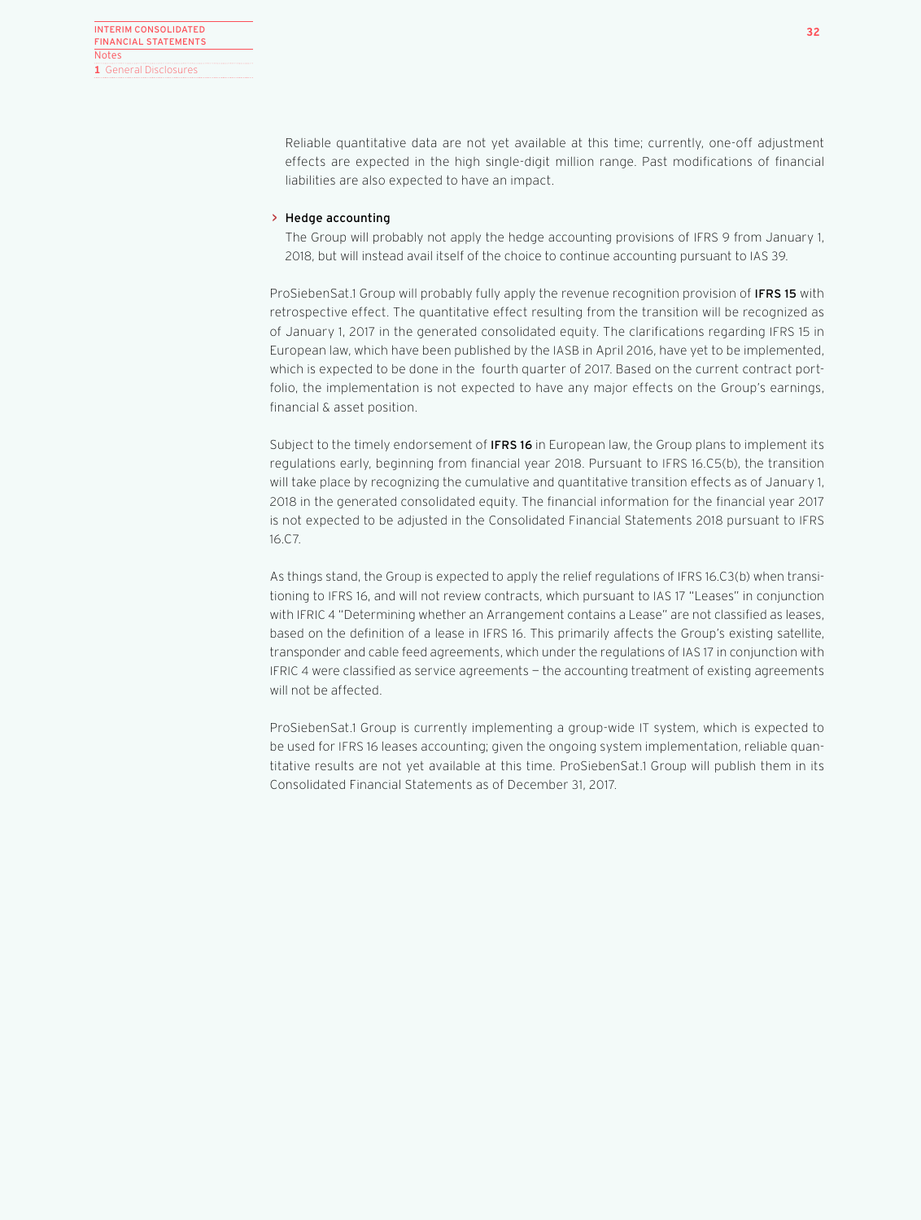Reliable quantitative data are not yet available at this time; currently, one-off adjustment effects are expected in the high single-digit million range. Past modifications of financial liabilities are also expected to have an impact.

> **Hedge accounting**

The Group will probably not apply the hedge accounting provisions of IFRS 9 from January 1, 2018, but will instead avail itself of the choice to continue accounting pursuant to IAS 39.

ProSiebenSat.1 Group will probably fully apply the revenue recognition provision of **IFRS 15** with retrospective effect. The quantitative effect resulting from the transition will be recognized as of January 1, 2017 in the generated consolidated equity. The clarifications regarding IFRS 15 in European law, which have been published by the IASB in April 2016, have yet to be implemented, which is expected to be done in the fourth quarter of 2017. Based on the current contract portfolio, the implementation is not expected to have any major effects on the Group's earnings, financial & asset position.

Subject to the timely endorsement of **IFRS 16** in European law, the Group plans to implement its regulations early, beginning from financial year 2018. Pursuant to IFRS 16.C5(b), the transition will take place by recognizing the cumulative and quantitative transition effects as of January 1, 2018 in the generated consolidated equity. The financial information for the financial year 2017 is not expected to be adjusted in the Consolidated Financial Statements 2018 pursuant to IFRS 16.C7.

As things stand, the Group is expected to apply the relief regulations of IFRS 16.C3(b) when transitioning to IFRS 16, and will not review contracts, which pursuant to IAS 17 "Leases" in conjunction with IFRIC 4 "Determining whether an Arrangement contains a Lease" are not classified as leases, based on the definition of a lease in IFRS 16. This primarily affects the Group's existing satellite, transponder and cable feed agreements, which under the regulations of IAS 17 in conjunction with IFRIC 4 were classified as service agreements — the accounting treatment of existing agreements will not be affected.

ProSiebenSat.1 Group is currently implementing a group-wide IT system, which is expected to be used for IFRS 16 leases accounting; given the ongoing system implementation, reliable quantitative results are not yet available at this time. ProSiebenSat.1 Group will publish them in its Consolidated Financial Statements as of December 31, 2017.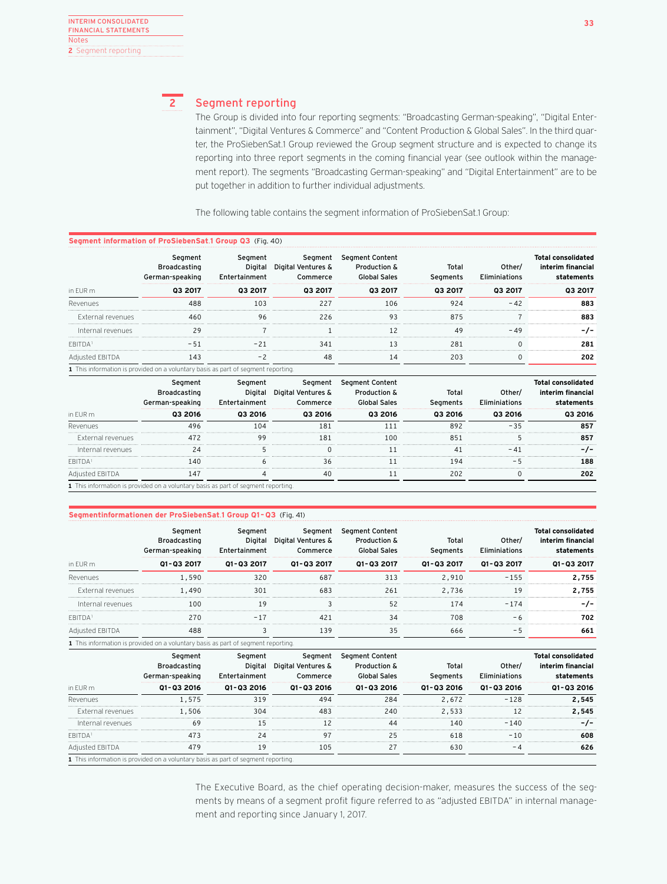## 2 Segment reporting

The Group is divided into four reporting segments: "Broadcasting German-speaking", "Digital Entertainment", "Digital Ventures & Commerce" and "Content Production & Global Sales". In the third quarter, the ProSiebenSat.1 Group reviewed the Group segment structure and is expected to change its reporting into three report segments in the coming financial year (see outlook within the management report). The segments "Broadcasting German-speaking" and "Digital Entertainment" are to be put together in addition to further individual adjustments.

The following table contains the segment information of ProSiebenSat.1 Group:

**Segment information of ProSiebenSat.1 Group Q3** (Fig. 40)

| in EUR m | Segment Broadcasting German-speaking Q3 2017 | Segment Digital Entertainment Q3 2017 | Segment Digital Ventures & Commerce Q3 2017 | Segment Content Production & Global Sales Q3 2017 | Total Segments Q3 2017 | Other/ Eliminiations Q3 2017 | Total consolidated interim financial statements Q3 2017 |
|---|---|---|---|---|---|---|---|
| Revenues | 488 | 103 | 227 | 106 | 924 | −42 | **883** |
| External revenues | 460 | 96 | 226 | 93 | 875 | 7 | **883** |
| Internal revenues | 29 | 7 | 1 | 12 | 49 | −49 | **-/-** |
| EBITDA[1] | −51 | −21 | 341 | 13 | 281 | 0 | **281** |
| Adjusted EBITDA | 143 | −2 | 48 | 14 | 203 | 0 | **202** |

1 This information is provided on a voluntary basis as part of segment reporting.

| in EUR m | Segment Broadcasting German-speaking Q3 2016 | Segment Digital Entertainment Q3 2016 | Segment Digital Ventures & Commerce Q3 2016 | Segment Content Production & Global Sales Q3 2016 | Total Segments Q3 2016 | Other/ Eliminiations Q3 2016 | Total consolidated interim financial statements Q3 2016 |
|---|---|---|---|---|---|---|---|
| Revenues | 496 | 104 | 181 | 111 | 892 | −35 | **857** |
| External revenues | 472 | 99 | 181 | 100 | 851 | 5 | **857** |
| Internal revenues | 24 | 5 | 0 | 11 | 41 | −41 | **-/-** |
| EBITDA[1] | 140 | 6 | 36 | 11 | 194 | −5 | **188** |
| Adjusted EBITDA | 147 | 4 | 40 | 11 | 202 | 0 | **202** |

1 This information is provided on a voluntary basis as part of segment reporting.

**Segmentinformationen der ProSiebenSat.1 Group Q1–Q3** (Fig. 41)

| in EUR m | Segment Broadcasting German-speaking Q1–Q3 2017 | Segment Digital Entertainment Q1–Q3 2017 | Segment Digital Ventures & Commerce Q1–Q3 2017 | Segment Content Production & Global Sales Q1–Q3 2017 | Total Segments Q1–Q3 2017 | Other/ Eliminiations Q1–Q3 2017 | Total consolidated interim financial statements Q1–Q3 2017 |
|---|---|---|---|---|---|---|---|
| Revenues | 1,590 | 320 | 687 | 313 | 2,910 | −155 | **2,755** |
| External revenues | 1,490 | 301 | 683 | 261 | 2,736 | 19 | **2,755** |
| Internal revenues | 100 | 19 | 3 | 52 | 174 | −174 | **-/-** |
| EBITDA[1] | 270 | −17 | 421 | 34 | 708 | −6 | **702** |
| Adjusted EBITDA | 488 | 3 | 139 | 35 | 666 | −5 | **661** |

1 This information is provided on a voluntary basis as part of segment reporting.

| in EUR m | Segment Broadcasting German-speaking Q1–Q3 2016 | Segment Digital Entertainment Q1–Q3 2016 | Segment Digital Ventures & Commerce Q1–Q3 2016 | Segment Content Production & Global Sales Q1–Q3 2016 | Total Segments Q1–Q3 2016 | Other/ Eliminiations Q1–Q3 2016 | Total consolidated interim financial statements Q1–Q3 2016 |
|---|---|---|---|---|---|---|---|
| Revenues | 1,575 | 319 | 494 | 284 | 2,672 | −128 | **2,545** |
| External revenues | 1,506 | 304 | 483 | 240 | 2,533 | 12 | **2,545** |
| Internal revenues | 69 | 15 | 12 | 44 | 140 | −140 | **-/-** |
| EBITDA[1] | 473 | 24 | 97 | 25 | 618 | −10 | **608** |
| Adjusted EBITDA | 479 | 19 | 105 | 27 | 630 | −4 | **626** |

1 This information is provided on a voluntary basis as part of segment reporting.

The Executive Board, as the chief operating decision-maker, measures the success of the segments by means of a segment profit figure referred to as "adjusted EBITDA" in internal management and reporting since January 1, 2017.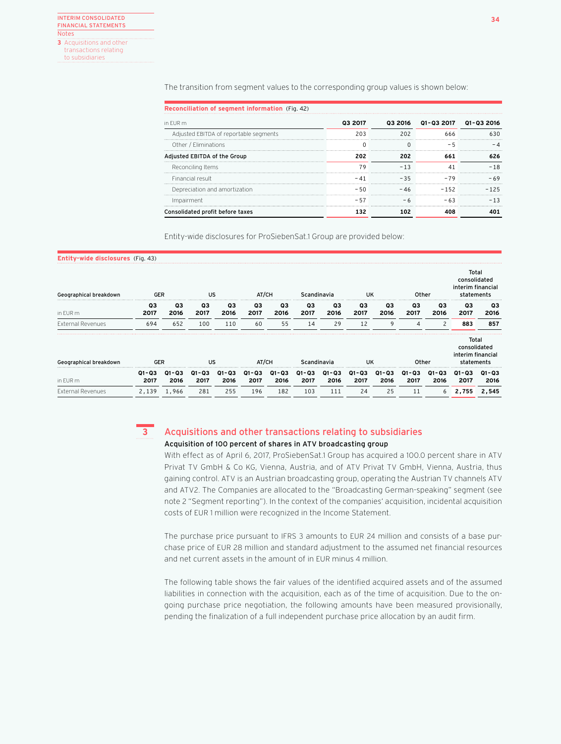The transition from segment values to the corresponding group values is shown below:

**Reconciliation of segment information** (Fig. 42)

| in EUR m | Q3 2017 | Q3 2016 | Q1-Q3 2017 | Q1-Q3 2016 |
|---|---|---|---|---|
| Adjusted EBITDA of reportable segments | 203 | 202 | 666 | 630 |
| Other / Eliminations | 0 | 0 | -5 | -4 |
| **Adjusted EBITDA of the Group** | **202** | **202** | **661** | **626** |
| Reconciling Items | 79 | -13 | 41 | -18 |
| Financial result | -41 | -35 | -79 | -69 |
| Depreciation and amortization | -50 | -46 | -152 | -125 |
| Impairment | -57 | -6 | -63 | -13 |
| **Consolidated profit before taxes** | **132** | **102** | **408** | **401** |

Entity-wide disclosures for ProSiebenSat.1 Group are provided below:

**Entity-wide disclosures** (Fig. 43)

| Geographical breakdown | GER | | US | | AT/CH | | Scandinavia | | UK | | Other | | Total consolidated interim financial statements | |
|---|---|---|---|---|---|---|---|---|---|---|---|---|---|---|
| in EUR m | Q3 2017 | Q3 2016 | Q3 2017 | Q3 2016 | Q3 2017 | Q3 2016 | Q3 2017 | Q3 2016 | Q3 2017 | Q3 2016 | Q3 2017 | Q3 2016 | Q3 2017 | Q3 2016 |
| External Revenues | 694 | 652 | 100 | 110 | 60 | 55 | 14 | 29 | 12 | 9 | 4 | 2 | **883** | **857** |

| Geographical breakdown | GER | | US | | AT/CH | | Scandinavia | | UK | | Other | | Total consolidated interim financial statements | |
|---|---|---|---|---|---|---|---|---|---|---|---|---|---|---|
| in EUR m | Q1-Q3 2017 | Q1-Q3 2016 | Q1-Q3 2017 | Q1-Q3 2016 | Q1-Q3 2017 | Q1-Q3 2016 | Q1-Q3 2017 | Q1-Q3 2016 | Q1-Q3 2017 | Q1-Q3 2016 | Q1-Q3 2017 | Q1-Q3 2016 | Q1-Q3 2017 | Q1-Q3 2016 |
| External Revenues | 2,139 | 1,966 | 281 | 255 | 196 | 182 | 103 | 111 | 24 | 25 | 11 | 6 | **2,755** | **2,545** |

## 3 Acquisitions and other transactions relating to subsidiaries

### Acquisition of 100 percent of shares in ATV broadcasting group

With effect as of April 6, 2017, ProSiebenSat.1 Group has acquired a 100.0 percent share in ATV Privat TV GmbH & Co KG, Vienna, Austria, and of ATV Privat TV GmbH, Vienna, Austria, thus gaining control. ATV is an Austrian broadcasting group, operating the Austrian TV channels ATV and ATV2. The Companies are allocated to the "Broadcasting German-speaking" segment (see note 2 "Segment reporting"). In the context of the companies' acquisition, incidental acquisition costs of EUR 1 million were recognized in the Income Statement.

The purchase price pursuant to IFRS 3 amounts to EUR 24 million and consists of a base purchase price of EUR 28 million and standard adjustment to the assumed net financial resources and net current assets in the amount of in EUR minus 4 million.

The following table shows the fair values of the identified acquired assets and of the assumed liabilities in connection with the acquisition, each as of the time of acquisition. Due to the ongoing purchase price negotiation, the following amounts have been measured provisionally, pending the finalization of a full independent purchase price allocation by an audit firm.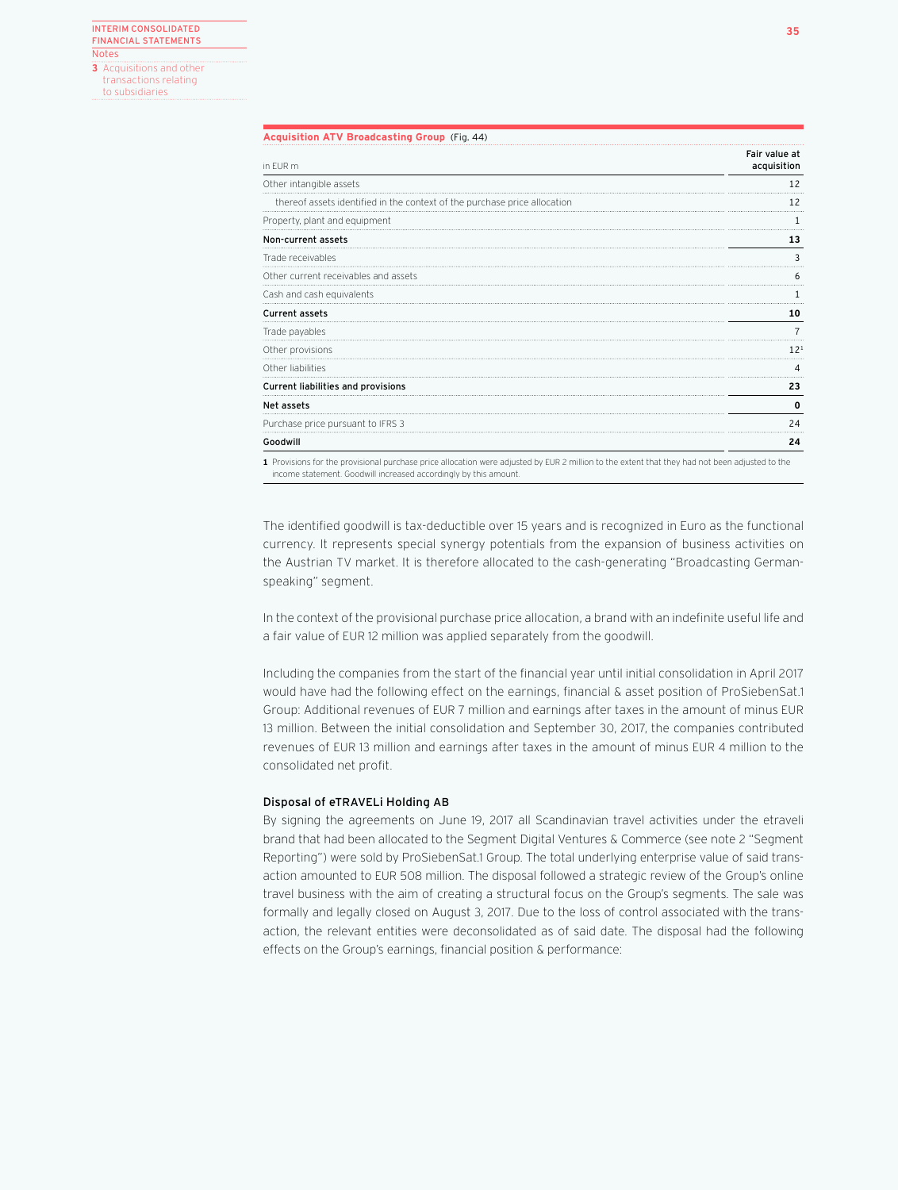**Acquisition ATV Broadcasting Group** (Fig. 44)

| in EUR m | Fair value at acquisition |
|---|---|
| Other intangible assets | 12 |
| thereof assets identified in the context of the purchase price allocation | 12 |
| Property, plant and equipment | 1 |
| **Non-current assets** | **13** |
| Trade receivables | 3 |
| Other current receivables and assets | 6 |
| Cash and cash equivalents | 1 |
| **Current assets** | **10** |
| Trade payables | 7 |
| Other provisions | 12[1] |
| Other liabilities | 4 |
| **Current liabilities and provisions** | **23** |
| **Net assets** | **0** |
| Purchase price pursuant to IFRS 3 | 24 |
| **Goodwill** | **24** |

**1** Provisions for the provisional purchase price allocation were adjusted by EUR 2 million to the extent that they had not been adjusted to the income statement. Goodwill increased accordingly by this amount.

The identified goodwill is tax-deductible over 15 years and is recognized in Euro as the functional currency. It represents special synergy potentials from the expansion of business activities on the Austrian TV market. It is therefore allocated to the cash-generating "Broadcasting German-speaking" segment.

In the context of the provisional purchase price allocation, a brand with an indefinite useful life and a fair value of EUR 12 million was applied separately from the goodwill.

Including the companies from the start of the financial year until initial consolidation in April 2017 would have had the following effect on the earnings, financial & asset position of ProSiebenSat.1 Group: Additional revenues of EUR 7 million and earnings after taxes in the amount of minus EUR 13 million. Between the initial consolidation and September 30, 2017, the companies contributed revenues of EUR 13 million and earnings after taxes in the amount of minus EUR 4 million to the consolidated net profit.

### Disposal of eTRAVELi Holding AB

By signing the agreements on June 19, 2017 all Scandinavian travel activities under the etraveli brand that had been allocated to the Segment Digital Ventures & Commerce (see note 2 "Segment Reporting") were sold by ProSiebenSat.1 Group. The total underlying enterprise value of said transaction amounted to EUR 508 million. The disposal followed a strategic review of the Group's online travel business with the aim of creating a structural focus on the Group's segments. The sale was formally and legally closed on August 3, 2017. Due to the loss of control associated with the transaction, the relevant entities were deconsolidated as of said date. The disposal had the following effects on the Group's earnings, financial position & performance: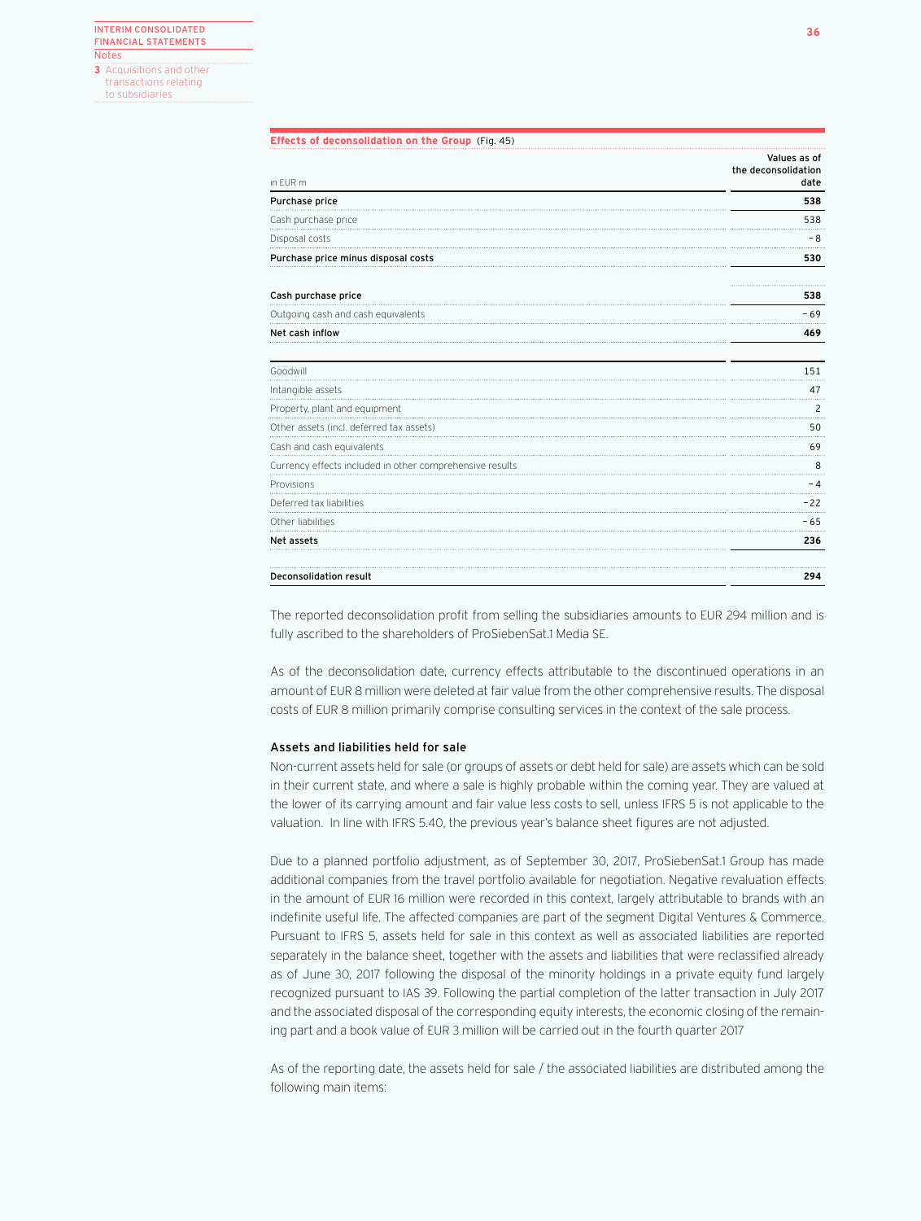**Effects of deconsolidation on the Group** (Fig. 45)

| in EUR m | Values as of the deconsolidation date |
|---|---|
| **Purchase price** | **538** |
| Cash purchase price | 538 |
| Disposal costs | − 8 |
| **Purchase price minus disposal costs** | **530** |
| | |
| **Cash purchase price** | **538** |
| Outgoing cash and cash equivalents | − 69 |
| **Net cash inflow** | **469** |
| | |
| Goodwill | 151 |
| Intangible assets | 47 |
| Property, plant and equipment | 2 |
| Other assets (incl. deferred tax assets) | 50 |
| Cash and cash equivalents | 69 |
| Currency effects included in other comprehensive results | 8 |
| Provisions | − 4 |
| Deferred tax liabilities | − 22 |
| Other liabilities | − 65 |
| **Net assets** | **236** |
| | |
| **Deconsolidation result** | **294** |

The reported deconsolidation profit from selling the subsidiaries amounts to EUR 294 million and is fully ascribed to the shareholders of ProSiebenSat.1 Media SE.

As of the deconsolidation date, currency effects attributable to the discontinued operations in an amount of EUR 8 million were deleted at fair value from the other comprehensive results. The disposal costs of EUR 8 million primarily comprise consulting services in the context of the sale process.

### Assets and liabilities held for sale

Non-current assets held for sale (or groups of assets or debt held for sale) are assets which can be sold in their current state, and where a sale is highly probable within the coming year. They are valued at the lower of its carrying amount and fair value less costs to sell, unless IFRS 5 is not applicable to the valuation. In line with IFRS 5.40, the previous year's balance sheet figures are not adjusted.

Due to a planned portfolio adjustment, as of September 30, 2017, ProSiebenSat.1 Group has made additional companies from the travel portfolio available for negotiation. Negative revaluation effects in the amount of EUR 16 million were recorded in this context, largely attributable to brands with an indefinite useful life. The affected companies are part of the segment Digital Ventures & Commerce. Pursuant to IFRS 5, assets held for sale in this context as well as associated liabilities are reported separately in the balance sheet, together with the assets and liabilities that were reclassified already as of June 30, 2017 following the disposal of the minority holdings in a private equity fund largely recognized pursuant to IAS 39. Following the partial completion of the latter transaction in July 2017 and the associated disposal of the corresponding equity interests, the economic closing of the remaining part and a book value of EUR 3 million will be carried out in the fourth quarter 2017

As of the reporting date, the assets held for sale / the associated liabilities are distributed among the following main items: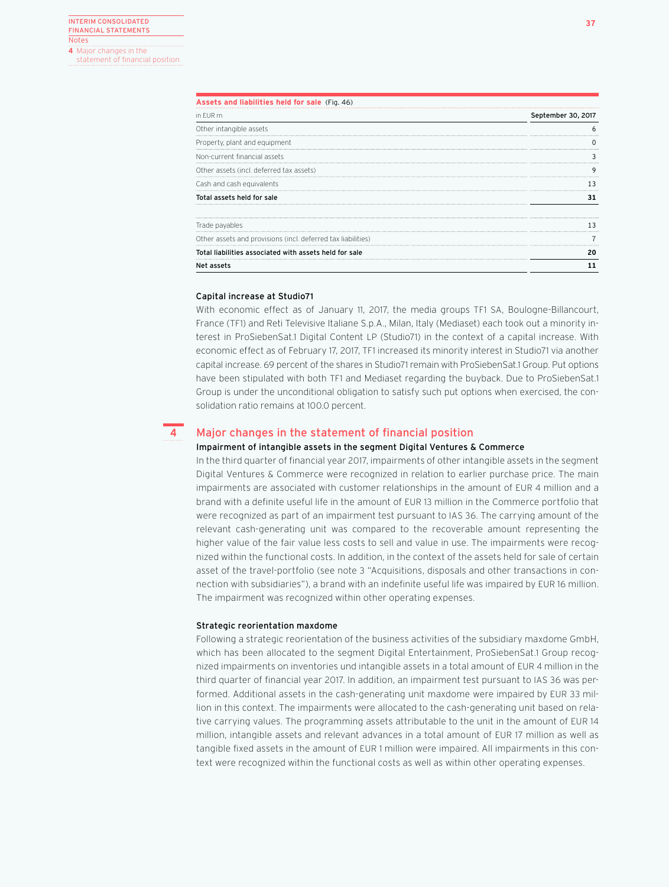**Assets and liabilities held for sale** (Fig. 46)

| in EUR m | September 30, 2017 |
|---|---|
| Other intangible assets | 6 |
| Property, plant and equipment | 0 |
| Non-current financial assets | 3 |
| Other assets (incl. deferred tax assets) | 9 |
| Cash and cash equivalents | 13 |
| **Total assets held for sale** | **31** |
| | |
| Trade payables | 13 |
| Other assets and provisions (incl. deferred tax liabilities) | 7 |
| **Total liabilities associated with assets held for sale** | **20** |
| **Net assets** | **11** |

### Capital increase at Studio71

With economic effect as of January 11, 2017, the media groups TF1 SA, Boulogne-Billancourt, France (TF1) and Reti Televisive Italiane S.p.A., Milan, Italy (Mediaset) each took out a minority interest in ProSiebenSat.1 Digital Content LP (Studio71) in the context of a capital increase. With economic effect as of February 17, 2017, TF1 increased its minority interest in Studio71 via another capital increase. 69 percent of the shares in Studio71 remain with ProSiebenSat.1 Group. Put options have been stipulated with both TF1 and Mediaset regarding the buyback. Due to ProSiebenSat.1 Group is under the unconditional obligation to satisfy such put options when exercised, the consolidation ratio remains at 100.0 percent.

## 4 Major changes in the statement of financial position

### Impairment of intangible assets in the segment Digital Ventures & Commerce

In the third quarter of financial year 2017, impairments of other intangible assets in the segment Digital Ventures & Commerce were recognized in relation to earlier purchase price. The main impairments are associated with customer relationships in the amount of EUR 4 million and a brand with a definite useful life in the amount of EUR 13 million in the Commerce portfolio that were recognized as part of an impairment test pursuant to IAS 36. The carrying amount of the relevant cash-generating unit was compared to the recoverable amount representing the higher value of the fair value less costs to sell and value in use. The impairments were recognized within the functional costs. In addition, in the context of the assets held for sale of certain asset of the travel-portfolio (see note 3 "Acquisitions, disposals and other transactions in connection with subsidiaries"), a brand with an indefinite useful life was impaired by EUR 16 million. The impairment was recognized within other operating expenses.

### Strategic reorientation maxdome

Following a strategic reorientation of the business activities of the subsidiary maxdome GmbH, which has been allocated to the segment Digital Entertainment, ProSiebenSat.1 Group recognized impairments on inventories und intangible assets in a total amount of EUR 4 million in the third quarter of financial year 2017. In addition, an impairment test pursuant to IAS 36 was performed. Additional assets in the cash-generating unit maxdome were impaired by EUR 33 million in this context. The impairments were allocated to the cash-generating unit based on relative carrying values. The programming assets attributable to the unit in the amount of EUR 14 million, intangible assets and relevant advances in a total amount of EUR 17 million as well as tangible fixed assets in the amount of EUR 1 million were impaired. All impairments in this context were recognized within the functional costs as well as within other operating expenses.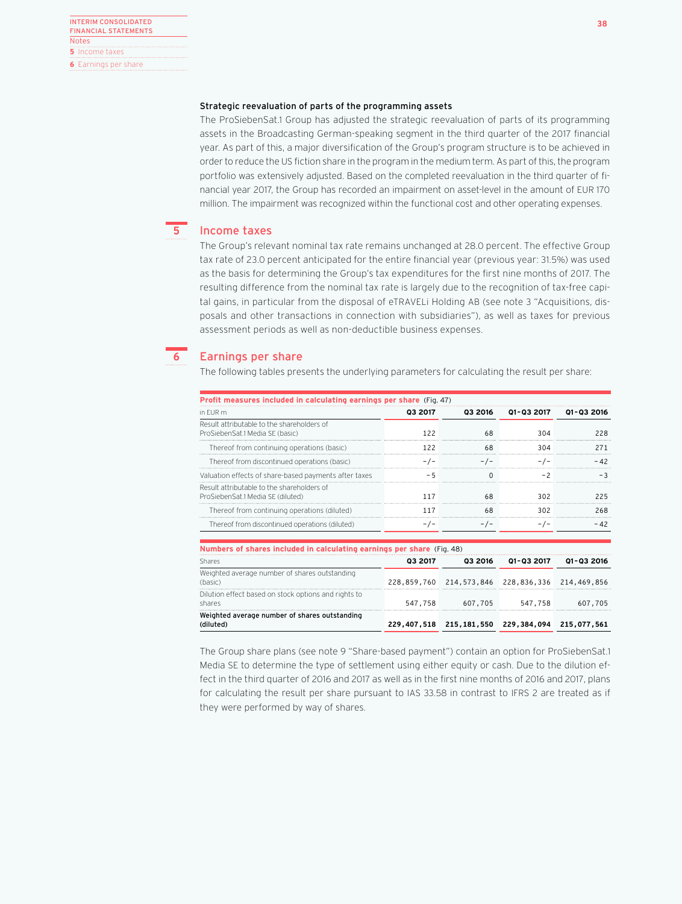### Strategic reevaluation of parts of the programming assets

The ProSiebenSat.1 Group has adjusted the strategic reevaluation of parts of its programming assets in the Broadcasting German-speaking segment in the third quarter of the 2017 financial year. As part of this, a major diversification of the Group's program structure is to be achieved in order to reduce the US fiction share in the program in the medium term. As part of this, the program portfolio was extensively adjusted. Based on the completed reevaluation in the third quarter of financial year 2017, the Group has recorded an impairment on asset-level in the amount of EUR 170 million. The impairment was recognized within the functional cost and other operating expenses.

## 5 Income taxes

The Group's relevant nominal tax rate remains unchanged at 28.0 percent. The effective Group tax rate of 23.0 percent anticipated for the entire financial year (previous year: 31.5%) was used as the basis for determining the Group's tax expenditures for the first nine months of 2017. The resulting difference from the nominal tax rate is largely due to the recognition of tax-free capital gains, in particular from the disposal of eTRAVELi Holding AB (see note 3 "Acquisitions, disposals and other transactions in connection with subsidiaries"), as well as taxes for previous assessment periods as well as non-deductible business expenses.

## 6 Earnings per share

The following tables presents the underlying parameters for calculating the result per share:

**Profit measures included in calculating earnings per share** (Fig. 47)

| in EUR m | Q3 2017 | Q3 2016 | Q1-Q3 2017 | Q1-Q3 2016 |
|---|---|---|---|---|
| Result attributable to the shareholders of ProSiebenSat.1 Media SE (basic) | 122 | 68 | 304 | 228 |
| Thereof from continuing operations (basic) | 122 | 68 | 304 | 271 |
| Thereof from discontinued operations (basic) | -/- | -/- | -/- | -42 |
| Valuation effects of share-based payments after taxes | -5 | 0 | -2 | -3 |
| Result attributable to the shareholders of ProSiebenSat.1 Media SE (diluted) | 117 | 68 | 302 | 225 |
| Thereof from continuing operations (diluted) | 117 | 68 | 302 | 268 |
| Thereof from discontinued operations (diluted) | -/- | -/- | -/- | -42 |

**Numbers of shares included in calculating earnings per share** (Fig. 48)

| Shares | Q3 2017 | Q3 2016 | Q1-Q3 2017 | Q1-Q3 2016 |
|---|---|---|---|---|
| Weighted average number of shares outstanding (basic) | 228,859,760 | 214,573,846 | 228,836,336 | 214,469,856 |
| Dilution effect based on stock options and rights to shares | 547,758 | 607,705 | 547,758 | 607,705 |
| **Weighted average number of shares outstanding (diluted)** | **229,407,518** | **215,181,550** | **229,384,094** | **215,077,561** |

The Group share plans (see note 9 "Share-based payment") contain an option for ProSiebenSat.1 Media SE to determine the type of settlement using either equity or cash. Due to the dilution effect in the third quarter of 2016 and 2017 as well as in the first nine months of 2016 and 2017, plans for calculating the result per share pursuant to IAS 33.58 in contrast to IFRS 2 are treated as if they were performed by way of shares.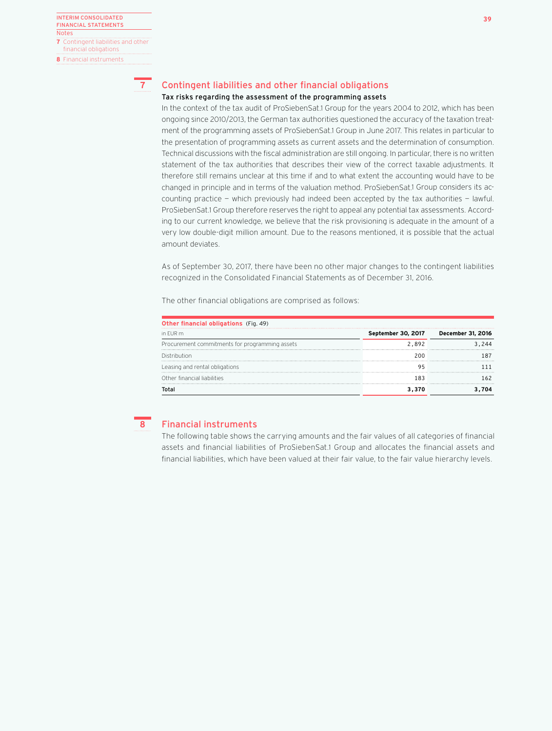## 7 Contingent liabilities and other financial obligations

### Tax risks regarding the assessment of the programming assets

In the context of the tax audit of ProSiebenSat.1 Group for the years 2004 to 2012, which has been ongoing since 2010/2013, the German tax authorities questioned the accuracy of the taxation treatment of the programming assets of ProSiebenSat.1 Group in June 2017. This relates in particular to the presentation of programming assets as current assets and the determination of consumption. Technical discussions with the fiscal administration are still ongoing. In particular, there is no written statement of the tax authorities that describes their view of the correct taxable adjustments. It therefore still remains unclear at this time if and to what extent the accounting would have to be changed in principle and in terms of the valuation method. ProSiebenSat.1 Group considers its accounting practice — which previously had indeed been accepted by the tax authorities — lawful. ProSiebenSat.1 Group therefore reserves the right to appeal any potential tax assessments. According to our current knowledge, we believe that the risk provisioning is adequate in the amount of a very low double-digit million amount. Due to the reasons mentioned, it is possible that the actual amount deviates.

As of September 30, 2017, there have been no other major changes to the contingent liabilities recognized in the Consolidated Financial Statements as of December 31, 2016.

The other financial obligations are comprised as follows:

**Other financial obligations** (Fig. 49)

| in EUR m | September 30, 2017 | December 31, 2016 |
|---|---|---|
| Procurement commitments for programming assets | 2,892 | 3,244 |
| Distribution | 200 | 187 |
| Leasing and rental obligations | 95 | 111 |
| Other financial liabilities | 183 | 162 |
| **Total** | **3,370** | **3,704** |

## 8 Financial instruments

The following table shows the carrying amounts and the fair values of all categories of financial assets and financial liabilities of ProSiebenSat.1 Group and allocates the financial assets and financial liabilities, which have been valued at their fair value, to the fair value hierarchy levels.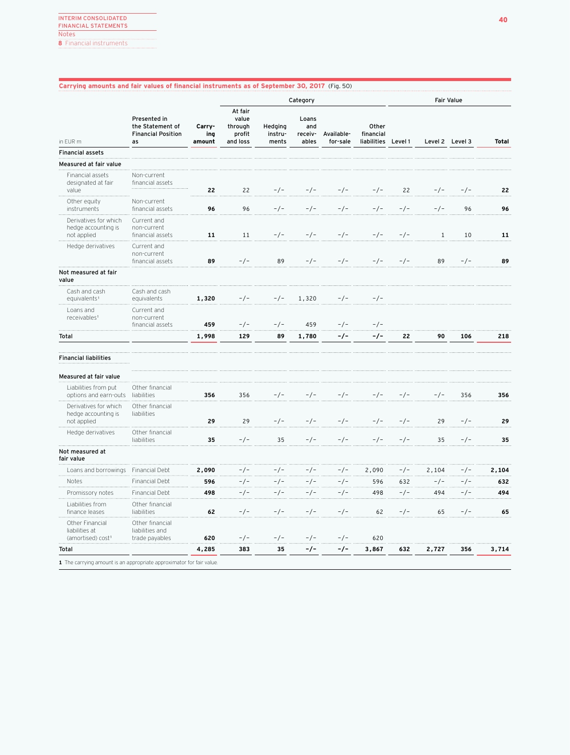**Carrying amounts and fair values of financial instruments as of September 30, 2017** (Fig. 50)

| in EUR m | Presented in the Statement of Financial Position as | Carrying amount | Category | | | | | Fair Value | | | |
|---|---|---|---|---|---|---|---|---|---|---|---|
| | | | At fair value through profit and loss | Hedging instruments | Loans and receivables | Available-for-sale | Other financial liabilities | Level 1 | Level 2 | Level 3 | Total |
| **Financial assets** | | | | | | | | | | | |
| **Measured at fair value** | | | | | | | | | | | |
| Financial assets designated at fair value | Non-current financial assets | **22** | 22 | -/- | -/- | -/- | -/- | 22 | -/- | -/- | **22** |
| Other equity instruments | Non-current financial assets | **96** | 96 | -/- | -/- | -/- | -/- | -/- | -/- | 96 | **96** |
| Derivatives for which hedge accounting is not applied | Current and non-current financial assets | **11** | 11 | -/- | -/- | -/- | -/- | -/- | 1 | 10 | **11** |
| Hedge derivatives | Current and non-current financial assets | **89** | -/- | 89 | -/- | -/- | -/- | -/- | 89 | -/- | **89** |
| **Not measured at fair value** | | | | | | | | | | | |
| Cash and cash equivalents[1] | Cash and cash equivalents | **1,320** | -/- | -/- | 1,320 | -/- | -/- | | | | |
| Loans and receivables[1] | Current and non-current financial assets | **459** | -/- | -/- | 459 | -/- | -/- | | | | |
| **Total** | | **1,998** | **129** | **89** | **1,780** | **-/-** | **-/-** | **22** | **90** | **106** | **218** |
| **Financial liabilities** | | | | | | | | | | | |
| **Measured at fair value** | | | | | | | | | | | |
| Liabilities from put options and earn-outs | Other financial liabilities | **356** | 356 | -/- | -/- | -/- | -/- | -/- | -/- | 356 | **356** |
| Derivatives for which hedge accounting is not applied | Other financial liabilities | **29** | 29 | -/- | -/- | -/- | -/- | -/- | 29 | -/- | **29** |
| Hedge derivatives | Other financial liabilities | **35** | -/- | 35 | -/- | -/- | -/- | -/- | 35 | -/- | **35** |
| **Not measured at fair value** | | | | | | | | | | | |
| Loans and borrowings | Financial Debt | **2,090** | -/- | -/- | -/- | -/- | 2,090 | -/- | 2,104 | -/- | **2,104** |
| Notes | Financial Debt | **596** | -/- | -/- | -/- | -/- | 596 | 632 | -/- | -/- | **632** |
| Promissory notes | Financial Debt | **498** | -/- | -/- | -/- | -/- | 498 | -/- | 494 | -/- | **494** |
| Liabilities from finance leases | Other financial liabilities | **62** | -/- | -/- | -/- | -/- | 62 | -/- | 65 | -/- | **65** |
| Other Financial liabilities at (amortised) cost[1] | Other financial liabilities and trade payables | **620** | -/- | -/- | -/- | -/- | 620 | | | | |
| **Total** | | **4,285** | **383** | **35** | **-/-** | **-/-** | **3,867** | **632** | **2,727** | **356** | **3,714** |

**1** The carrying amount is an appropriate approximator for fair value.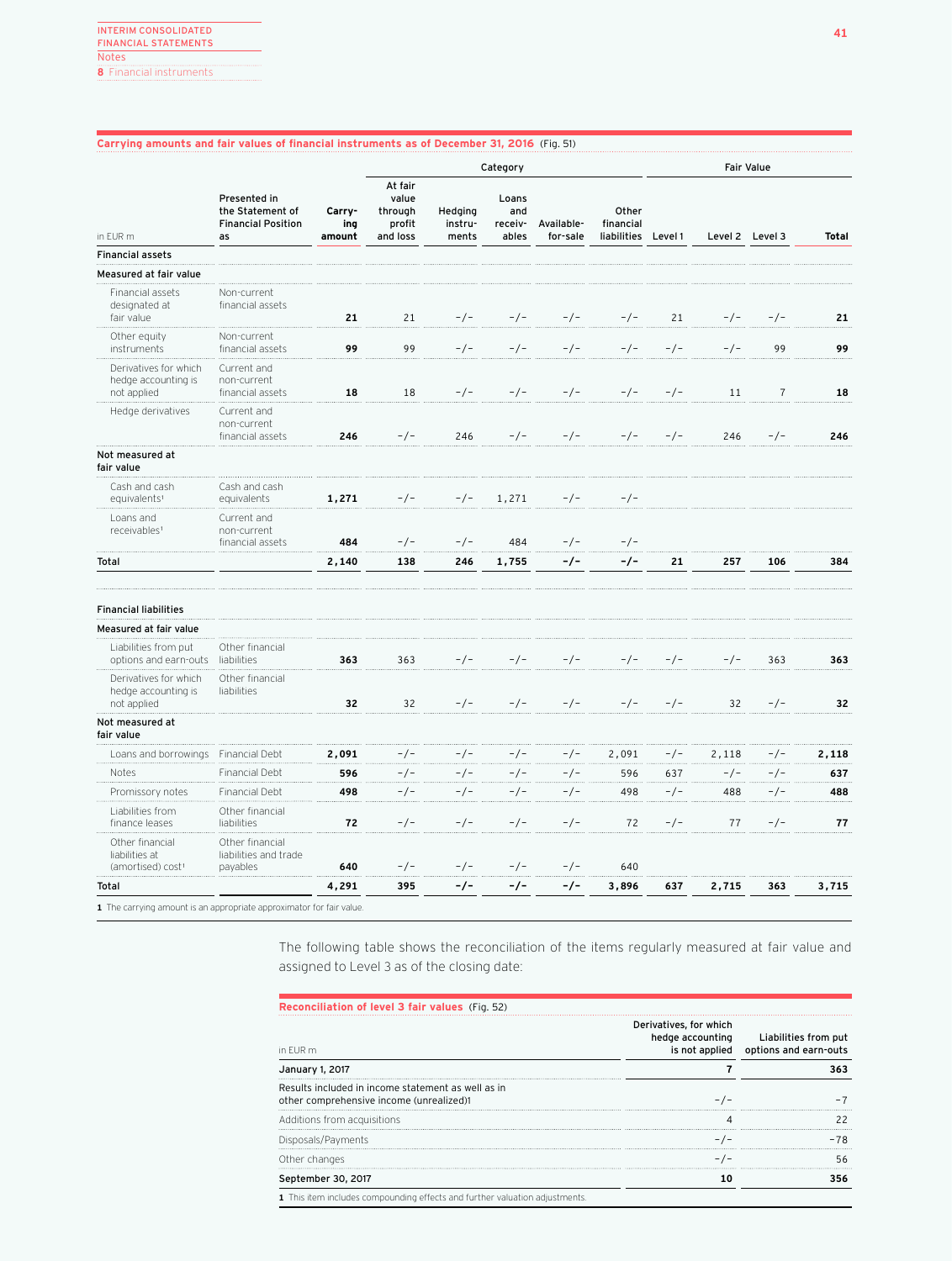**Carrying amounts and fair values of financial instruments as of December 31, 2016** (Fig. 51)

| in EUR m | Presented in the Statement of Financial Position as | Carrying amount | Category | | | | | Fair Value | | | |
|---|---|---|---|---|---|---|---|---|---|---|---|
| | | | At fair value through profit and loss | Hedging instruments | Loans and receivables | Available-for-sale | Other financial liabilities | Level 1 | Level 2 | Level 3 | Total |
| **Financial assets** | | | | | | | | | | | |
| **Measured at fair value** | | | | | | | | | | | |
| Financial assets designated at fair value | Non-current financial assets | **21** | 21 | –/– | –/– | –/– | –/– | 21 | –/– | –/– | **21** |
| Other equity instruments | Non-current financial assets | **99** | 99 | –/– | –/– | –/– | –/– | –/– | –/– | 99 | **99** |
| Derivatives for which hedge accounting is not applied | Current and non-current financial assets | **18** | 18 | –/– | –/– | –/– | –/– | –/– | 11 | 7 | **18** |
| Hedge derivatives | Current and non-current financial assets | **246** | –/– | 246 | –/– | –/– | –/– | –/– | 246 | –/– | **246** |
| **Not measured at fair value** | | | | | | | | | | | |
| Cash and cash equivalents[1] | Cash and cash equivalents | **1,271** | –/– | –/– | 1,271 | –/– | –/– | | | | |
| Loans and receivables[1] | Current and non-current financial assets | **484** | –/– | –/– | 484 | –/– | –/– | | | | |
| **Total** | | **2,140** | **138** | **246** | **1,755** | **–/–** | **–/–** | **21** | **257** | **106** | **384** |
| | | | | | | | | | | | |
| **Financial liabilities** | | | | | | | | | | | |
| **Measured at fair value** | | | | | | | | | | | |
| Liabilities from put options and earn-outs | Other financial liabilities | **363** | 363 | –/– | –/– | –/– | –/– | –/– | –/– | 363 | **363** |
| Derivatives for which hedge accounting is not applied | Other financial liabilities | **32** | 32 | –/– | –/– | –/– | –/– | –/– | 32 | –/– | **32** |
| **Not measured at fair value** | | | | | | | | | | | |
| Loans and borrowings | Financial Debt | **2,091** | –/– | –/– | –/– | –/– | 2,091 | –/– | 2,118 | –/– | **2,118** |
| Notes | Financial Debt | **596** | –/– | –/– | –/– | –/– | 596 | 637 | –/– | –/– | **637** |
| Promissory notes | Financial Debt | **498** | –/– | –/– | –/– | –/– | 498 | –/– | 488 | –/– | **488** |
| Liabilities from finance leases | Other financial liabilities | **72** | –/– | –/– | –/– | –/– | 72 | –/– | 77 | –/– | **77** |
| Other financial liabilities at (amortised) cost[1] | Other financial liabilities and trade payables | **640** | –/– | –/– | –/– | –/– | 640 | | | | |
| **Total** | | **4,291** | **395** | **–/–** | **–/–** | **–/–** | **3,896** | **637** | **2,715** | **363** | **3,715** |

1 The carrying amount is an appropriate approximator for fair value.

The following table shows the reconciliation of the items regularly measured at fair value and assigned to Level 3 as of the closing date:

**Reconciliation of level 3 fair values** (Fig. 52)

| in EUR m | Derivatives, for which hedge accounting is not applied | Liabilities from put options and earn-outs |
|---|---|---|
| **January 1, 2017** | **7** | **363** |
| Results included in income statement as well as in other comprehensive income (unrealized)[1] | –/– | –7 |
| Additions from acquisitions | 4 | 22 |
| Disposals/Payments | –/– | –78 |
| Other changes | –/– | 56 |
| **September 30, 2017** | **10** | **356** |

1 This item includes compounding effects and further valuation adjustments.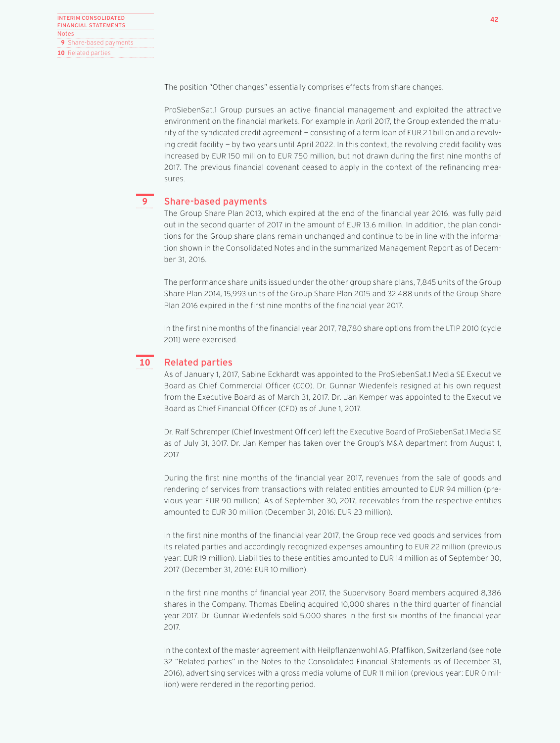The position "Other changes" essentially comprises effects from share changes.

ProSiebenSat.1 Group pursues an active financial management and exploited the attractive environment on the financial markets. For example in April 2017, the Group extended the maturity of the syndicated credit agreement — consisting of a term loan of EUR 2.1 billion and a revolving credit facility — by two years until April 2022. In this context, the revolving credit facility was increased by EUR 150 million to EUR 750 million, but not drawn during the first nine months of 2017. The previous financial covenant ceased to apply in the context of the refinancing measures.

## 9 Share-based payments

The Group Share Plan 2013, which expired at the end of the financial year 2016, was fully paid out in the second quarter of 2017 in the amount of EUR 13.6 million. In addition, the plan conditions for the Group share plans remain unchanged and continue to be in line with the information shown in the Consolidated Notes and in the summarized Management Report as of December 31, 2016.

The performance share units issued under the other group share plans, 7,845 units of the Group Share Plan 2014, 15,993 units of the Group Share Plan 2015 and 32,488 units of the Group Share Plan 2016 expired in the first nine months of the financial year 2017.

In the first nine months of the financial year 2017, 78,780 share options from the LTIP 2010 (cycle 2011) were exercised.

## 10 Related parties

As of January 1, 2017, Sabine Eckhardt was appointed to the ProSiebenSat.1 Media SE Executive Board as Chief Commercial Officer (CCO). Dr. Gunnar Wiedenfels resigned at his own request from the Executive Board as of March 31, 2017. Dr. Jan Kemper was appointed to the Executive Board as Chief Financial Officer (CFO) as of June 1, 2017.

Dr. Ralf Schremper (Chief Investment Officer) left the Executive Board of ProSiebenSat.1 Media SE as of July 31, 3017. Dr. Jan Kemper has taken over the Group's M&A department from August 1, 2017

During the first nine months of the financial year 2017, revenues from the sale of goods and rendering of services from transactions with related entities amounted to EUR 94 million (previous year: EUR 90 million). As of September 30, 2017, receivables from the respective entities amounted to EUR 30 million (December 31, 2016: EUR 23 million).

In the first nine months of the financial year 2017, the Group received goods and services from its related parties and accordingly recognized expenses amounting to EUR 22 million (previous year: EUR 19 million). Liabilities to these entities amounted to EUR 14 million as of September 30, 2017 (December 31, 2016: EUR 10 million).

In the first nine months of financial year 2017, the Supervisory Board members acquired 8,386 shares in the Company. Thomas Ebeling acquired 10,000 shares in the third quarter of financial year 2017. Dr. Gunnar Wiedenfels sold 5,000 shares in the first six months of the financial year 2017.

In the context of the master agreement with Heilpflanzenwohl AG, Pfaffikon, Switzerland (see note 32 "Related parties" in the Notes to the Consolidated Financial Statements as of December 31, 2016), advertising services with a gross media volume of EUR 11 million (previous year: EUR 0 million) were rendered in the reporting period.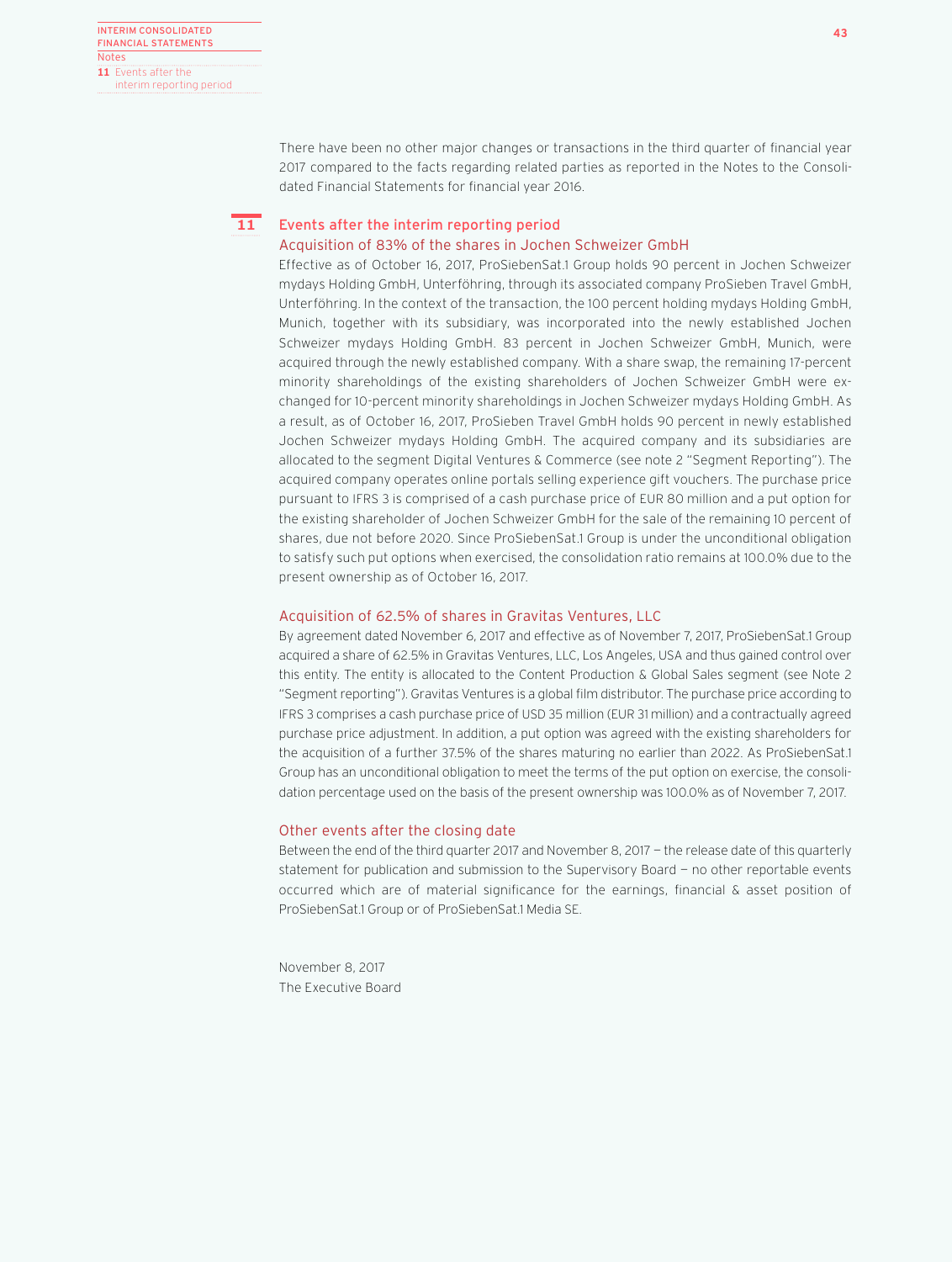There have been no other major changes or transactions in the third quarter of financial year 2017 compared to the facts regarding related parties as reported in the Notes to the Consolidated Financial Statements for financial year 2016.

## 11 Events after the interim reporting period

### Acquisition of 83% of the shares in Jochen Schweizer GmbH

Effective as of October 16, 2017, ProSiebenSat.1 Group holds 90 percent in Jochen Schweizer mydays Holding GmbH, Unterföhring, through its associated company ProSieben Travel GmbH, Unterföhring. In the context of the transaction, the 100 percent holding mydays Holding GmbH, Munich, together with its subsidiary, was incorporated into the newly established Jochen Schweizer mydays Holding GmbH. 83 percent in Jochen Schweizer GmbH, Munich, were acquired through the newly established company. With a share swap, the remaining 17-percent minority shareholdings of the existing shareholders of Jochen Schweizer GmbH were exchanged for 10-percent minority shareholdings in Jochen Schweizer mydays Holding GmbH. As a result, as of October 16, 2017, ProSieben Travel GmbH holds 90 percent in newly established Jochen Schweizer mydays Holding GmbH. The acquired company and its subsidiaries are allocated to the segment Digital Ventures & Commerce (see note 2 "Segment Reporting"). The acquired company operates online portals selling experience gift vouchers. The purchase price pursuant to IFRS 3 is comprised of a cash purchase price of EUR 80 million and a put option for the existing shareholder of Jochen Schweizer GmbH for the sale of the remaining 10 percent of shares, due not before 2020. Since ProSiebenSat.1 Group is under the unconditional obligation to satisfy such put options when exercised, the consolidation ratio remains at 100.0% due to the present ownership as of October 16, 2017.

### Acquisition of 62.5% of shares in Gravitas Ventures, LLC

By agreement dated November 6, 2017 and effective as of November 7, 2017, ProSiebenSat.1 Group acquired a share of 62.5% in Gravitas Ventures, LLC, Los Angeles, USA and thus gained control over this entity. The entity is allocated to the Content Production & Global Sales segment (see Note 2 "Segment reporting"). Gravitas Ventures is a global film distributor. The purchase price according to IFRS 3 comprises a cash purchase price of USD 35 million (EUR 31 million) and a contractually agreed purchase price adjustment. In addition, a put option was agreed with the existing shareholders for the acquisition of a further 37.5% of the shares maturing no earlier than 2022. As ProSiebenSat.1 Group has an unconditional obligation to meet the terms of the put option on exercise, the consolidation percentage used on the basis of the present ownership was 100.0% as of November 7, 2017.

### Other events after the closing date

Between the end of the third quarter 2017 and November 8, 2017 — the release date of this quarterly statement for publication and submission to the Supervisory Board — no other reportable events occurred which are of material significance for the earnings, financial & asset position of ProSiebenSat.1 Group or of ProSiebenSat.1 Media SE.

November 8, 2017
The Executive Board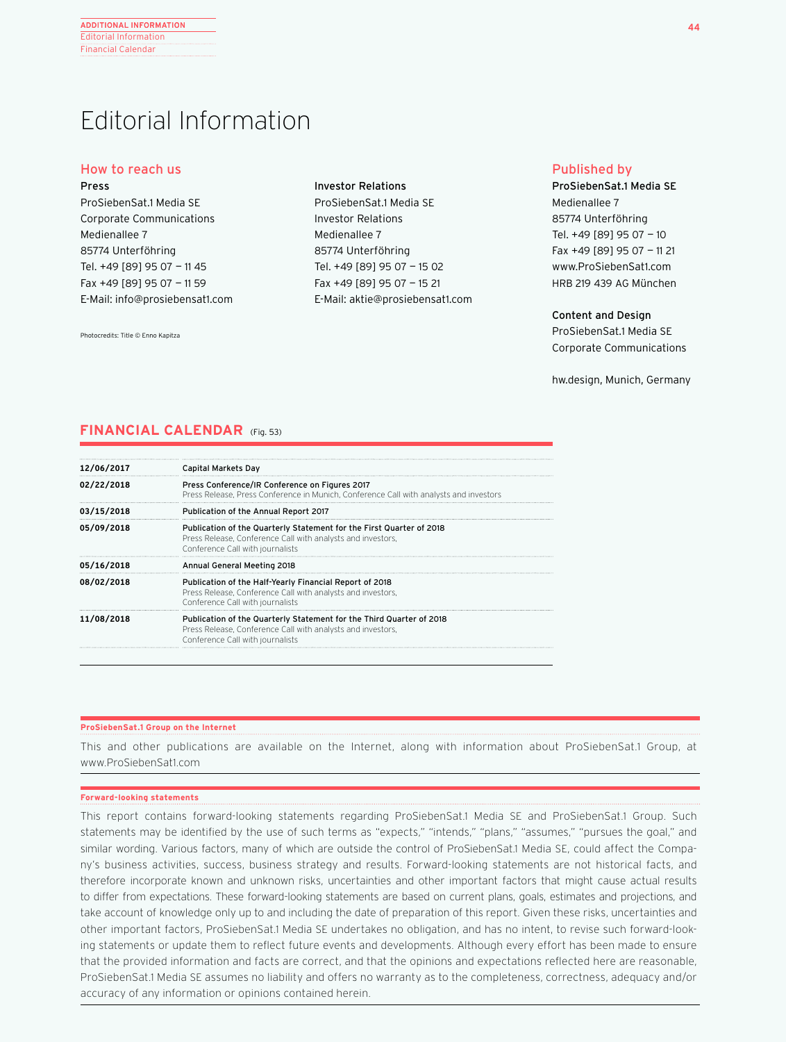# Editorial Information

## How to reach us

**Press**
ProSiebenSat.1 Media SE
Corporate Communications
Medienallee 7
85774 Unterföhring
Tel. +49 [89] 95 07 – 11 45
Fax +49 [89] 95 07 – 11 59
E-Mail: info@prosiebensat1.com

**Investor Relations**
ProSiebenSat.1 Media SE
Investor Relations
Medienallee 7
85774 Unterföhring
Tel. +49 [89] 95 07 – 15 02
Fax +49 [89] 95 07 – 15 21
E-Mail: aktie@prosiebensat1.com

Photocredits: Title © Enno Kapitza

## Published by

**ProSiebenSat.1 Media SE**
Medienallee 7
85774 Unterföhring
Tel. +49 [89] 95 07 – 10
Fax +49 [89] 95 07 – 11 21
www.ProSiebenSat1.com
HRB 219 439 AG München

**Content and Design**
ProSiebenSat.1 Media SE
Corporate Communications

hw.design, Munich, Germany

## FINANCIAL CALENDAR (Fig. 53)

| | |
|---|---|
| **12/06/2017** | Capital Markets Day |
| **02/22/2018** | Press Conference/IR Conference on Figures 2017<br>Press Release, Press Conference in Munich, Conference Call with analysts and investors |
| **03/15/2018** | Publication of the Annual Report 2017 |
| **05/09/2018** | Publication of the Quarterly Statement for the First Quarter of 2018<br>Press Release, Conference Call with analysts and investors,<br>Conference Call with journalists |
| **05/16/2018** | Annual General Meeting 2018 |
| **08/02/2018** | Publication of the Half-Yearly Financial Report of 2018<br>Press Release, Conference Call with analysts and investors,<br>Conference Call with journalists |
| **11/08/2018** | Publication of the Quarterly Statement for the Third Quarter of 2018<br>Press Release, Conference Call with analysts and investors,<br>Conference Call with journalists |

**ProSiebenSat.1 Group on the Internet**

This and other publications are available on the Internet, along with information about ProSiebenSat.1 Group, at www.ProSiebenSat1.com

**Forward-looking statements**

This report contains forward-looking statements regarding ProSiebenSat.1 Media SE and ProSiebenSat.1 Group. Such statements may be identified by the use of such terms as "expects," "intends," "plans," "assumes," "pursues the goal," and similar wording. Various factors, many of which are outside the control of ProSiebenSat.1 Media SE, could affect the Company's business activities, success, business strategy and results. Forward-looking statements are not historical facts, and therefore incorporate known and unknown risks, uncertainties and other important factors that might cause actual results to differ from expectations. These forward-looking statements are based on current plans, goals, estimates and projections, and take account of knowledge only up to and including the date of preparation of this report. Given these risks, uncertainties and other important factors, ProSiebenSat.1 Media SE undertakes no obligation, and has no intent, to revise such forward-looking statements or update them to reflect future events and developments. Although every effort has been made to ensure that the provided information and facts are correct, and that the opinions and expectations reflected here are reasonable, ProSiebenSat.1 Media SE assumes no liability and offers no warranty as to the completeness, correctness, adequacy and/or accuracy of any information or opinions contained herein.